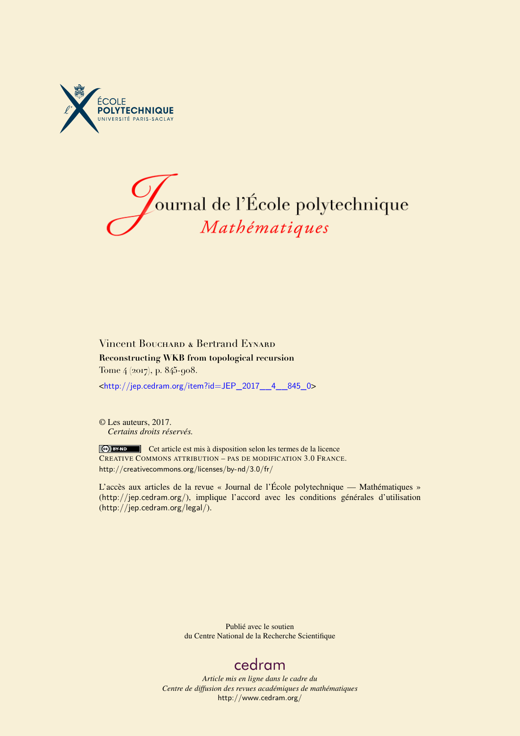ÉCOLE
POLYTECHNIQUE
UNIVERSITÉ PARIS-SACLAY

# Journal de l'École polytechnique
## *Mathématiques*

Vincent Bouchard & Bertrand Eynard

**Reconstructing WKB from topological recursion**

Tome 4 (2017), p. 845-908.

<http://jep.cedram.org/item?id=JEP_2017__4__845_0>

© Les auteurs, 2017.
*Certains droits réservés.*

Cet article est mis à disposition selon les termes de la licence
Creative Commons attribution – pas de modification 3.0 France.
http://creativecommons.org/licenses/by-nd/3.0/fr/

L'accès aux articles de la revue « Journal de l'École polytechnique — Mathématiques » (http://jep.cedram.org/), implique l'accord avec les conditions générales d'utilisation (http://jep.cedram.org/legal/).

Publié avec le soutien
du Centre National de la Recherche Scientifique

cedram

*Article mis en ligne dans le cadre du*
*Centre de diffusion des revues académiques de mathématiques*
http://www.cedram.org/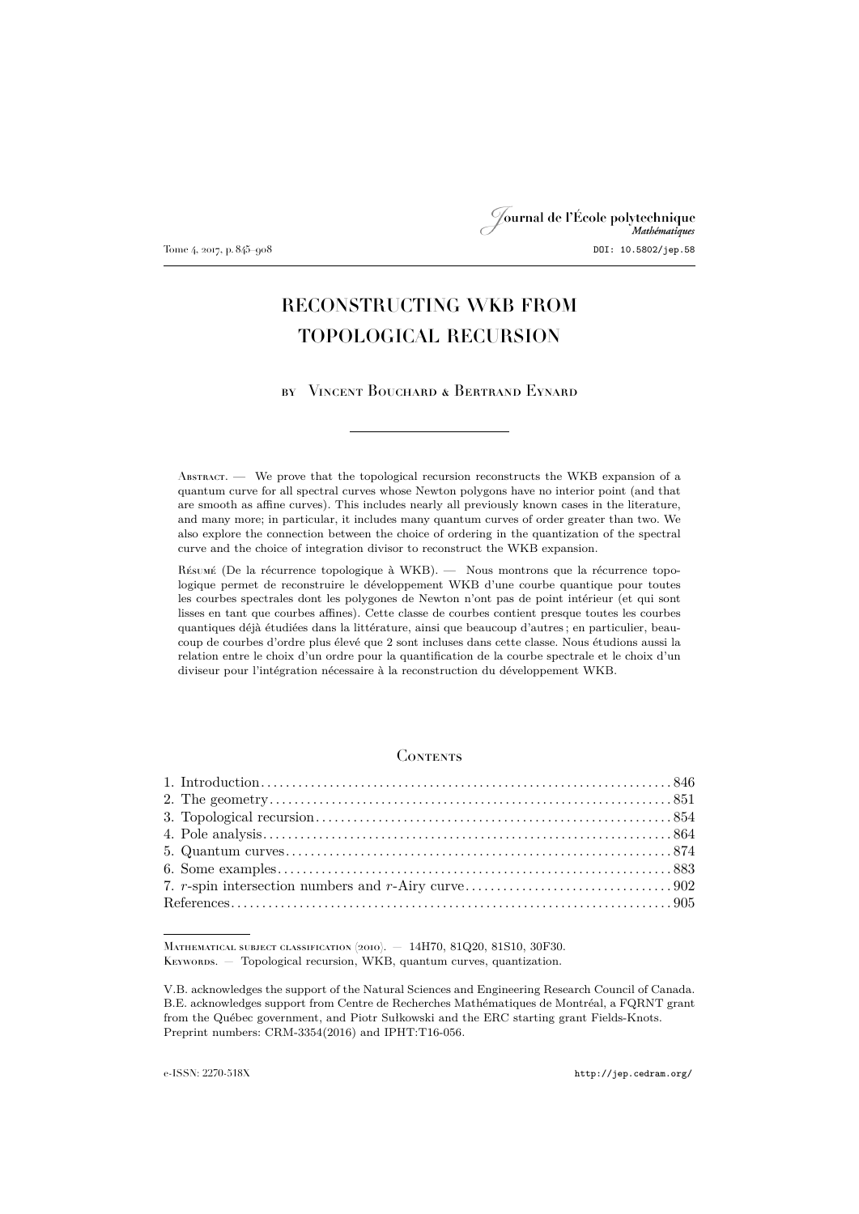# RECONSTRUCTING WKB FROM TOPOLOGICAL RECURSION

by Vincent Bouchard & Bertrand Eynard

Abstract. — We prove that the topological recursion reconstructs the WKB expansion of a quantum curve for all spectral curves whose Newton polygons have no interior point (and that are smooth as affine curves). This includes nearly all previously known cases in the literature, and many more; in particular, it includes many quantum curves of order greater than two. We also explore the connection between the choice of ordering in the quantization of the spectral curve and the choice of integration divisor to reconstruct the WKB expansion.

Résumé (De la récurrence topologique à WKB). — Nous montrons que la récurrence topologique permet de reconstruire le développement WKB d'une courbe quantique pour toutes les courbes spectrales dont les polygones de Newton n'ont pas de point intérieur (et qui sont lisses en tant que courbes affines). Cette classe de courbes contient presque toutes les courbes quantiques déjà étudiées dans la littérature, ainsi que beaucoup d'autres ; en particulier, beaucoup de courbes d'ordre plus élevé que 2 sont incluses dans cette classe. Nous étudions aussi la relation entre le choix d'un ordre pour la quantification de la courbe spectrale et le choix d'un diviseur pour l'intégration nécessaire à la reconstruction du développement WKB.

## Contents

1. Introduction ... 846
2. The geometry ... 851
3. Topological recursion ... 854
4. Pole analysis ... 864
5. Quantum curves ... 874
6. Some examples ... 883
7. $r$-spin intersection numbers and $r$-Airy curve ... 902

References ... 905

---

Mathematical subject classification (2010). — 14H70, 81Q20, 81S10, 30F30.
Keywords. — Topological recursion, WKB, quantum curves, quantization.

V.B. acknowledges the support of the Natural Sciences and Engineering Research Council of Canada. B.E. acknowledges support from Centre de Recherches Mathématiques de Montréal, a FQRNT grant from the Québec government, and Piotr Sulkowski and the ERC starting grant Fields-Knots. Preprint numbers: CRM-3354(2016) and IPHT:T16-056.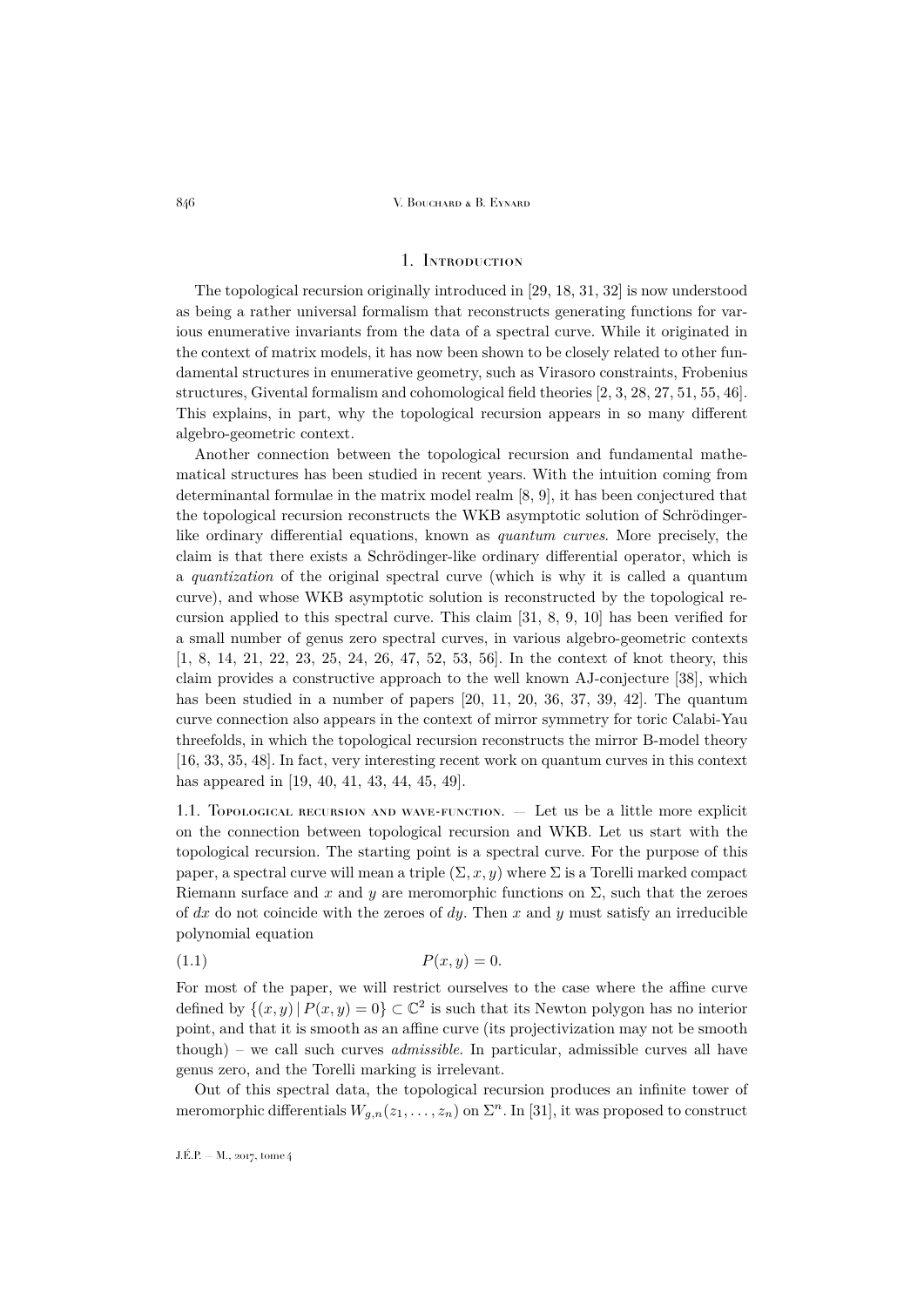## 1. Introduction

The topological recursion originally introduced in [29, 18, 31, 32] is now understood as being a rather universal formalism that reconstructs generating functions for various enumerative invariants from the data of a spectral curve. While it originated in the context of matrix models, it has now been shown to be closely related to other fundamental structures in enumerative geometry, such as Virasoro constraints, Frobenius structures, Givental formalism and cohomological field theories [2, 3, 28, 27, 51, 55, 46]. This explains, in part, why the topological recursion appears in so many different algebro-geometric context.

Another connection between the topological recursion and fundamental mathematical structures has been studied in recent years. With the intuition coming from determinantal formulae in the matrix model realm [8, 9], it has been conjectured that the topological recursion reconstructs the WKB asymptotic solution of Schrödinger-like ordinary differential equations, known as *quantum curves*. More precisely, the claim is that there exists a Schrödinger-like ordinary differential operator, which is a *quantization* of the original spectral curve (which is why it is called a quantum curve), and whose WKB asymptotic solution is reconstructed by the topological recursion applied to this spectral curve. This claim [31, 8, 9, 10] has been verified for a small number of genus zero spectral curves, in various algebro-geometric contexts [1, 8, 14, 21, 22, 23, 25, 24, 26, 47, 52, 53, 56]. In the context of knot theory, this claim provides a constructive approach to the well known AJ-conjecture [38], which has been studied in a number of papers [20, 11, 20, 36, 37, 39, 42]. The quantum curve connection also appears in the context of mirror symmetry for toric Calabi-Yau threefolds, in which the topological recursion reconstructs the mirror B-model theory [16, 33, 35, 48]. In fact, very interesting recent work on quantum curves in this context has appeared in [19, 40, 41, 43, 44, 45, 49].

### 1.1. Topological recursion and wave-function.

— Let us be a little more explicit on the connection between topological recursion and WKB. Let us start with the topological recursion. The starting point is a spectral curve. For the purpose of this paper, a spectral curve will mean a triple $(\Sigma, x, y)$ where $\Sigma$ is a Torelli marked compact Riemann surface and $x$ and $y$ are meromorphic functions on $\Sigma$, such that the zeroes of $dx$ do not coincide with the zeroes of $dy$. Then $x$ and $y$ must satisfy an irreducible polynomial equation

$$P(x, y) = 0. \tag{1.1}$$

For most of the paper, we will restrict ourselves to the case where the affine curve defined by $\{(x, y) \,|\, P(x, y) = 0\} \subset \mathbb{C}^2$ is such that its Newton polygon has no interior point, and that it is smooth as an affine curve (its projectivization may not be smooth though) – we call such curves *admissible*. In particular, admissible curves all have genus zero, and the Torelli marking is irrelevant.

Out of this spectral data, the topological recursion produces an infinite tower of meromorphic differentials $W_{g,n}(z_1, \ldots, z_n)$ on $\Sigma^n$. In [31], it was proposed to construct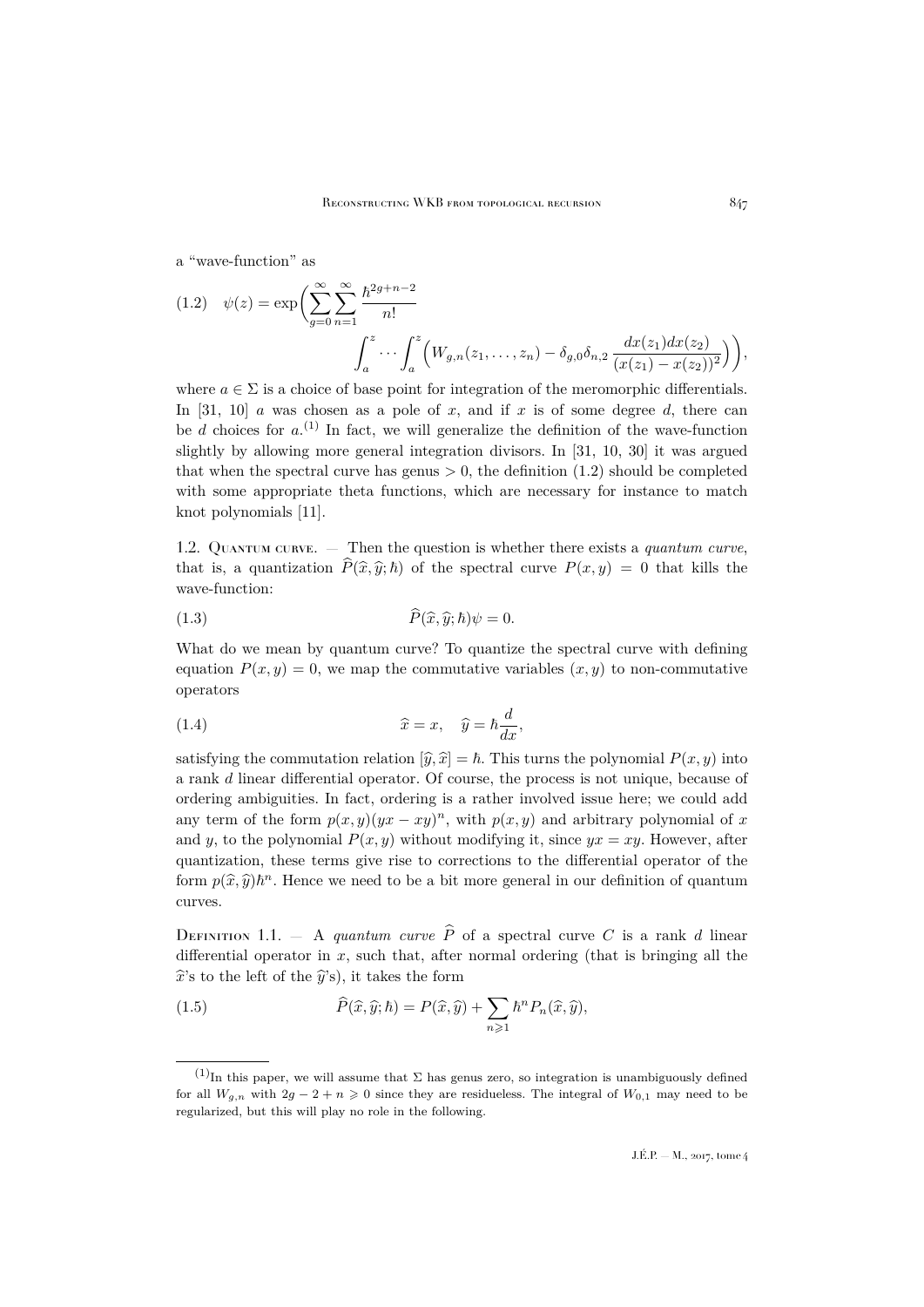a "wave-function" as

$$\psi(z) = \exp\Big(\sum_{g=0}^{\infty}\sum_{n=1}^{\infty}\frac{\hbar^{2g+n-2}}{n!} \int_a^z \cdots \int_a^z \Big(W_{g,n}(z_1,\ldots,z_n) - \delta_{g,0}\delta_{n,2}\,\frac{dx(z_1)dx(z_2)}{(x(z_1)-x(z_2))^2}\Big)\Big), \tag{1.2}$$

where $a \in \Sigma$ is a choice of base point for integration of the meromorphic differentials. In [31, 10] $a$ was chosen as a pole of $x$, and if $x$ is of some degree $d$, there can be $d$ choices for $a$.[(1)] In fact, we will generalize the definition of the wave-function slightly by allowing more general integration divisors. In [31, 10, 30] it was argued that when the spectral curve has genus $> 0$, the definition (1.2) should be completed with some appropriate theta functions, which are necessary for instance to match knot polynomials [11].

## 1.2. Quantum curve.

— Then the question is whether there exists a *quantum curve*, that is, a quantization $\widehat{P}(\widehat{x},\widehat{y};\hbar)$ of the spectral curve $P(x,y)=0$ that kills the wave-function:

$$\widehat{P}(\widehat{x},\widehat{y};\hbar)\psi = 0. \tag{1.3}$$

What do we mean by quantum curve? To quantize the spectral curve with defining equation $P(x,y)=0$, we map the commutative variables $(x,y)$ to non-commutative operators

$$\widehat{x} = x, \quad \widehat{y} = \hbar\frac{d}{dx}, \tag{1.4}$$

satisfying the commutation relation $[\widehat{y},\widehat{x}] = \hbar$. This turns the polynomial $P(x,y)$ into a rank $d$ linear differential operator. Of course, the process is not unique, because of ordering ambiguities. In fact, ordering is a rather involved issue here; we could add any term of the form $p(x,y)(yx-xy)^n$, with $p(x,y)$ and arbitrary polynomial of $x$ and $y$, to the polynomial $P(x,y)$ without modifying it, since $yx = xy$. However, after quantization, these terms give rise to corrections to the differential operator of the form $p(\widehat{x},\widehat{y})\hbar^n$. Hence we need to be a bit more general in our definition of quantum curves.

Definition 1.1. — A *quantum curve* $\widehat{P}$ of a spectral curve $C$ is a rank $d$ linear differential operator in $x$, such that, after normal ordering (that is bringing all the $\widehat{x}$'s to the left of the $\widehat{y}$'s), it takes the form

$$\widehat{P}(\widehat{x},\widehat{y};\hbar) = P(\widehat{x},\widehat{y}) + \sum_{n\geqslant 1}\hbar^n P_n(\widehat{x},\widehat{y}), \tag{1.5}$$

(1) In this paper, we will assume that $\Sigma$ has genus zero, so integration is unambiguously defined for all $W_{g,n}$ with $2g-2+n \geqslant 0$ since they are residueless. The integral of $W_{0,1}$ may need to be regularized, but this will play no role in the following.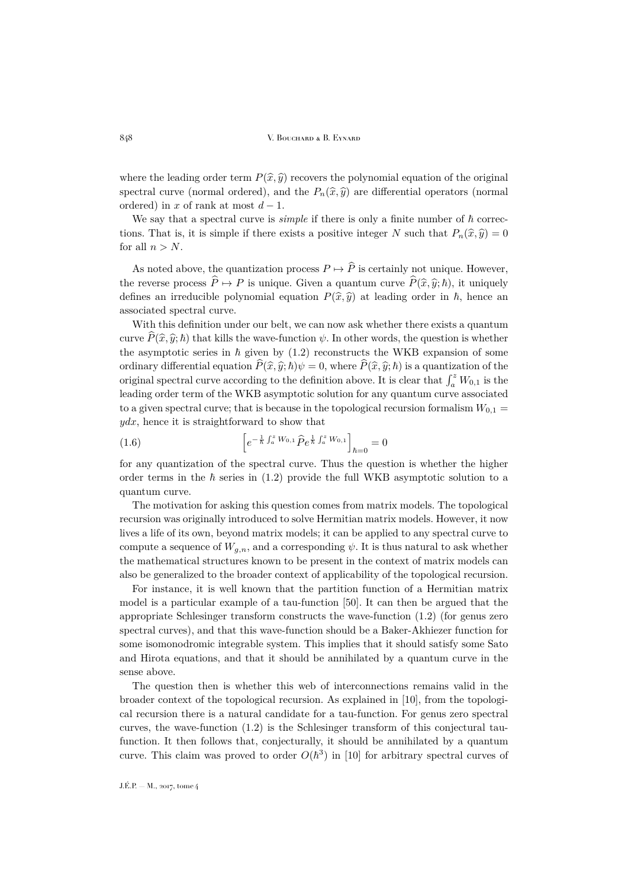where the leading order term $P(\widehat{x},\widehat{y})$ recovers the polynomial equation of the original spectral curve (normal ordered), and the $P_n(\widehat{x},\widehat{y})$ are differential operators (normal ordered) in $x$ of rank at most $d-1$.

We say that a spectral curve is *simple* if there is only a finite number of $\hbar$ corrections. That is, it is simple if there exists a positive integer $N$ such that $P_n(\widehat{x},\widehat{y})=0$ for all $n>N$.

As noted above, the quantization process $P\mapsto \widehat{P}$ is certainly not unique. However, the reverse process $\widehat{P}\mapsto P$ is unique. Given a quantum curve $\widehat{P}(\widehat{x},\widehat{y};\hbar)$, it uniquely defines an irreducible polynomial equation $P(\widehat{x},\widehat{y})$ at leading order in $\hbar$, hence an associated spectral curve.

With this definition under our belt, we can now ask whether there exists a quantum curve $\widehat{P}(\widehat{x},\widehat{y};\hbar)$ that kills the wave-function $\psi$. In other words, the question is whether the asymptotic series in $\hbar$ given by (1.2) reconstructs the WKB expansion of some ordinary differential equation $\widehat{P}(\widehat{x},\widehat{y};\hbar)\psi=0$, where $\widehat{P}(\widehat{x},\widehat{y};\hbar)$ is a quantization of the original spectral curve according to the definition above. It is clear that $\int_a^z W_{0,1}$ is the leading order term of the WKB asymptotic solution for any quantum curve associated to a given spectral curve; that is because in the topological recursion formalism $W_{0,1}=ydx$, hence it is straightforward to show that

$$\left[e^{-\frac{1}{\hbar}\int_a^z W_{0,1}}\widehat{P}e^{\frac{1}{\hbar}\int_a^z W_{0,1}}\right]_{\hbar=0}=0 \tag{1.6}$$

for any quantization of the spectral curve. Thus the question is whether the higher order terms in the $\hbar$ series in (1.2) provide the full WKB asymptotic solution to a quantum curve.

The motivation for asking this question comes from matrix models. The topological recursion was originally introduced to solve Hermitian matrix models. However, it now lives a life of its own, beyond matrix models; it can be applied to any spectral curve to compute a sequence of $W_{g,n}$, and a corresponding $\psi$. It is thus natural to ask whether the mathematical structures known to be present in the context of matrix models can also be generalized to the broader context of applicability of the topological recursion.

For instance, it is well known that the partition function of a Hermitian matrix model is a particular example of a tau-function [50]. It can then be argued that the appropriate Schlesinger transform constructs the wave-function (1.2) (for genus zero spectral curves), and that this wave-function should be a Baker-Akhiezer function for some isomonodromic integrable system. This implies that it should satisfy some Sato and Hirota equations, and that it should be annihilated by a quantum curve in the sense above.

The question then is whether this web of interconnections remains valid in the broader context of the topological recursion. As explained in [10], from the topological recursion there is a natural candidate for a tau-function. For genus zero spectral curves, the wave-function (1.2) is the Schlesinger transform of this conjectural tau-function. It then follows that, conjecturally, it should be annihilated by a quantum curve. This claim was proved to order $O(\hbar^3)$ in [10] for arbitrary spectral curves of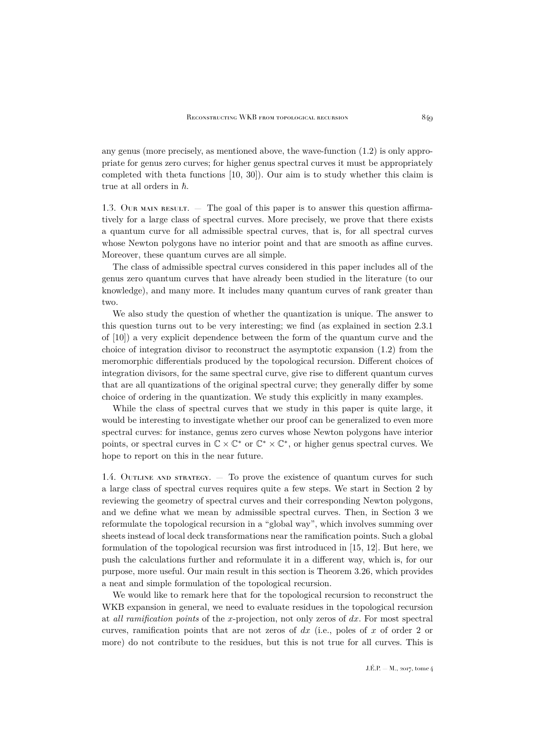any genus (more precisely, as mentioned above, the wave-function (1.2) is only appropriate for genus zero curves; for higher genus spectral curves it must be appropriately completed with theta functions [10, 30]). Our aim is to study whether this claim is true at all orders in $\hbar$.

### 1.3. Our main result.

— The goal of this paper is to answer this question affirmatively for a large class of spectral curves. More precisely, we prove that there exists a quantum curve for all admissible spectral curves, that is, for all spectral curves whose Newton polygons have no interior point and that are smooth as affine curves. Moreover, these quantum curves are all simple.

The class of admissible spectral curves considered in this paper includes all of the genus zero quantum curves that have already been studied in the literature (to our knowledge), and many more. It includes many quantum curves of rank greater than two.

We also study the question of whether the quantization is unique. The answer to this question turns out to be very interesting; we find (as explained in section 2.3.1 of [10]) a very explicit dependence between the form of the quantum curve and the choice of integration divisor to reconstruct the asymptotic expansion (1.2) from the meromorphic differentials produced by the topological recursion. Different choices of integration divisors, for the same spectral curve, give rise to different quantum curves that are all quantizations of the original spectral curve; they generally differ by some choice of ordering in the quantization. We study this explicitly in many examples.

While the class of spectral curves that we study in this paper is quite large, it would be interesting to investigate whether our proof can be generalized to even more spectral curves: for instance, genus zero curves whose Newton polygons have interior points, or spectral curves in $\mathbb{C} \times \mathbb{C}^*$ or $\mathbb{C}^* \times \mathbb{C}^*$, or higher genus spectral curves. We hope to report on this in the near future.

### 1.4. Outline and strategy.

— To prove the existence of quantum curves for such a large class of spectral curves requires quite a few steps. We start in Section 2 by reviewing the geometry of spectral curves and their corresponding Newton polygons, and we define what we mean by admissible spectral curves. Then, in Section 3 we reformulate the topological recursion in a "global way", which involves summing over sheets instead of local deck transformations near the ramification points. Such a global formulation of the topological recursion was first introduced in [15, 12]. But here, we push the calculations further and reformulate it in a different way, which is, for our purpose, more useful. Our main result in this section is Theorem 3.26, which provides a neat and simple formulation of the topological recursion.

We would like to remark here that for the topological recursion to reconstruct the WKB expansion in general, we need to evaluate residues in the topological recursion at *all ramification points* of the $x$-projection, not only zeros of $dx$. For most spectral curves, ramification points that are not zeros of $dx$ (i.e., poles of $x$ of order 2 or more) do not contribute to the residues, but this is not true for all curves. This is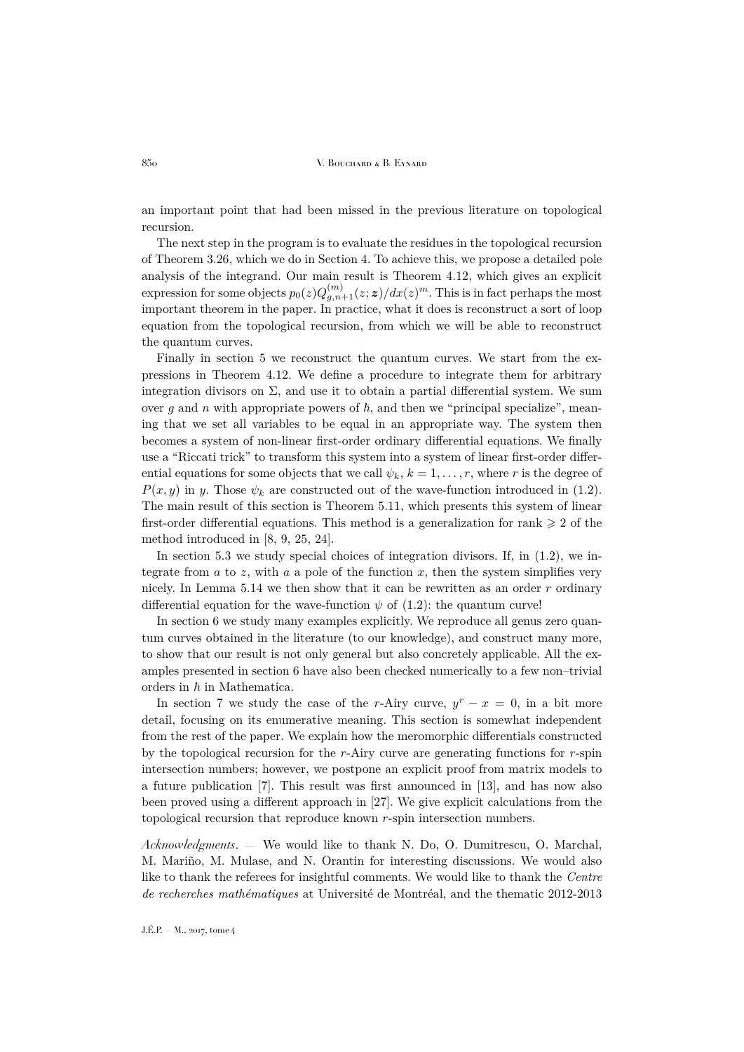an important point that had been missed in the previous literature on topological recursion.

The next step in the program is to evaluate the residues in the topological recursion of Theorem 3.26, which we do in Section 4. To achieve this, we propose a detailed pole analysis of the integrand. Our main result is Theorem 4.12, which gives an explicit expression for some objects $p_0(z)Q^{(m)}_{g,n+1}(z;\boldsymbol{z})/dx(z)^m$. This is in fact perhaps the most important theorem in the paper. In practice, what it does is reconstruct a sort of loop equation from the topological recursion, from which we will be able to reconstruct the quantum curves.

Finally in section 5 we reconstruct the quantum curves. We start from the expressions in Theorem 4.12. We define a procedure to integrate them for arbitrary integration divisors on $\Sigma$, and use it to obtain a partial differential system. We sum over $g$ and $n$ with appropriate powers of $\hbar$, and then we "principal specialize", meaning that we set all variables to be equal in an appropriate way. The system then becomes a system of non-linear first-order ordinary differential equations. We finally use a "Riccati trick" to transform this system into a system of linear first-order differential equations for some objects that we call $\psi_k$, $k = 1, \ldots, r$, where $r$ is the degree of $P(x, y)$ in $y$. Those $\psi_k$ are constructed out of the wave-function introduced in (1.2). The main result of this section is Theorem 5.11, which presents this system of linear first-order differential equations. This method is a generalization for rank $\geqslant 2$ of the method introduced in [8, 9, 25, 24].

In section 5.3 we study special choices of integration divisors. If, in (1.2), we integrate from $a$ to $z$, with $a$ a pole of the function $x$, then the system simplifies very nicely. In Lemma 5.14 we then show that it can be rewritten as an order $r$ ordinary differential equation for the wave-function $\psi$ of (1.2): the quantum curve!

In section 6 we study many examples explicitly. We reproduce all genus zero quantum curves obtained in the literature (to our knowledge), and construct many more, to show that our result is not only general but also concretely applicable. All the examples presented in section 6 have also been checked numerically to a few non–trivial orders in $\hbar$ in Mathematica.

In section 7 we study the case of the $r$-Airy curve, $y^r - x = 0$, in a bit more detail, focusing on its enumerative meaning. This section is somewhat independent from the rest of the paper. We explain how the meromorphic differentials constructed by the topological recursion for the $r$-Airy curve are generating functions for $r$-spin intersection numbers; however, we postpone an explicit proof from matrix models to a future publication [7]. This result was first announced in [13], and has now also been proved using a different approach in [27]. We give explicit calculations from the topological recursion that reproduce known $r$-spin intersection numbers.

*Acknowledgments*. — We would like to thank N. Do, O. Dumitrescu, O. Marchal, M. Mariño, M. Mulase, and N. Orantin for interesting discussions. We would also like to thank the referees for insightful comments. We would like to thank the *Centre de recherches mathématiques* at Université de Montréal, and the thematic 2012-2013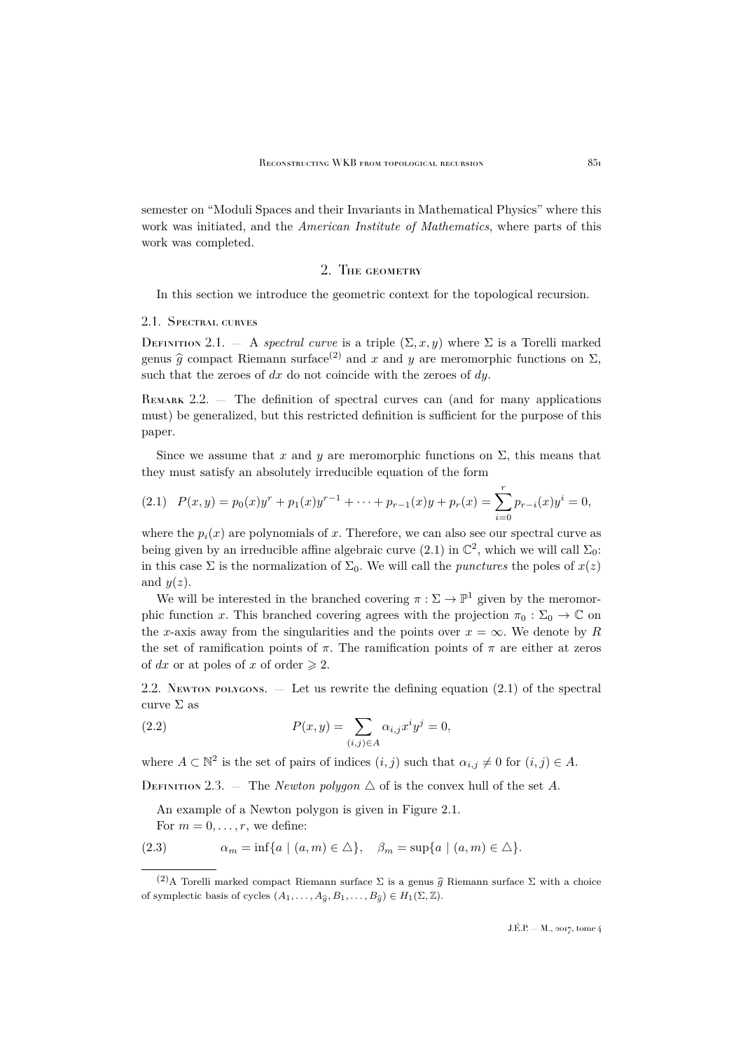semester on "Moduli Spaces and their Invariants in Mathematical Physics" where this work was initiated, and the *American Institute of Mathematics*, where parts of this work was completed.

## 2. The geometry

In this section we introduce the geometric context for the topological recursion.

### 2.1. Spectral curves

Definition 2.1. — A *spectral curve* is a triple $(\Sigma, x, y)$ where $\Sigma$ is a Torelli marked genus $\widehat{g}$ compact Riemann surface[(2)] and $x$ and $y$ are meromorphic functions on $\Sigma$, such that the zeroes of $dx$ do not coincide with the zeroes of $dy$.

Remark 2.2. — The definition of spectral curves can (and for many applications must) be generalized, but this restricted definition is sufficient for the purpose of this paper.

Since we assume that $x$ and $y$ are meromorphic functions on $\Sigma$, this means that they must satisfy an absolutely irreducible equation of the form

$$(2.1)\quad P(x,y) = p_0(x)y^r + p_1(x)y^{r-1} + \cdots + p_{r-1}(x)y + p_r(x) = \sum_{i=0}^{r} p_{r-i}(x)y^i = 0,$$

where the $p_i(x)$ are polynomials of $x$. Therefore, we can also see our spectral curve as being given by an irreducible affine algebraic curve (2.1) in $\mathbb{C}^2$, which we will call $\Sigma_0$: in this case $\Sigma$ is the normalization of $\Sigma_0$. We will call the *punctures* the poles of $x(z)$ and $y(z)$.

We will be interested in the branched covering $\pi : \Sigma \to \mathbb{P}^1$ given by the meromorphic function $x$. This branched covering agrees with the projection $\pi_0 : \Sigma_0 \to \mathbb{C}$ on the $x$-axis away from the singularities and the points over $x = \infty$. We denote by $R$ the set of ramification points of $\pi$. The ramification points of $\pi$ are either at zeros of $dx$ or at poles of $x$ of order $\geqslant 2$.

### 2.2. Newton polygons.

— Let us rewrite the defining equation (2.1) of the spectral curve $\Sigma$ as

$$(2.2)\qquad P(x,y) = \sum_{(i,j)\in A} \alpha_{i,j} x^i y^j = 0,$$

where $A \subset \mathbb{N}^2$ is the set of pairs of indices $(i,j)$ such that $\alpha_{i,j} \neq 0$ for $(i,j) \in A$.

Definition 2.3. — The *Newton polygon* $\triangle$ of is the convex hull of the set $A$.

An example of a Newton polygon is given in Figure 2.1.

For $m = 0, \ldots, r$, we define:

$$(2.3)\qquad \alpha_m = \inf\{a \mid (a,m) \in \triangle\}, \quad \beta_m = \sup\{a \mid (a,m) \in \triangle\}.$$

---

[(2)] A Torelli marked compact Riemann surface $\Sigma$ is a genus $\widehat{g}$ Riemann surface $\Sigma$ with a choice of symplectic basis of cycles $(A_1, \ldots, A_{\widehat{g}}, B_1, \ldots, B_{\widehat{g}}) \in H_1(\Sigma, \mathbb{Z})$.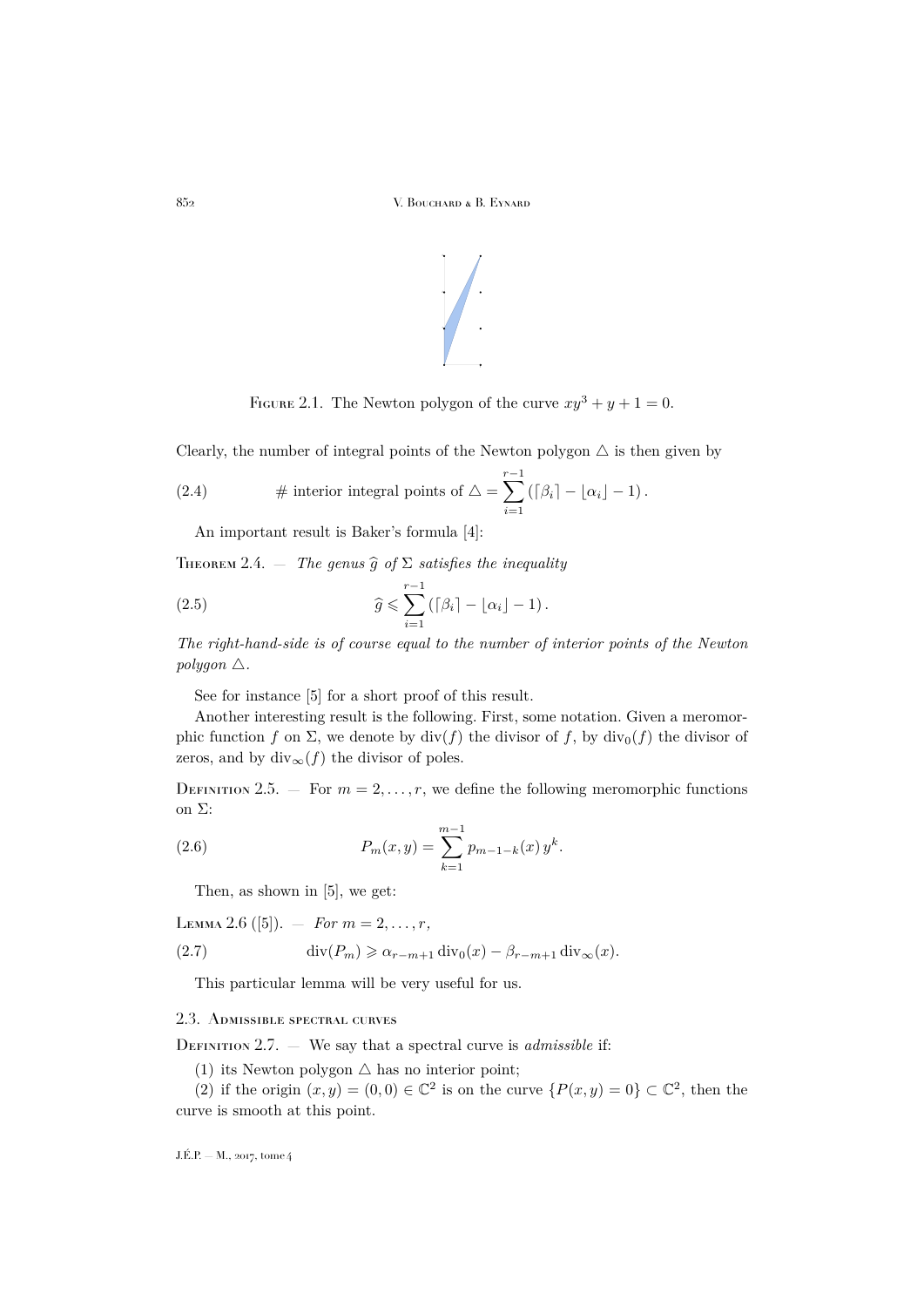Figure 2.1. The Newton polygon of the curve $xy^3 + y + 1 = 0$.

Clearly, the number of integral points of the Newton polygon $\triangle$ is then given by

$$\# \text{ interior integral points of } \triangle = \sum_{i=1}^{r-1} \left( \lceil \beta_i \rceil - \lfloor \alpha_i \rfloor - 1 \right). \tag{2.4}$$

An important result is Baker's formula [4]:

**Theorem 2.4.** — *The genus $\widehat{g}$ of $\Sigma$ satisfies the inequality*

$$\widehat{g} \leqslant \sum_{i=1}^{r-1} \left( \lceil \beta_i \rceil - \lfloor \alpha_i \rfloor - 1 \right). \tag{2.5}$$

*The right-hand-side is of course equal to the number of interior points of the Newton polygon $\triangle$.*

See for instance [5] for a short proof of this result.

Another interesting result is the following. First, some notation. Given a meromorphic function $f$ on $\Sigma$, we denote by $\operatorname{div}(f)$ the divisor of $f$, by $\operatorname{div}_0(f)$ the divisor of zeros, and by $\operatorname{div}_\infty(f)$ the divisor of poles.

**Definition 2.5.** — For $m = 2, \ldots, r$, we define the following meromorphic functions on $\Sigma$:

$$P_m(x,y) = \sum_{k=1}^{m-1} p_{m-1-k}(x)\, y^k. \tag{2.6}$$

Then, as shown in [5], we get:

**Lemma 2.6** ([5]). — *For $m = 2, \ldots, r$,*

$$\operatorname{div}(P_m) \geqslant \alpha_{r-m+1} \operatorname{div}_0(x) - \beta_{r-m+1} \operatorname{div}_\infty(x). \tag{2.7}$$

This particular lemma will be very useful for us.

### 2.3. Admissible spectral curves

**Definition 2.7.** — We say that a spectral curve is *admissible* if:

(1) its Newton polygon $\triangle$ has no interior point;

(2) if the origin $(x,y) = (0,0) \in \mathbb{C}^2$ is on the curve $\{P(x,y) = 0\} \subset \mathbb{C}^2$, then the curve is smooth at this point.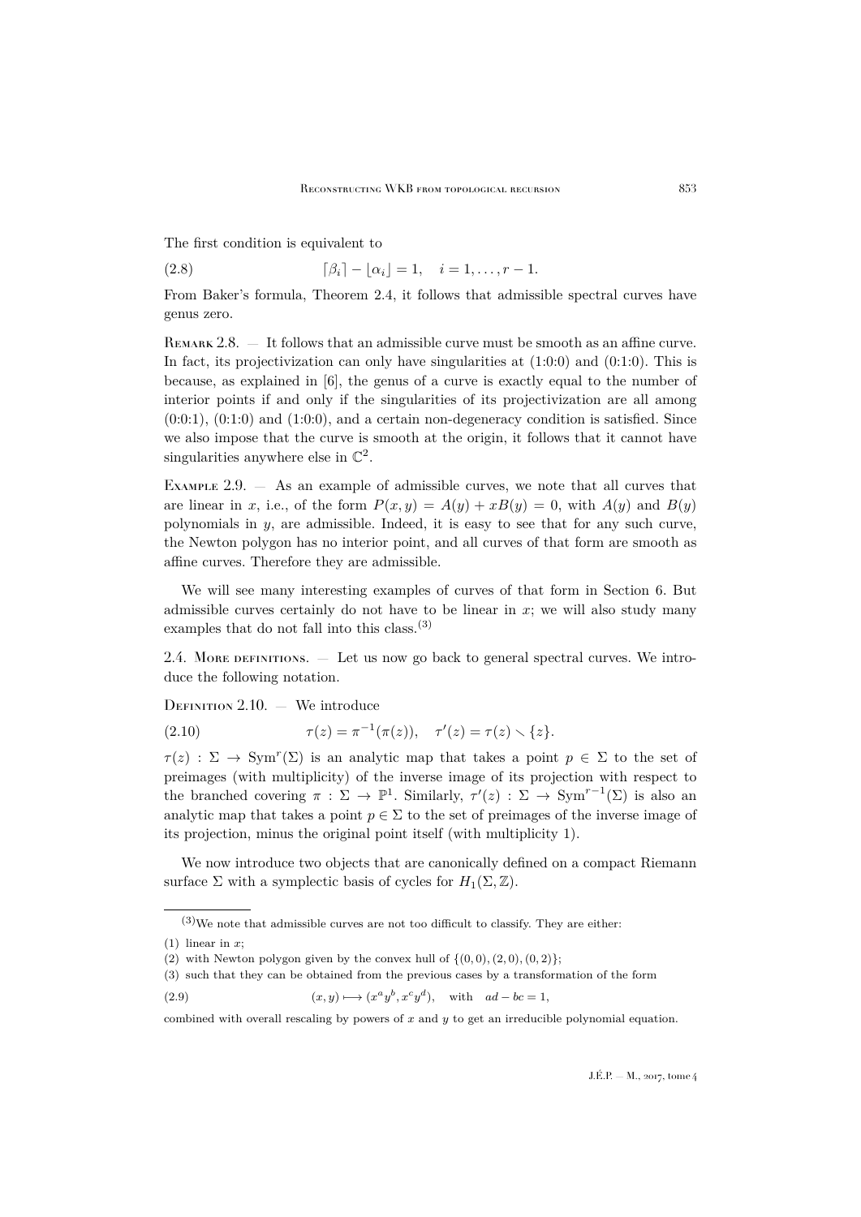The first condition is equivalent to

$$\lceil \beta_i \rceil - \lfloor \alpha_i \rfloor = 1, \quad i = 1, \ldots, r-1. \tag{2.8}$$

From Baker's formula, Theorem 2.4, it follows that admissible spectral curves have genus zero.

Remark 2.8. — It follows that an admissible curve must be smooth as an affine curve. In fact, its projectivization can only have singularities at (1:0:0) and (0:1:0). This is because, as explained in [6], the genus of a curve is exactly equal to the number of interior points if and only if the singularities of its projectivization are all among (0:0:1), (0:1:0) and (1:0:0), and a certain non-degeneracy condition is satisfied. Since we also impose that the curve is smooth at the origin, it follows that it cannot have singularities anywhere else in $\mathbb{C}^2$.

Example 2.9. — As an example of admissible curves, we note that all curves that are linear in $x$, i.e., of the form $P(x, y) = A(y) + xB(y) = 0$, with $A(y)$ and $B(y)$ polynomials in $y$, are admissible. Indeed, it is easy to see that for any such curve, the Newton polygon has no interior point, and all curves of that form are smooth as affine curves. Therefore they are admissible.

We will see many interesting examples of curves of that form in Section 6. But admissible curves certainly do not have to be linear in $x$; we will also study many examples that do not fall into this class.[3]

## 2.4. More definitions.

— Let us now go back to general spectral curves. We introduce the following notation.

Definition 2.10. — We introduce

$$\tau(z) = \pi^{-1}(\pi(z)), \quad \tau'(z) = \tau(z) \setminus \{z\}. \tag{2.10}$$

$\tau(z) : \Sigma \to \mathrm{Sym}^r(\Sigma)$ is an analytic map that takes a point $p \in \Sigma$ to the set of preimages (with multiplicity) of the inverse image of its projection with respect to the branched covering $\pi : \Sigma \to \mathbb{P}^1$. Similarly, $\tau'(z) : \Sigma \to \mathrm{Sym}^{r-1}(\Sigma)$ is also an analytic map that takes a point $p \in \Sigma$ to the set of preimages of the inverse image of its projection, minus the original point itself (with multiplicity 1).

We now introduce two objects that are canonically defined on a compact Riemann surface $\Sigma$ with a symplectic basis of cycles for $H_1(\Sigma, \mathbb{Z})$.

---

[3] We note that admissible curves are not too difficult to classify. They are either:

(1) linear in $x$;

(2) with Newton polygon given by the convex hull of $\{(0,0), (2,0), (0,2)\}$;

(3) such that they can be obtained from the previous cases by a transformation of the form

$$(x, y) \longmapsto (x^a y^b, x^c y^d), \quad \text{with} \quad ad - bc = 1, \tag{2.9}$$

combined with overall rescaling by powers of $x$ and $y$ to get an irreducible polynomial equation.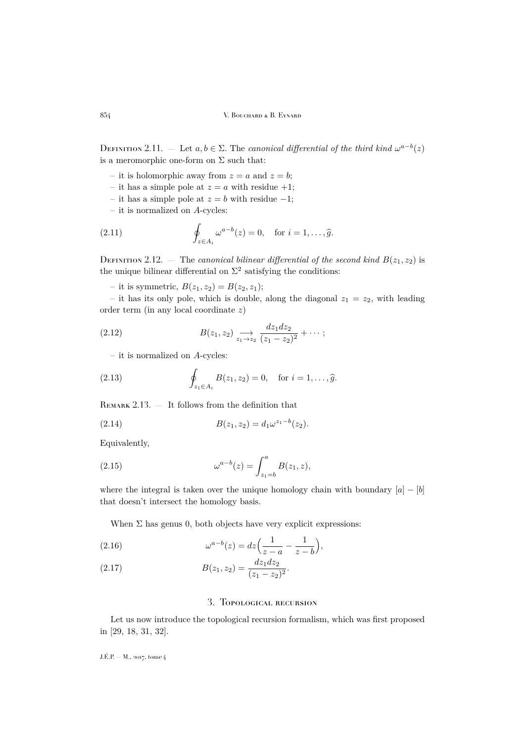Definition 2.11. — Let $a, b \in \Sigma$. The *canonical differential of the third kind* $\omega^{a-b}(z)$ is a meromorphic one-form on $\Sigma$ such that:

– it is holomorphic away from $z = a$ and $z = b$;
– it has a simple pole at $z = a$ with residue $+1$;
– it has a simple pole at $z = b$ with residue $-1$;
– it is normalized on $A$-cycles:

$$\oint_{z \in A_i} \omega^{a-b}(z) = 0, \quad \text{for } i = 1, \ldots, \widehat{g}. \tag{2.11}$$

Definition 2.12. — The *canonical bilinear differential of the second kind* $B(z_1, z_2)$ is the unique bilinear differential on $\Sigma^2$ satisfying the conditions:

– it is symmetric, $B(z_1, z_2) = B(z_2, z_1)$;
– it has its only pole, which is double, along the diagonal $z_1 = z_2$, with leading order term (in any local coordinate $z$)

$$B(z_1, z_2) \underset{z_1 \to z_2}{\longrightarrow} \frac{dz_1 dz_2}{(z_1 - z_2)^2} + \cdots ; \tag{2.12}$$

– it is normalized on $A$-cycles:

$$\oint_{z_1 \in A_i} B(z_1, z_2) = 0, \quad \text{for } i = 1, \ldots, \widehat{g}. \tag{2.13}$$

Remark 2.13. — It follows from the definition that

$$B(z_1, z_2) = d_1 \omega^{z_1 - b}(z_2). \tag{2.14}$$

Equivalently,

$$\omega^{a-b}(z) = \int_{z_1 = b}^{a} B(z_1, z), \tag{2.15}$$

where the integral is taken over the unique homology chain with boundary $[a] - [b]$ that doesn't intersect the homology basis.

When $\Sigma$ has genus 0, both objects have very explicit expressions:

$$\omega^{a-b}(z) = dz\Big(\frac{1}{z-a} - \frac{1}{z-b}\Big), \tag{2.16}$$

$$B(z_1, z_2) = \frac{dz_1 dz_2}{(z_1 - z_2)^2}. \tag{2.17}$$

## 3. Topological recursion

Let us now introduce the topological recursion formalism, which was first proposed in [29, 18, 31, 32].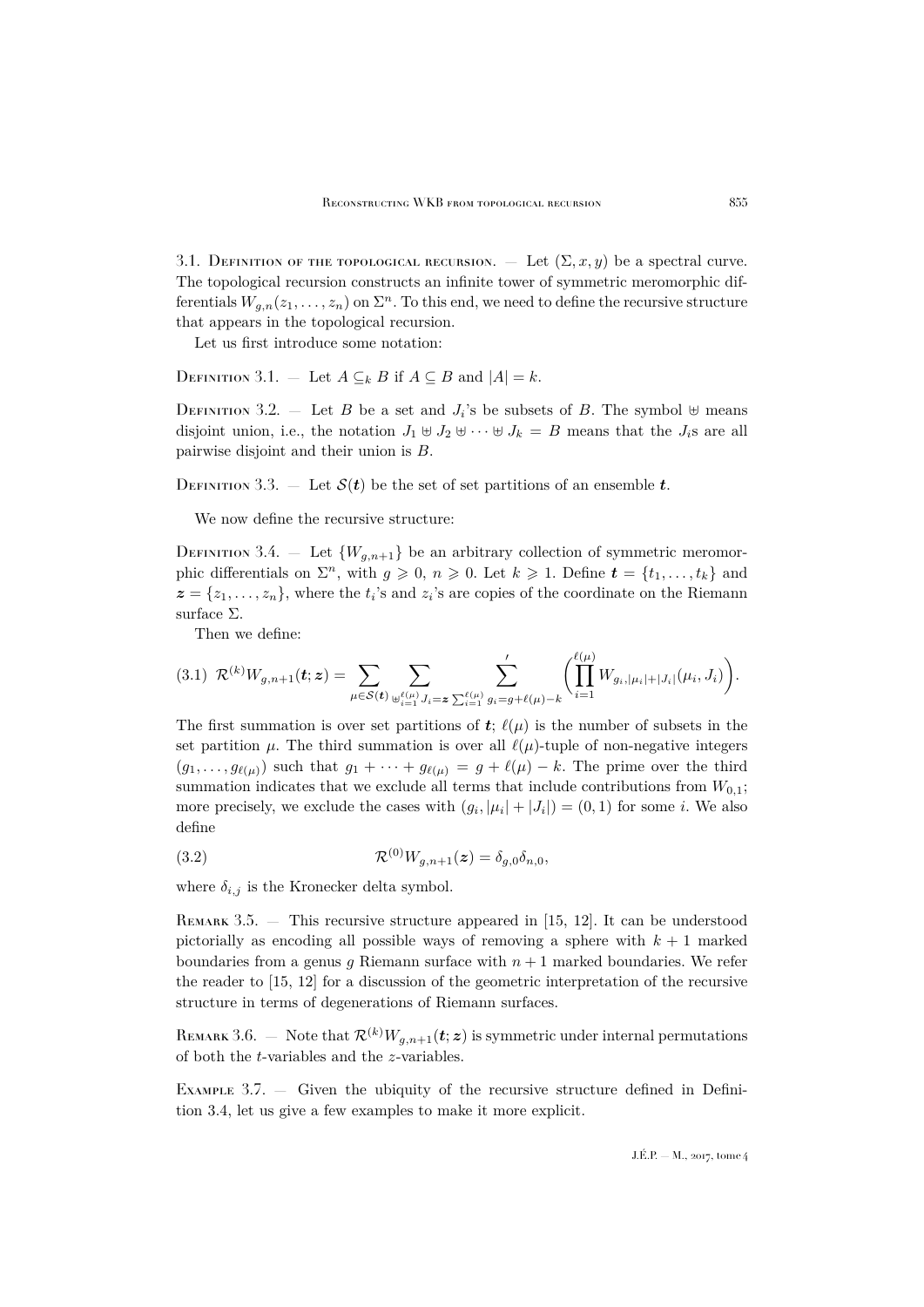3.1. Definition of the topological recursion. — Let $(\Sigma, x, y)$ be a spectral curve. The topological recursion constructs an infinite tower of symmetric meromorphic differentials $W_{g,n}(z_1, \ldots, z_n)$ on $\Sigma^n$. To this end, we need to define the recursive structure that appears in the topological recursion.

Let us first introduce some notation:

Definition 3.1. — Let $A \subseteq_k B$ if $A \subseteq B$ and $|A| = k$.

Definition 3.2. — Let $B$ be a set and $J_i$'s be subsets of $B$. The symbol $\uplus$ means disjoint union, i.e., the notation $J_1 \uplus J_2 \uplus \cdots \uplus J_k = B$ means that the $J_i$s are all pairwise disjoint and their union is $B$.

Definition 3.3. — Let $\mathcal{S}(\boldsymbol{t})$ be the set of set partitions of an ensemble $\boldsymbol{t}$.

We now define the recursive structure:

Definition 3.4. — Let $\{W_{g,n+1}\}$ be an arbitrary collection of symmetric meromorphic differentials on $\Sigma^n$, with $g \geqslant 0$, $n \geqslant 0$. Let $k \geqslant 1$. Define $\boldsymbol{t} = \{t_1, \ldots, t_k\}$ and $\boldsymbol{z} = \{z_1, \ldots, z_n\}$, where the $t_i$'s and $z_i$'s are copies of the coordinate on the Riemann surface $\Sigma$.

Then we define:

$$\mathcal{R}^{(k)} W_{g,n+1}(\boldsymbol{t}; \boldsymbol{z}) = \sum_{\mu \in \mathcal{S}(\boldsymbol{t})} \sum_{\uplus_{i=1}^{\ell(\mu)} J_i = \boldsymbol{z}} \sideset{}{'}\sum_{\sum_{i=1}^{\ell(\mu)} g_i = g + \ell(\mu) - k} \left( \prod_{i=1}^{\ell(\mu)} W_{g_i, |\mu_i| + |J_i|}(\mu_i, J_i) \right). \tag{3.1}$$

The first summation is over set partitions of $\boldsymbol{t}$; $\ell(\mu)$ is the number of subsets in the set partition $\mu$. The third summation is over all $\ell(\mu)$-tuple of non-negative integers $(g_1, \ldots, g_{\ell(\mu)})$ such that $g_1 + \cdots + g_{\ell(\mu)} = g + \ell(\mu) - k$. The prime over the third summation indicates that we exclude all terms that include contributions from $W_{0,1}$; more precisely, we exclude the cases with $(g_i, |\mu_i| + |J_i|) = (0, 1)$ for some $i$. We also define

$$\mathcal{R}^{(0)} W_{g,n+1}(\boldsymbol{z}) = \delta_{g,0} \delta_{n,0}, \tag{3.2}$$

where $\delta_{i,j}$ is the Kronecker delta symbol.

Remark 3.5. — This recursive structure appeared in [15, 12]. It can be understood pictorially as encoding all possible ways of removing a sphere with $k+1$ marked boundaries from a genus $g$ Riemann surface with $n+1$ marked boundaries. We refer the reader to [15, 12] for a discussion of the geometric interpretation of the recursive structure in terms of degenerations of Riemann surfaces.

Remark 3.6. — Note that $\mathcal{R}^{(k)} W_{g,n+1}(\boldsymbol{t}; \boldsymbol{z})$ is symmetric under internal permutations of both the $t$-variables and the $z$-variables.

Example 3.7. — Given the ubiquity of the recursive structure defined in Definition 3.4, let us give a few examples to make it more explicit.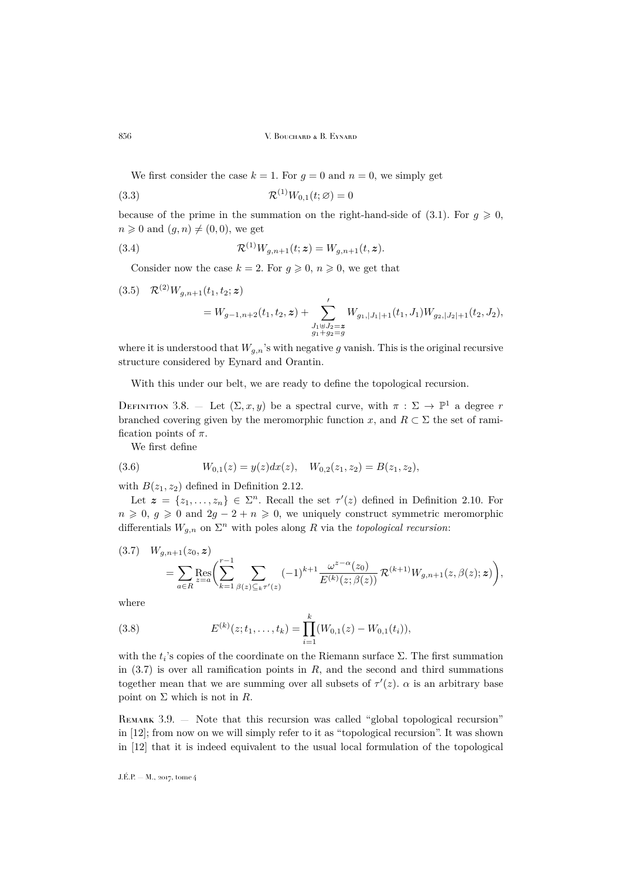We first consider the case $k = 1$. For $g = 0$ and $n = 0$, we simply get

$$\mathcal{R}^{(1)} W_{0,1}(t; \varnothing) = 0 \tag{3.3}$$

because of the prime in the summation on the right-hand-side of (3.1). For $g \geqslant 0$, $n \geqslant 0$ and $(g, n) \neq (0, 0)$, we get

$$\mathcal{R}^{(1)} W_{g,n+1}(t; \boldsymbol{z}) = W_{g,n+1}(t, \boldsymbol{z}). \tag{3.4}$$

Consider now the case $k = 2$. For $g \geqslant 0$, $n \geqslant 0$, we get that

$$\begin{aligned}(3.5)\quad &\mathcal{R}^{(2)} W_{g,n+1}(t_1, t_2; \boldsymbol{z}) \\ &\qquad = W_{g-1,n+2}(t_1, t_2, \boldsymbol{z}) + \sideset{}{'}\sum_{\substack{J_1 \uplus J_2 = \boldsymbol{z} \\ g_1 + g_2 = g}} W_{g_1, |J_1|+1}(t_1, J_1) W_{g_2, |J_2|+1}(t_2, J_2),\end{aligned}$$

where it is understood that $W_{g,n}$'s with negative $g$ vanish. This is the original recursive structure considered by Eynard and Orantin.

With this under our belt, we are ready to define the topological recursion.

Definition 3.8. — Let $(\Sigma, x, y)$ be a spectral curve, with $\pi : \Sigma \to \mathbb{P}^1$ a degree $r$ branched covering given by the meromorphic function $x$, and $R \subset \Sigma$ the set of ramification points of $\pi$.

We first define

$$W_{0,1}(z) = y(z) dx(z), \quad W_{0,2}(z_1, z_2) = B(z_1, z_2), \tag{3.6}$$

with $B(z_1, z_2)$ defined in Definition 2.12.

Let $\boldsymbol{z} = \{z_1, \ldots, z_n\} \in \Sigma^n$. Recall the set $\tau'(z)$ defined in Definition 2.10. For $n \geqslant 0$, $g \geqslant 0$ and $2g - 2 + n \geqslant 0$, we uniquely construct symmetric meromorphic differentials $W_{g,n}$ on $\Sigma^n$ with poles along $R$ via the *topological recursion*:

$$\begin{aligned}(3.7)\quad &W_{g,n+1}(z_0, \boldsymbol{z}) \\ &\qquad = \sum_{a \in R} \operatorname*{Res}_{z=a} \bigg( \sum_{k=1}^{r-1} \sum_{\beta(z) \subseteq_k \tau'(z)} (-1)^{k+1} \frac{\omega^{z-\alpha}(z_0)}{E^{(k)}(z; \beta(z))} \, \mathcal{R}^{(k+1)} W_{g,n+1}(z, \beta(z); \boldsymbol{z}) \bigg),\end{aligned}$$

where

$$E^{(k)}(z; t_1, \ldots, t_k) = \prod_{i=1}^{k} (W_{0,1}(z) - W_{0,1}(t_i)), \tag{3.8}$$

with the $t_i$'s copies of the coordinate on the Riemann surface $\Sigma$. The first summation in (3.7) is over all ramification points in $R$, and the second and third summations together mean that we are summing over all subsets of $\tau'(z)$. $\alpha$ is an arbitrary base point on $\Sigma$ which is not in $R$.

Remark 3.9. — Note that this recursion was called "global topological recursion" in [12]; from now on we will simply refer to it as "topological recursion". It was shown in [12] that it is indeed equivalent to the usual local formulation of the topological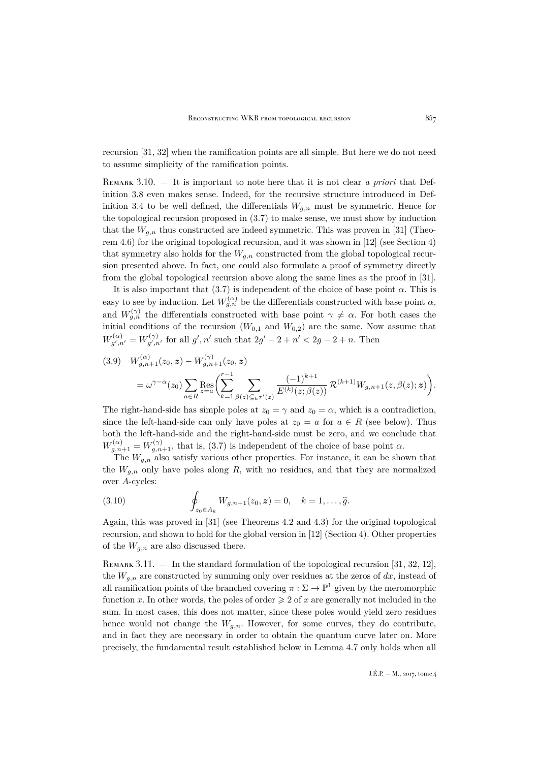recursion [31, 32] when the ramification points are all simple. But here we do not need to assume simplicity of the ramification points.

Remark 3.10. — It is important to note here that it is not clear *a priori* that Definition 3.8 even makes sense. Indeed, for the recursive structure introduced in Definition 3.4 to be well defined, the differentials $W_{g,n}$ must be symmetric. Hence for the topological recursion proposed in (3.7) to make sense, we must show by induction that the $W_{g,n}$ thus constructed are indeed symmetric. This was proven in [31] (Theorem 4.6) for the original topological recursion, and it was shown in [12] (see Section 4) that symmetry also holds for the $W_{g,n}$ constructed from the global topological recursion presented above. In fact, one could also formulate a proof of symmetry directly from the global topological recursion above along the same lines as the proof in [31].

It is also important that (3.7) is independent of the choice of base point $\alpha$. This is easy to see by induction. Let $W^{(\alpha)}_{g,n}$ be the differentials constructed with base point $\alpha$, and $W^{(\gamma)}_{g,n}$ the differentials constructed with base point $\gamma \neq \alpha$. For both cases the initial conditions of the recursion ($W_{0,1}$ and $W_{0,2}$) are the same. Now assume that $W^{(\alpha)}_{g',n'} = W^{(\gamma)}_{g',n'}$ for all $g', n'$ such that $2g'-2+n' < 2g-2+n$. Then

$$
\begin{aligned}
(3.9)\quad & W^{(\alpha)}_{g,n+1}(z_0,\boldsymbol{z}) - W^{(\gamma)}_{g,n+1}(z_0,\boldsymbol{z}) \\
&= \omega^{\gamma-\alpha}(z_0) \sum_{a\in R} \operatorname*{Res}_{z=a} \biggl( \sum_{k=1}^{r-1} \sum_{\beta(z)\subseteq_k \tau'(z)} \frac{(-1)^{k+1}}{E^{(k)}(z;\beta(z))}\, \mathcal{R}^{(k+1)} W_{g,n+1}(z,\beta(z);\boldsymbol{z}) \biggr).
\end{aligned}
$$

The right-hand-side has simple poles at $z_0 = \gamma$ and $z_0 = \alpha$, which is a contradiction, since the left-hand-side can only have poles at $z_0 = a$ for $a \in R$ (see below). Thus both the left-hand-side and the right-hand-side must be zero, and we conclude that $W^{(\alpha)}_{g,n+1} = W^{(\gamma)}_{g,n+1}$, that is, (3.7) is independent of the choice of base point $\alpha$.

The $W_{g,n}$ also satisfy various other properties. For instance, it can be shown that the $W_{g,n}$ only have poles along $R$, with no residues, and that they are normalized over $A$-cycles:

$$
(3.10)\qquad \oint_{z_0\in A_k} W_{g,n+1}(z_0,\boldsymbol{z}) = 0, \quad k = 1,\ldots,\widehat{g}.
$$

Again, this was proved in [31] (see Theorems 4.2 and 4.3) for the original topological recursion, and shown to hold for the global version in [12] (Section 4). Other properties of the $W_{g,n}$ are also discussed there.

Remark 3.11. — In the standard formulation of the topological recursion [31, 32, 12], the $W_{g,n}$ are constructed by summing only over residues at the zeros of $dx$, instead of all ramification points of the branched covering $\pi : \Sigma \to \mathbb{P}^1$ given by the meromorphic function $x$. In other words, the poles of order $\geqslant 2$ of $x$ are generally not included in the sum. In most cases, this does not matter, since these poles would yield zero residues hence would not change the $W_{g,n}$. However, for some curves, they do contribute, and in fact they are necessary in order to obtain the quantum curve later on. More precisely, the fundamental result established below in Lemma 4.7 only holds when all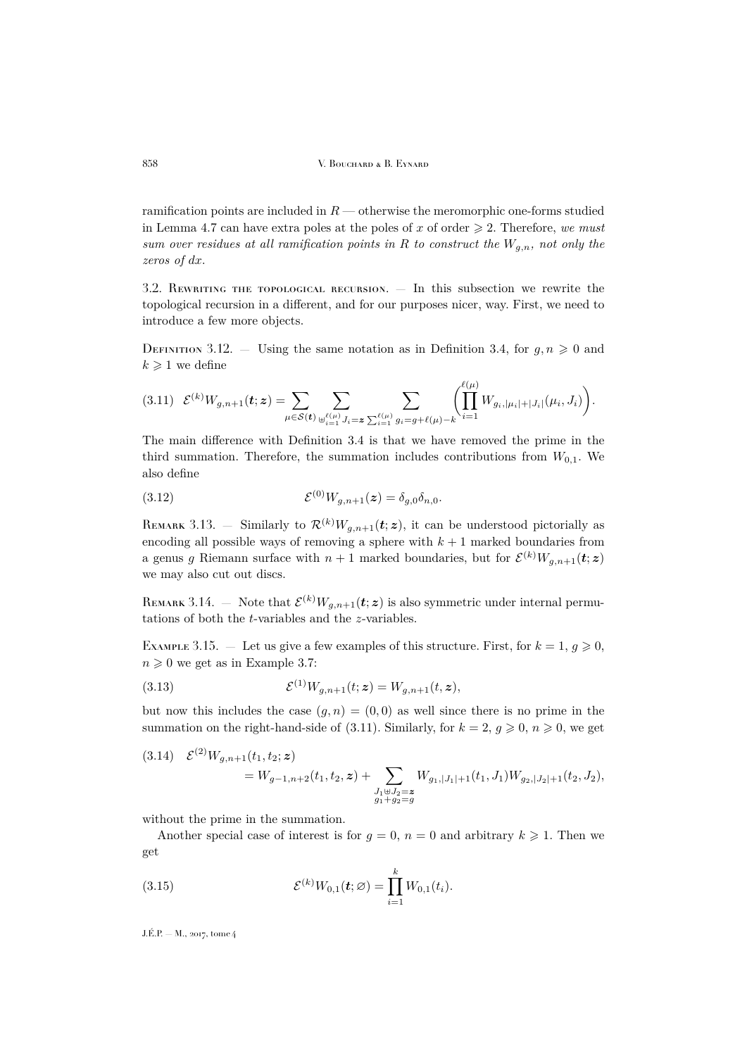ramification points are included in $R$ — otherwise the meromorphic one-forms studied in Lemma 4.7 can have extra poles at the poles of $x$ of order $\geqslant 2$. Therefore, *we must sum over residues at all ramification points in $R$ to construct the $W_{g,n}$, not only the zeros of $dx$.*

3.2. Rewriting the topological recursion. — In this subsection we rewrite the topological recursion in a different, and for our purposes nicer, way. First, we need to introduce a few more objects.

Definition 3.12. — Using the same notation as in Definition 3.4, for $g, n \geqslant 0$ and $k \geqslant 1$ we define

$$\mathcal{E}^{(k)} W_{g,n+1}(\boldsymbol{t};\boldsymbol{z}) = \sum_{\mu \in \mathcal{S}(\boldsymbol{t})} \sum_{\uplus_{i=1}^{\ell(\mu)} J_i = \boldsymbol{z}} \sum_{\sum_{i=1}^{\ell(\mu)} g_i = g + \ell(\mu) - k} \biggl( \prod_{i=1}^{\ell(\mu)} W_{g_i, |\mu_i| + |J_i|}(\mu_i, J_i) \biggr). \tag{3.11}$$

The main difference with Definition 3.4 is that we have removed the prime in the third summation. Therefore, the summation includes contributions from $W_{0,1}$. We also define

$$\mathcal{E}^{(0)} W_{g,n+1}(\boldsymbol{z}) = \delta_{g,0}\delta_{n,0}. \tag{3.12}$$

Remark 3.13. — Similarly to $\mathcal{R}^{(k)} W_{g,n+1}(\boldsymbol{t};\boldsymbol{z})$, it can be understood pictorially as encoding all possible ways of removing a sphere with $k+1$ marked boundaries from a genus $g$ Riemann surface with $n+1$ marked boundaries, but for $\mathcal{E}^{(k)} W_{g,n+1}(\boldsymbol{t};\boldsymbol{z})$ we may also cut out discs.

Remark 3.14. — Note that $\mathcal{E}^{(k)} W_{g,n+1}(\boldsymbol{t};\boldsymbol{z})$ is also symmetric under internal permutations of both the $t$-variables and the $z$-variables.

Example 3.15. — Let us give a few examples of this structure. First, for $k=1$, $g \geqslant 0$, $n \geqslant 0$ we get as in Example 3.7:

$$\mathcal{E}^{(1)} W_{g,n+1}(t;\boldsymbol{z}) = W_{g,n+1}(t,\boldsymbol{z}), \tag{3.13}$$

but now this includes the case $(g,n) = (0,0)$ as well since there is no prime in the summation on the right-hand-side of (3.11). Similarly, for $k=2$, $g \geqslant 0$, $n \geqslant 0$, we get

$$\begin{aligned}\mathcal{E}^{(2)} W_{g,n+1}&(t_1,t_2;\boldsymbol{z}) \\ &= W_{g-1,n+2}(t_1,t_2,\boldsymbol{z}) + \sum_{\substack{J_1 \uplus J_2 = \boldsymbol{z} \\ g_1+g_2=g}} W_{g_1,|J_1|+1}(t_1,J_1) W_{g_2,|J_2|+1}(t_2,J_2),\end{aligned} \tag{3.14}$$

without the prime in the summation.

Another special case of interest is for $g=0$, $n=0$ and arbitrary $k \geqslant 1$. Then we get

$$\mathcal{E}^{(k)} W_{0,1}(\boldsymbol{t};\varnothing) = \prod_{i=1}^{k} W_{0,1}(t_i). \tag{3.15}$$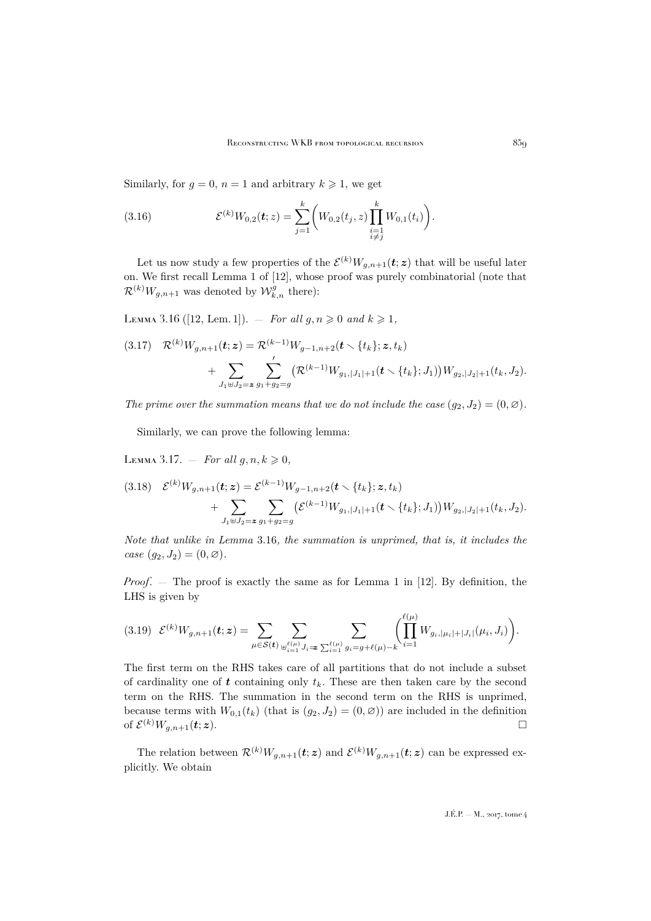Similarly, for $g=0$, $n=1$ and arbitrary $k\geqslant 1$, we get

$$\mathcal{E}^{(k)}W_{0,2}(\boldsymbol{t};z)=\sum_{j=1}^{k}\biggl(W_{0,2}(t_j,z)\prod_{\substack{i=1\\ i\neq j}}^{k}W_{0,1}(t_i)\biggr). \tag{3.16}$$

Let us now study a few properties of the $\mathcal{E}^{(k)}W_{g,n+1}(\boldsymbol{t};\boldsymbol{z})$ that will be useful later on. We first recall Lemma 1 of [12], whose proof was purely combinatorial (note that $\mathcal{R}^{(k)}W_{g,n+1}$ was denoted by $\mathcal{W}^{g}_{k,n}$ there):

Lemma 3.16 ([12, Lem. 1]). — *For all $g,n\geqslant 0$ and $k\geqslant 1$,*

$$\begin{aligned}\mathcal{R}^{(k)}W_{g,n+1}(\boldsymbol{t};\boldsymbol{z})&=\mathcal{R}^{(k-1)}W_{g-1,n+2}(\boldsymbol{t}\smallsetminus\{t_k\};\boldsymbol{z},t_k)\\&\quad+\sum_{J_1\uplus J_2=\boldsymbol{z}}\sum_{g_1+g_2=g}{}^{'}\bigl(\mathcal{R}^{(k-1)}W_{g_1,|J_1|+1}(\boldsymbol{t}\smallsetminus\{t_k\};J_1)\bigr)W_{g_2,|J_2|+1}(t_k,J_2).\end{aligned} \tag{3.17}$$

*The prime over the summation means that we do not include the case $(g_2,J_2)=(0,\varnothing)$.*

Similarly, we can prove the following lemma:

Lemma 3.17. — *For all $g,n,k\geqslant 0$,*

$$\begin{aligned}\mathcal{E}^{(k)}W_{g,n+1}(\boldsymbol{t};\boldsymbol{z})&=\mathcal{E}^{(k-1)}W_{g-1,n+2}(\boldsymbol{t}\smallsetminus\{t_k\};\boldsymbol{z},t_k)\\&\quad+\sum_{J_1\uplus J_2=\boldsymbol{z}}\sum_{g_1+g_2=g}\bigl(\mathcal{E}^{(k-1)}W_{g_1,|J_1|+1}(\boldsymbol{t}\smallsetminus\{t_k\};J_1)\bigr)W_{g_2,|J_2|+1}(t_k,J_2).\end{aligned} \tag{3.18}$$

*Note that unlike in Lemma 3.16, the summation is unprimed, that is, it includes the case $(g_2,J_2)=(0,\varnothing)$.*

*Proof*. — The proof is exactly the same as for Lemma 1 in [12]. By definition, the LHS is given by

$$\mathcal{E}^{(k)}W_{g,n+1}(\boldsymbol{t};\boldsymbol{z})=\sum_{\mu\in\mathcal{S}(\boldsymbol{t})}\sum_{\uplus_{i=1}^{\ell(\mu)}J_i=\boldsymbol{z}}\sum_{\sum_{i=1}^{\ell(\mu)}g_i=g+\ell(\mu)-k}\biggl(\prod_{i=1}^{\ell(\mu)}W_{g_i,|\mu_i|+|J_i|}(\mu_i,J_i)\biggr). \tag{3.19}$$

The first term on the RHS takes care of all partitions that do not include a subset of cardinality one of $\boldsymbol{t}$ containing only $t_k$. These are then taken care by the second term on the RHS. The summation in the second term on the RHS is unprimed, because terms with $W_{0,1}(t_k)$ (that is $(g_2,J_2)=(0,\varnothing)$) are included in the definition of $\mathcal{E}^{(k)}W_{g,n+1}(\boldsymbol{t};\boldsymbol{z})$. □

The relation between $\mathcal{R}^{(k)}W_{g,n+1}(\boldsymbol{t};\boldsymbol{z})$ and $\mathcal{E}^{(k)}W_{g,n+1}(\boldsymbol{t};\boldsymbol{z})$ can be expressed explicitly. We obtain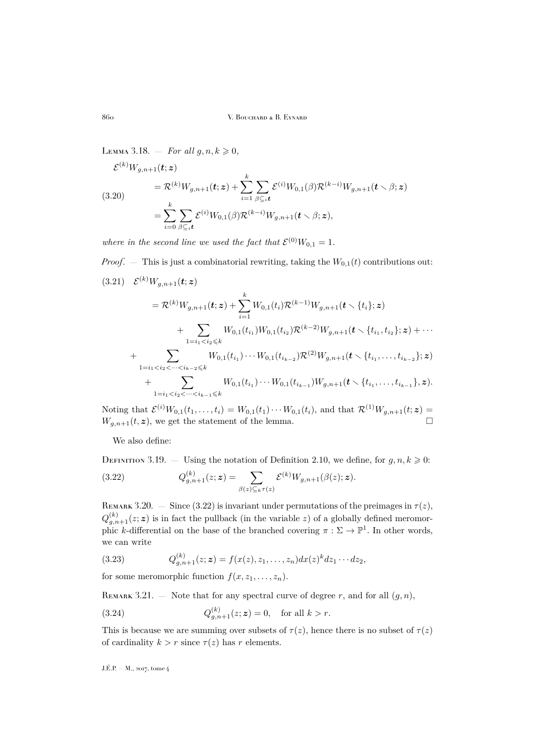Lemma 3.18. — *For all $g,n,k \geqslant 0$,*

$$\begin{aligned}
&\mathcal{E}^{(k)} W_{g,n+1}(\boldsymbol{t};\boldsymbol{z}) \\
&\qquad = \mathcal{R}^{(k)} W_{g,n+1}(\boldsymbol{t};\boldsymbol{z}) + \sum_{i=1}^{k} \sum_{\beta \subseteq_i \boldsymbol{t}} \mathcal{E}^{(i)} W_{0,1}(\beta) \mathcal{R}^{(k-i)} W_{g,n+1}(\boldsymbol{t} \smallsetminus \beta;\boldsymbol{z}) \\
&\qquad = \sum_{i=0}^{k} \sum_{\beta \subseteq_i \boldsymbol{t}} \mathcal{E}^{(i)} W_{0,1}(\beta) \mathcal{R}^{(k-i)} W_{g,n+1}(\boldsymbol{t} \smallsetminus \beta;\boldsymbol{z}),
\end{aligned} \tag{3.20}$$

*where in the second line we used the fact that $\mathcal{E}^{(0)} W_{0,1} = 1$.*

*Proof*. — This is just a combinatorial rewriting, taking the $W_{0,1}(t)$ contributions out:

$$\begin{aligned}
&\mathcal{E}^{(k)} W_{g,n+1}(\boldsymbol{t};\boldsymbol{z}) \\
&\quad = \mathcal{R}^{(k)} W_{g,n+1}(\boldsymbol{t};\boldsymbol{z}) + \sum_{i=1}^{k} W_{0,1}(t_i) \mathcal{R}^{(k-1)} W_{g,n+1}(\boldsymbol{t} \smallsetminus \{t_i\};\boldsymbol{z}) \\
&\qquad + \sum_{1=i_1<i_2\leqslant k} W_{0,1}(t_{i_1}) W_{0,1}(t_{i_2}) \mathcal{R}^{(k-2)} W_{g,n+1}(\boldsymbol{t} \smallsetminus \{t_{i_1}, t_{i_2}\};\boldsymbol{z}) + \cdots \\
&\quad + \sum_{1=i_1<i_2<\cdots<i_{k-2}\leqslant k} W_{0,1}(t_{i_1}) \cdots W_{0,1}(t_{i_{k-2}}) \mathcal{R}^{(2)} W_{g,n+1}(\boldsymbol{t} \smallsetminus \{t_{i_1},\dots,t_{i_{k-2}}\};\boldsymbol{z}) \\
&\qquad + \sum_{1=i_1<i_2<\cdots<i_{k-1}\leqslant k} W_{0,1}(t_{i_1}) \cdots W_{0,1}(t_{i_{k-1}}) W_{g,n+1}(\boldsymbol{t} \smallsetminus \{t_{i_1},\dots,t_{i_{k-1}}\},\boldsymbol{z}).
\end{aligned} \tag{3.21}$$

Noting that $\mathcal{E}^{(i)} W_{0,1}(t_1,\dots,t_i) = W_{0,1}(t_1)\cdots W_{0,1}(t_i)$, and that $\mathcal{R}^{(1)} W_{g,n+1}(t;\boldsymbol{z}) = W_{g,n+1}(t,\boldsymbol{z})$, we get the statement of the lemma. □

We also define:

Definition 3.19. — Using the notation of Definition 2.10, we define, for $g,n,k \geqslant 0$:

$$Q^{(k)}_{g,n+1}(z;\boldsymbol{z}) = \sum_{\beta(z) \subseteq_k \tau(z)} \mathcal{E}^{(k)} W_{g,n+1}(\beta(z);\boldsymbol{z}). \tag{3.22}$$

Remark 3.20. — Since (3.22) is invariant under permutations of the preimages in $\tau(z)$, $Q^{(k)}_{g,n+1}(z;\boldsymbol{z})$ is in fact the pullback (in the variable $z$) of a globally defined meromorphic $k$-differential on the base of the branched covering $\pi : \Sigma \to \mathbb{P}^1$. In other words, we can write

$$Q^{(k)}_{g,n+1}(z;\boldsymbol{z}) = f(x(z), z_1, \dots, z_n) dx(z)^k dz_1 \cdots dz_2, \tag{3.23}$$

for some meromorphic function $f(x, z_1, \dots, z_n)$.

Remark 3.21. — Note that for any spectral curve of degree $r$, and for all $(g,n)$,

$$Q^{(k)}_{g,n+1}(z;\boldsymbol{z}) = 0, \quad \text{for all } k > r. \tag{3.24}$$

This is because we are summing over subsets of $\tau(z)$, hence there is no subset of $\tau(z)$ of cardinality $k > r$ since $\tau(z)$ has $r$ elements.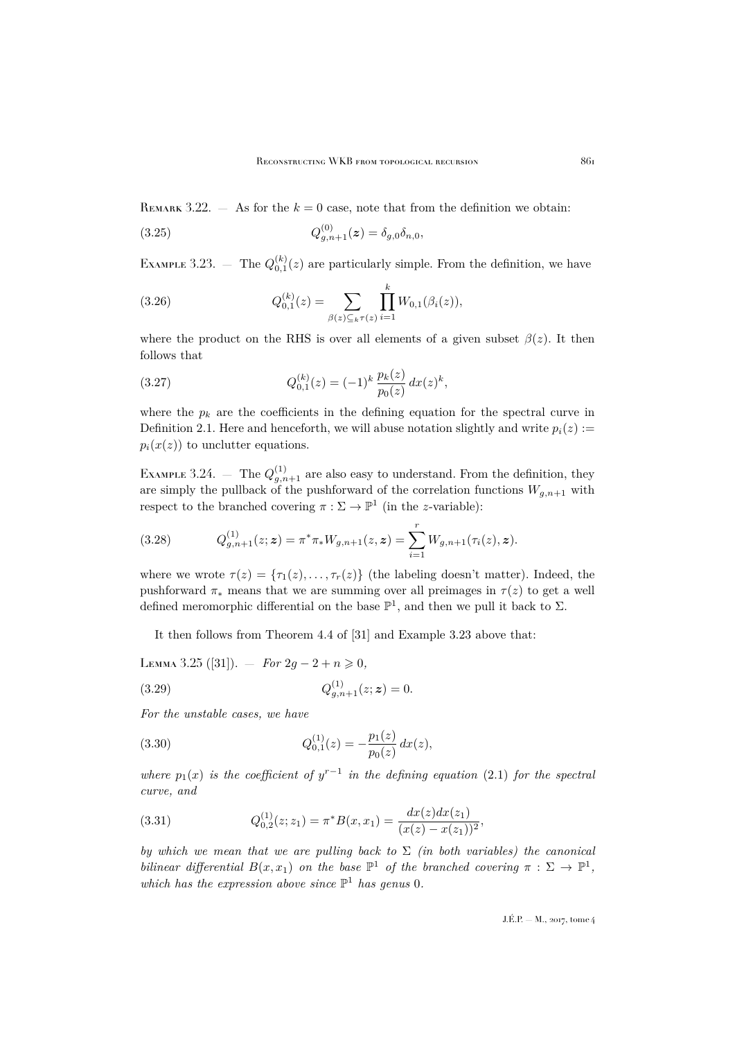Remark 3.22. — As for the $k=0$ case, note that from the definition we obtain:

$$Q^{(0)}_{g,n+1}(\boldsymbol{z}) = \delta_{g,0}\delta_{n,0}, \tag{3.25}$$

Example 3.23. — The $Q^{(k)}_{0,1}(z)$ are particularly simple. From the definition, we have

$$Q^{(k)}_{0,1}(z) = \sum_{\beta(z)\subseteq_k \tau(z)} \prod_{i=1}^{k} W_{0,1}(\beta_i(z)), \tag{3.26}$$

where the product on the RHS is over all elements of a given subset $\beta(z)$. It then follows that

$$Q^{(k)}_{0,1}(z) = (-1)^k \, \frac{p_k(z)}{p_0(z)} \, dx(z)^k, \tag{3.27}$$

where the $p_k$ are the coefficients in the defining equation for the spectral curve in Definition 2.1. Here and henceforth, we will abuse notation slightly and write $p_i(z) := p_i(x(z))$ to unclutter equations.

Example 3.24. — The $Q^{(1)}_{g,n+1}$ are also easy to understand. From the definition, they are simply the pullback of the pushforward of the correlation functions $W_{g,n+1}$ with respect to the branched covering $\pi : \Sigma \to \mathbb{P}^1$ (in the $z$-variable):

$$Q^{(1)}_{g,n+1}(z;\boldsymbol{z}) = \pi^* \pi_* W_{g,n+1}(z,\boldsymbol{z}) = \sum_{i=1}^{r} W_{g,n+1}(\tau_i(z),\boldsymbol{z}). \tag{3.28}$$

where we wrote $\tau(z) = \{\tau_1(z),\ldots,\tau_r(z)\}$ (the labeling doesn't matter). Indeed, the pushforward $\pi_*$ means that we are summing over all preimages in $\tau(z)$ to get a well defined meromorphic differential on the base $\mathbb{P}^1$, and then we pull it back to $\Sigma$.

It then follows from Theorem 4.4 of [31] and Example 3.23 above that:

Lemma 3.25 ([31]). — *For $2g-2+n \geqslant 0$,*

$$Q^{(1)}_{g,n+1}(z;\boldsymbol{z}) = 0. \tag{3.29}$$

*For the unstable cases, we have*

$$Q^{(1)}_{0,1}(z) = -\frac{p_1(z)}{p_0(z)} \, dx(z), \tag{3.30}$$

*where $p_1(x)$ is the coefficient of $y^{r-1}$ in the defining equation (2.1) for the spectral curve, and*

$$Q^{(1)}_{0,2}(z;z_1) = \pi^* B(x,x_1) = \frac{dx(z)dx(z_1)}{(x(z)-x(z_1))^2}, \tag{3.31}$$

*by which we mean that we are pulling back to $\Sigma$ (in both variables) the canonical bilinear differential $B(x,x_1)$ on the base $\mathbb{P}^1$ of the branched covering $\pi : \Sigma \to \mathbb{P}^1$, which has the expression above since $\mathbb{P}^1$ has genus $0$.*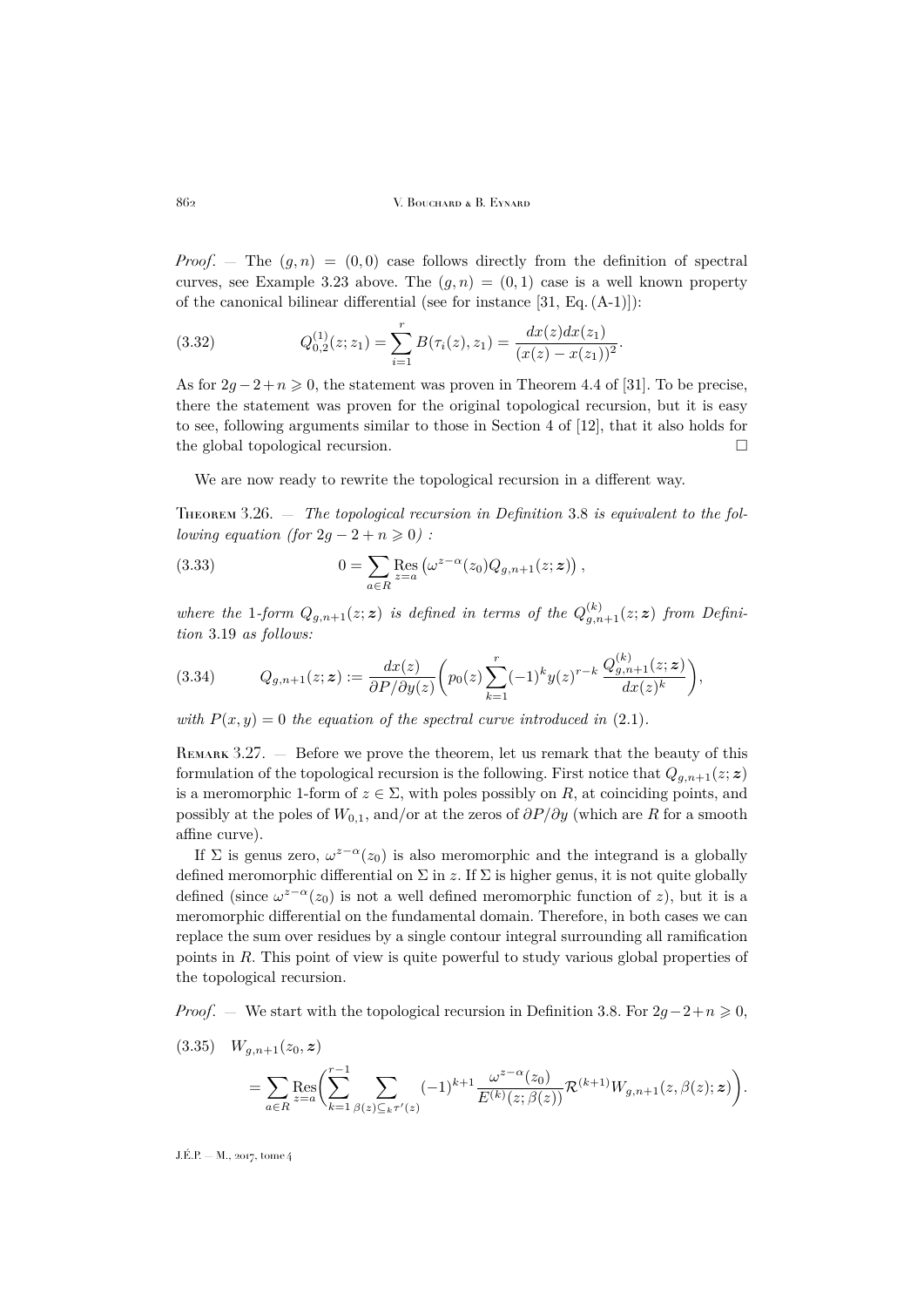*Proof*. — The $(g,n)=(0,0)$ case follows directly from the definition of spectral curves, see Example 3.23 above. The $(g,n)=(0,1)$ case is a well known property of the canonical bilinear differential (see for instance [31, Eq. (A-1)]):

$$Q_{0,2}^{(1)}(z;z_1)=\sum_{i=1}^{r}B(\tau_i(z),z_1)=\frac{dx(z)dx(z_1)}{(x(z)-x(z_1))^2}. \tag{3.32}$$

As for $2g-2+n\geqslant 0$, the statement was proven in Theorem 4.4 of [31]. To be precise, there the statement was proven for the original topological recursion, but it is easy to see, following arguments similar to those in Section 4 of [12], that it also holds for the global topological recursion. □

We are now ready to rewrite the topological recursion in a different way.

**Theorem 3.26.** — *The topological recursion in Definition* 3.8 *is equivalent to the following equation (for $2g-2+n\geqslant 0$) :*

$$0=\sum_{a\in R}\operatorname*{Res}_{z=a}\left(\omega^{z-\alpha}(z_0)Q_{g,n+1}(z;\boldsymbol{z})\right), \tag{3.33}$$

*where the* 1*-form $Q_{g,n+1}(z;\boldsymbol{z})$ is defined in terms of the $Q_{g,n+1}^{(k)}(z;\boldsymbol{z})$ from Definition* 3.19 *as follows:*

$$Q_{g,n+1}(z;\boldsymbol{z}):=\frac{dx(z)}{\partial P/\partial y(z)}\bigg(p_0(z)\sum_{k=1}^{r}(-1)^k y(z)^{r-k}\,\frac{Q_{g,n+1}^{(k)}(z;\boldsymbol{z})}{dx(z)^k}\bigg), \tag{3.34}$$

*with $P(x,y)=0$ the equation of the spectral curve introduced in* (2.1).

Remark 3.27. — Before we prove the theorem, let us remark that the beauty of this formulation of the topological recursion is the following. First notice that $Q_{g,n+1}(z;\boldsymbol{z})$ is a meromorphic 1-form of $z\in\Sigma$, with poles possibly on $R$, at coinciding points, and possibly at the poles of $W_{0,1}$, and/or at the zeros of $\partial P/\partial y$ (which are $R$ for a smooth affine curve).

If $\Sigma$ is genus zero, $\omega^{z-\alpha}(z_0)$ is also meromorphic and the integrand is a globally defined meromorphic differential on $\Sigma$ in $z$. If $\Sigma$ is higher genus, it is not quite globally defined (since $\omega^{z-\alpha}(z_0)$ is not a well defined meromorphic function of $z$), but it is a meromorphic differential on the fundamental domain. Therefore, in both cases we can replace the sum over residues by a single contour integral surrounding all ramification points in $R$. This point of view is quite powerful to study various global properties of the topological recursion.

*Proof*. — We start with the topological recursion in Definition 3.8. For $2g-2+n\geqslant 0$,

$$\begin{aligned}W_{g,n+1}&(z_0,\boldsymbol{z})\\&=\sum_{a\in R}\operatorname*{Res}_{z=a}\bigg(\sum_{k=1}^{r-1}\sum_{\beta(z)\subseteq_k\tau'(z)}(-1)^{k+1}\frac{\omega^{z-\alpha}(z_0)}{E^{(k)}(z;\beta(z))}\mathcal{R}^{(k+1)}W_{g,n+1}(z,\beta(z);\boldsymbol{z})\bigg).\end{aligned} \tag{3.35}$$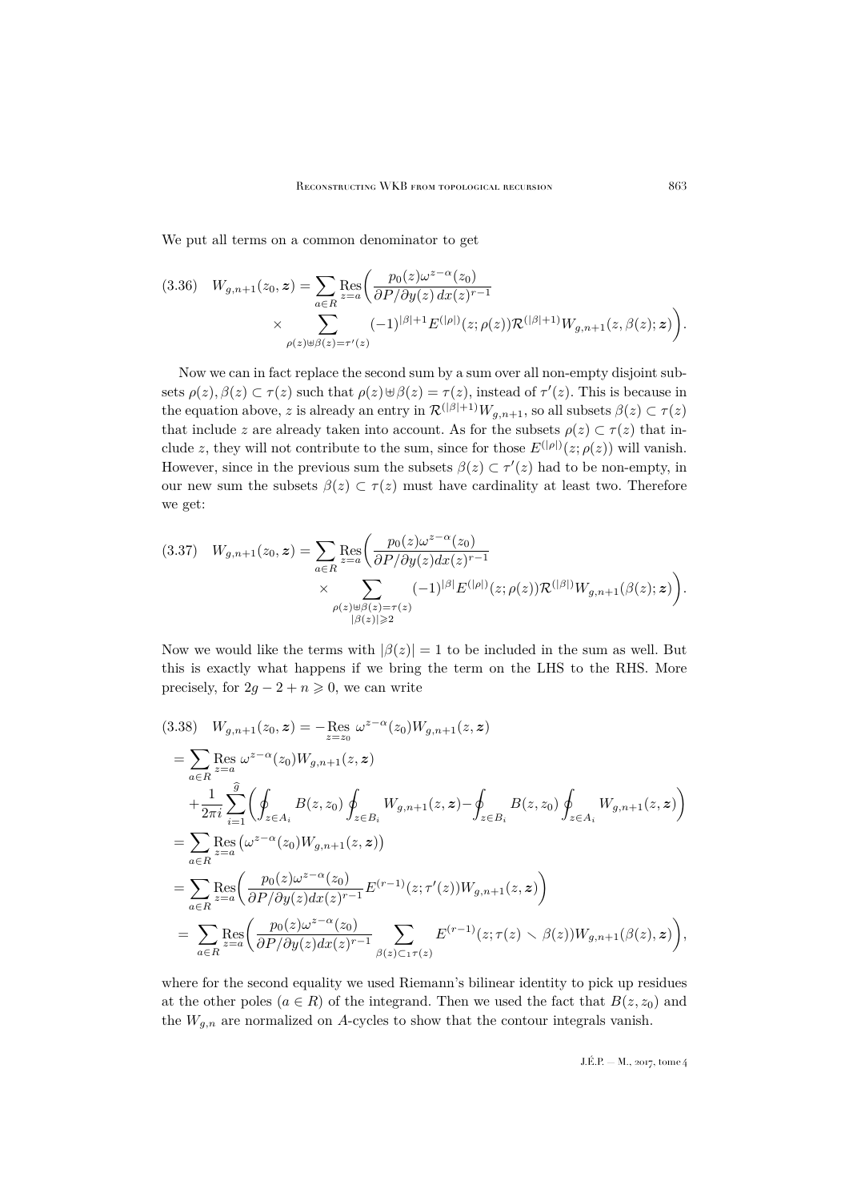We put all terms on a common denominator to get

$$(3.36)\quad W_{g,n+1}(z_0,\boldsymbol{z}) = \sum_{a\in R}\operatorname*{Res}_{z=a}\bigg(\frac{p_0(z)\omega^{z-\alpha}(z_0)}{\partial P/\partial y(z)\,dx(z)^{r-1}} \times \sum_{\rho(z)\uplus\beta(z)=\tau'(z)} (-1)^{|\beta|+1} E^{(|\rho|)}(z;\rho(z))\mathcal{R}^{(|\beta|+1)}W_{g,n+1}(z,\beta(z);\boldsymbol{z})\bigg).$$

Now we can in fact replace the second sum by a sum over all non-empty disjoint subsets $\rho(z),\beta(z)\subset\tau(z)$ such that $\rho(z)\uplus\beta(z)=\tau(z)$, instead of $\tau'(z)$. This is because in the equation above, $z$ is already an entry in $\mathcal{R}^{(|\beta|+1)}W_{g,n+1}$, so all subsets $\beta(z)\subset\tau(z)$ that include $z$ are already taken into account. As for the subsets $\rho(z)\subset\tau(z)$ that include $z$, they will not contribute to the sum, since for those $E^{(|\rho|)}(z;\rho(z))$ will vanish. However, since in the previous sum the subsets $\beta(z)\subset\tau'(z)$ had to be non-empty, in our new sum the subsets $\beta(z)\subset\tau(z)$ must have cardinality at least two. Therefore we get:

$$(3.37)\quad W_{g,n+1}(z_0,\boldsymbol{z}) = \sum_{a\in R}\operatorname*{Res}_{z=a}\bigg(\frac{p_0(z)\omega^{z-\alpha}(z_0)}{\partial P/\partial y(z) dx(z)^{r-1}} \times \sum_{\substack{\rho(z)\uplus\beta(z)=\tau(z)\\ |\beta(z)|\geqslant 2}} (-1)^{|\beta|} E^{(|\rho|)}(z;\rho(z))\mathcal{R}^{(|\beta|)}W_{g,n+1}(\beta(z);\boldsymbol{z})\bigg).$$

Now we would like the terms with $|\beta(z)|=1$ to be included in the sum as well. But this is exactly what happens if we bring the term on the LHS to the RHS. More precisely, for $2g-2+n\geqslant 0$, we can write

$$\begin{aligned}
(3.38)\quad W_{g,n+1}(z_0,\boldsymbol{z}) &= -\operatorname*{Res}_{z=z_0}\omega^{z-\alpha}(z_0)W_{g,n+1}(z,\boldsymbol{z})\\
&= \sum_{a\in R}\operatorname*{Res}_{z=a}\omega^{z-\alpha}(z_0)W_{g,n+1}(z,\boldsymbol{z})\\
&\quad+\frac{1}{2\pi i}\sum_{i=1}^{\widehat{g}}\bigg(\oint_{z\in A_i}B(z,z_0)\oint_{z\in B_i}W_{g,n+1}(z,\boldsymbol{z})-\oint_{z\in B_i}B(z,z_0)\oint_{z\in A_i}W_{g,n+1}(z,\boldsymbol{z})\bigg)\\
&= \sum_{a\in R}\operatorname*{Res}_{z=a}\big(\omega^{z-\alpha}(z_0)W_{g,n+1}(z,\boldsymbol{z})\big)\\
&= \sum_{a\in R}\operatorname*{Res}_{z=a}\bigg(\frac{p_0(z)\omega^{z-\alpha}(z_0)}{\partial P/\partial y(z)dx(z)^{r-1}}E^{(r-1)}(z;\tau'(z))W_{g,n+1}(z,\boldsymbol{z})\bigg)\\
&= \sum_{a\in R}\operatorname*{Res}_{z=a}\bigg(\frac{p_0(z)\omega^{z-\alpha}(z_0)}{\partial P/\partial y(z)dx(z)^{r-1}}\sum_{\beta(z)\subset_1\tau(z)}E^{(r-1)}(z;\tau(z)\smallsetminus\beta(z))W_{g,n+1}(\beta(z),\boldsymbol{z})\bigg),
\end{aligned}$$

where for the second equality we used Riemann's bilinear identity to pick up residues at the other poles ($a\in R$) of the integrand. Then we used the fact that $B(z,z_0)$ and the $W_{g,n}$ are normalized on $A$-cycles to show that the contour integrals vanish.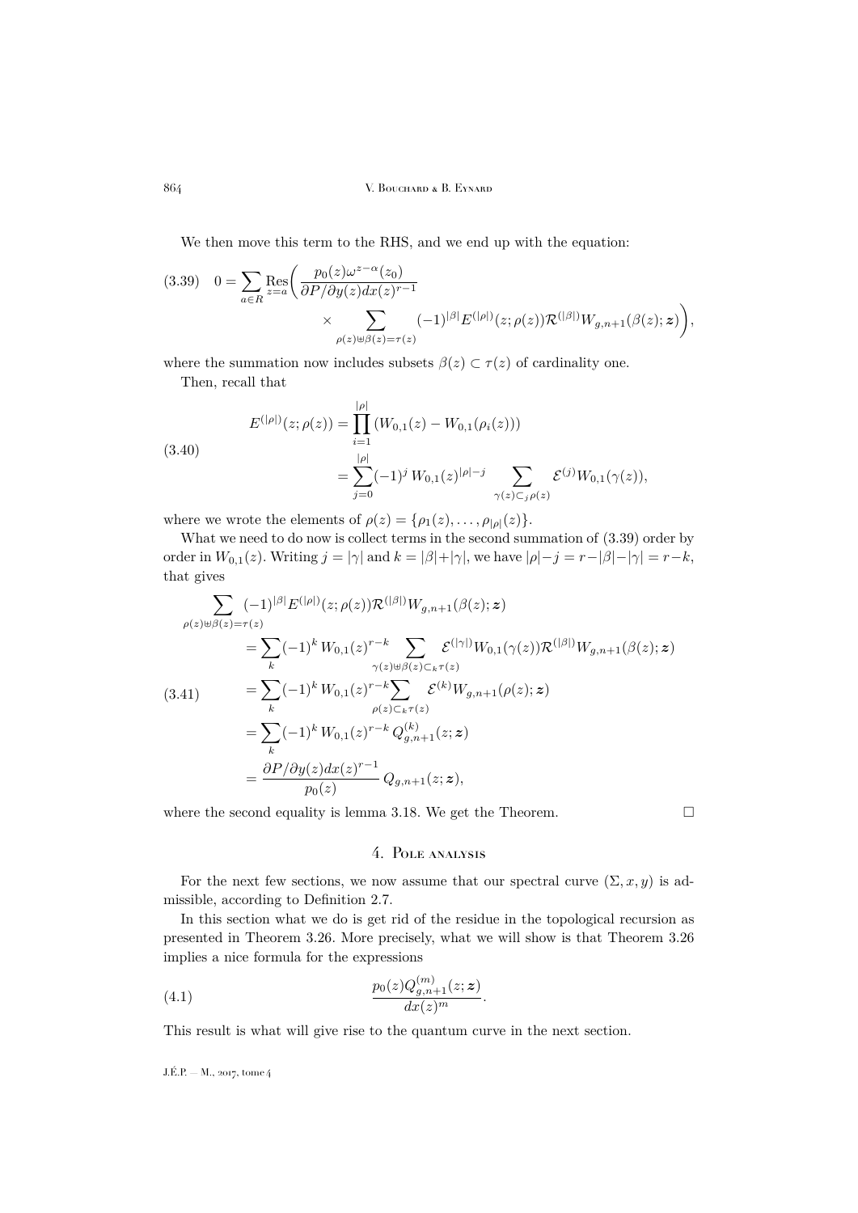We then move this term to the RHS, and we end up with the equation:

$$
(3.39)\quad 0 = \sum_{a\in R} \operatorname*{Res}_{z=a}\bigg( \frac{p_0(z)\omega^{z-\alpha}(z_0)}{\partial P/\partial y(z) dx(z)^{r-1}} \times \sum_{\rho(z)\uplus\beta(z)=\tau(z)} (-1)^{|\beta|} E^{(|\rho|)}(z;\rho(z)) \mathcal{R}^{(|\beta|)} W_{g,n+1}(\beta(z);\boldsymbol{z})\bigg),
$$

where the summation now includes subsets $\beta(z)\subset\tau(z)$ of cardinality one.

Then, recall that

$$
(3.40)\quad
\begin{aligned}
E^{(|\rho|)}(z;\rho(z)) &= \prod_{i=1}^{|\rho|} \left(W_{0,1}(z) - W_{0,1}(\rho_i(z))\right) \\
&= \sum_{j=0}^{|\rho|} (-1)^j\, W_{0,1}(z)^{|\rho|-j} \sum_{\gamma(z)\subset_j \rho(z)} \mathcal{E}^{(j)} W_{0,1}(\gamma(z)),
\end{aligned}
$$

where we wrote the elements of $\rho(z) = \{\rho_1(z),\ldots,\rho_{|\rho|}(z)\}$.

What we need to do now is collect terms in the second summation of (3.39) order by order in $W_{0,1}(z)$. Writing $j=|\gamma|$ and $k=|\beta|+|\gamma|$, we have $|\rho|-j = r-|\beta|-|\gamma| = r-k$, that gives

$$
(3.41)\quad
\begin{aligned}
\sum_{\rho(z)\uplus\beta(z)=\tau(z)} &(-1)^{|\beta|} E^{(|\rho|)}(z;\rho(z)) \mathcal{R}^{(|\beta|)} W_{g,n+1}(\beta(z);\boldsymbol{z}) \\
&= \sum_k (-1)^k\, W_{0,1}(z)^{r-k} \sum_{\gamma(z)\uplus\beta(z)\subset_k \tau(z)} \mathcal{E}^{(|\gamma|)} W_{0,1}(\gamma(z)) \mathcal{R}^{(|\beta|)} W_{g,n+1}(\beta(z);\boldsymbol{z}) \\
&= \sum_k (-1)^k\, W_{0,1}(z)^{r-k} \sum_{\rho(z)\subset_k \tau(z)} \mathcal{E}^{(k)} W_{g,n+1}(\rho(z);\boldsymbol{z}) \\
&= \sum_k (-1)^k\, W_{0,1}(z)^{r-k}\, Q^{(k)}_{g,n+1}(z;\boldsymbol{z}) \\
&= \frac{\partial P/\partial y(z) dx(z)^{r-1}}{p_0(z)}\, Q_{g,n+1}(z;\boldsymbol{z}),
\end{aligned}
$$

where the second equality is lemma 3.18. We get the Theorem. □

## 4. Pole analysis

For the next few sections, we now assume that our spectral curve $(\Sigma, x, y)$ is admissible, according to Definition 2.7.

In this section what we do is get rid of the residue in the topological recursion as presented in Theorem 3.26. More precisely, what we will show is that Theorem 3.26 implies a nice formula for the expressions

$$
(4.1)\quad \frac{p_0(z) Q^{(m)}_{g,n+1}(z;\boldsymbol{z})}{dx(z)^m}.
$$

This result is what will give rise to the quantum curve in the next section.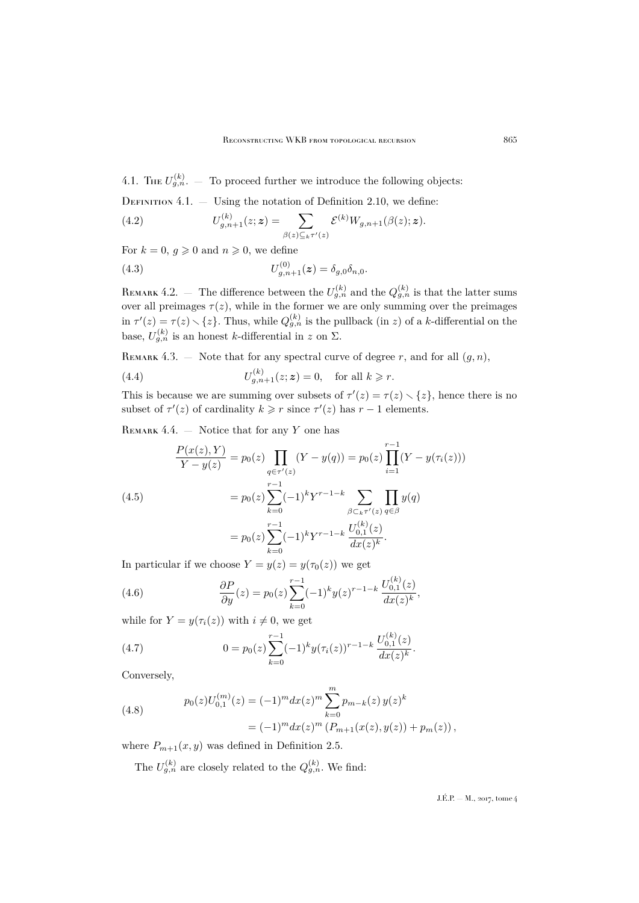### 4.1. The $U^{(k)}_{g,n}$.

To proceed further we introduce the following objects:

Definition 4.1. — Using the notation of Definition 2.10, we define:

$$U^{(k)}_{g,n+1}(z;\boldsymbol{z}) = \sum_{\beta(z)\subseteq_k \tau'(z)} \mathcal{E}^{(k)} W_{g,n+1}(\beta(z);\boldsymbol{z}). \tag{4.2}$$

For $k=0$, $g\geqslant 0$ and $n\geqslant 0$, we define

$$U^{(0)}_{g,n+1}(\boldsymbol{z}) = \delta_{g,0}\delta_{n,0}. \tag{4.3}$$

Remark 4.2. — The difference between the $U^{(k)}_{g,n}$ and the $Q^{(k)}_{g,n}$ is that the latter sums over all preimages $\tau(z)$, while in the former we are only summing over the preimages in $\tau'(z) = \tau(z)\smallsetminus\{z\}$. Thus, while $Q^{(k)}_{g,n}$ is the pullback (in $z$) of a $k$-differential on the base, $U^{(k)}_{g,n}$ is an honest $k$-differential in $z$ on $\Sigma$.

Remark 4.3. — Note that for any spectral curve of degree $r$, and for all $(g,n)$,

$$U^{(k)}_{g,n+1}(z;\boldsymbol{z}) = 0, \quad \text{for all } k\geqslant r. \tag{4.4}$$

This is because we are summing over subsets of $\tau'(z)=\tau(z)\smallsetminus\{z\}$, hence there is no subset of $\tau'(z)$ of cardinality $k\geqslant r$ since $\tau'(z)$ has $r-1$ elements.

Remark 4.4. — Notice that for any $Y$ one has

$$\begin{aligned}
\frac{P(x(z),Y)}{Y-y(z)} &= p_0(z)\prod_{q\in\tau'(z)}(Y-y(q)) = p_0(z)\prod_{i=1}^{r-1}(Y-y(\tau_i(z))) \\
&= p_0(z)\sum_{k=0}^{r-1}(-1)^k Y^{r-1-k}\sum_{\beta\subset_k\tau'(z)}\prod_{q\in\beta} y(q) \\
&= p_0(z)\sum_{k=0}^{r-1}(-1)^k Y^{r-1-k}\,\frac{U^{(k)}_{0,1}(z)}{dx(z)^k}.
\end{aligned} \tag{4.5}$$

In particular if we choose $Y = y(z) = y(\tau_0(z))$ we get

$$\frac{\partial P}{\partial y}(z) = p_0(z)\sum_{k=0}^{r-1}(-1)^k y(z)^{r-1-k}\,\frac{U^{(k)}_{0,1}(z)}{dx(z)^k}, \tag{4.6}$$

while for $Y = y(\tau_i(z))$ with $i\neq 0$, we get

$$0 = p_0(z)\sum_{k=0}^{r-1}(-1)^k y(\tau_i(z))^{r-1-k}\,\frac{U^{(k)}_{0,1}(z)}{dx(z)^k}. \tag{4.7}$$

Conversely,

$$\begin{aligned}
p_0(z)U^{(m)}_{0,1}(z) &= (-1)^m dx(z)^m\sum_{k=0}^{m} p_{m-k}(z)\,y(z)^k \\
&= (-1)^m dx(z)^m\left(P_{m+1}(x(z),y(z)) + p_m(z)\right),
\end{aligned} \tag{4.8}$$

where $P_{m+1}(x,y)$ was defined in Definition 2.5.

The $U^{(k)}_{g,n}$ are closely related to the $Q^{(k)}_{g,n}$. We find: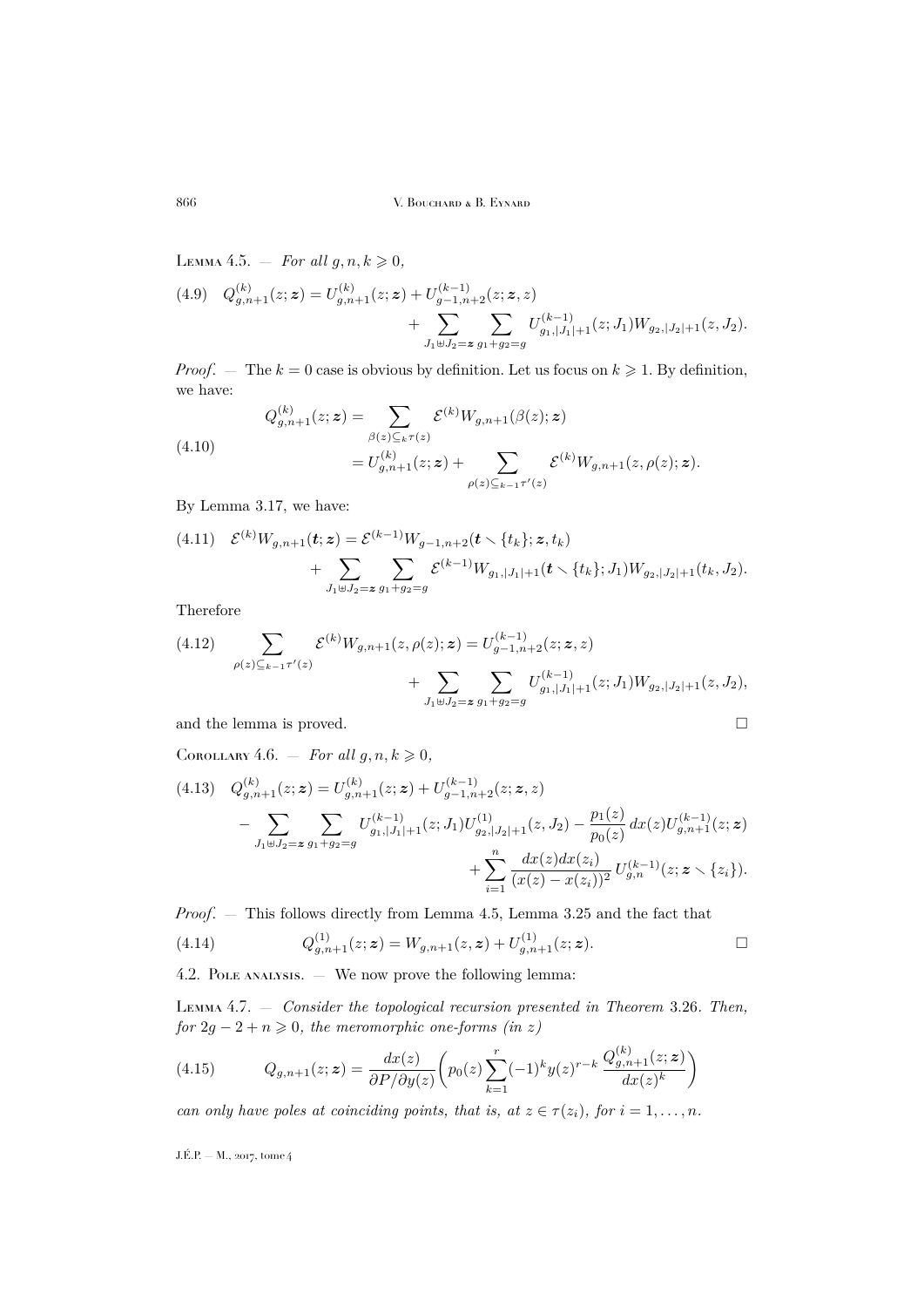Lemma 4.5. — *For all $g,n,k \geqslant 0$,*

$$Q^{(k)}_{g,n+1}(z;\boldsymbol{z}) = U^{(k)}_{g,n+1}(z;\boldsymbol{z}) + U^{(k-1)}_{g-1,n+2}(z;\boldsymbol{z},z) + \sum_{J_1 \uplus J_2 = \boldsymbol{z}} \sum_{g_1+g_2=g} U^{(k-1)}_{g_1,|J_1|+1}(z;J_1) W_{g_2,|J_2|+1}(z,J_2). \tag{4.9}$$

*Proof*. — The $k=0$ case is obvious by definition. Let us focus on $k \geqslant 1$. By definition, we have:

$$\begin{aligned} Q^{(k)}_{g,n+1}(z;\boldsymbol{z}) &= \sum_{\beta(z) \subseteq_k \tau(z)} \mathcal{E}^{(k)} W_{g,n+1}(\beta(z);\boldsymbol{z}) \\ &= U^{(k)}_{g,n+1}(z;\boldsymbol{z}) + \sum_{\rho(z) \subseteq_{k-1} \tau'(z)} \mathcal{E}^{(k)} W_{g,n+1}(z,\rho(z);\boldsymbol{z}). \end{aligned} \tag{4.10}$$

By Lemma 3.17, we have:

$$\mathcal{E}^{(k)} W_{g,n+1}(\boldsymbol{t};\boldsymbol{z}) = \mathcal{E}^{(k-1)} W_{g-1,n+2}(\boldsymbol{t} \smallsetminus \{t_k\};\boldsymbol{z},t_k) + \sum_{J_1 \uplus J_2 = \boldsymbol{z}} \sum_{g_1+g_2=g} \mathcal{E}^{(k-1)} W_{g_1,|J_1|+1}(\boldsymbol{t} \smallsetminus \{t_k\};J_1) W_{g_2,|J_2|+1}(t_k,J_2). \tag{4.11}$$

Therefore

$$\sum_{\rho(z) \subseteq_{k-1} \tau'(z)} \mathcal{E}^{(k)} W_{g,n+1}(z,\rho(z);\boldsymbol{z}) = U^{(k-1)}_{g-1,n+2}(z;\boldsymbol{z},z) + \sum_{J_1 \uplus J_2 = \boldsymbol{z}} \sum_{g_1+g_2=g} U^{(k-1)}_{g_1,|J_1|+1}(z;J_1) W_{g_2,|J_2|+1}(z,J_2), \tag{4.12}$$

and the lemma is proved. $\square$

Corollary 4.6. — *For all $g,n,k \geqslant 0$,*

$$\begin{aligned} Q^{(k)}_{g,n+1}(z;\boldsymbol{z}) &= U^{(k)}_{g,n+1}(z;\boldsymbol{z}) + U^{(k-1)}_{g-1,n+2}(z;\boldsymbol{z},z) \\ &\quad - \sum_{J_1 \uplus J_2 = \boldsymbol{z}} \sum_{g_1+g_2=g} U^{(k-1)}_{g_1,|J_1|+1}(z;J_1) U^{(1)}_{g_2,|J_2|+1}(z,J_2) - \frac{p_1(z)}{p_0(z)}\, dx(z) U^{(k-1)}_{g,n+1}(z;\boldsymbol{z}) \\ &\quad + \sum_{i=1}^{n} \frac{dx(z)dx(z_i)}{(x(z)-x(z_i))^2}\, U^{(k-1)}_{g,n}(z;\boldsymbol{z} \smallsetminus \{z_i\}). \end{aligned} \tag{4.13}$$

*Proof*. — This follows directly from Lemma 4.5, Lemma 3.25 and the fact that

$$Q^{(1)}_{g,n+1}(z;\boldsymbol{z}) = W_{g,n+1}(z,\boldsymbol{z}) + U^{(1)}_{g,n+1}(z;\boldsymbol{z}). \tag{4.14}$$

$\square$

## 4.2. Pole analysis

We now prove the following lemma:

Lemma 4.7. — *Consider the topological recursion presented in Theorem 3.26. Then, for $2g-2+n \geqslant 0$, the meromorphic one-forms (in $z$)*

$$Q_{g,n+1}(z;\boldsymbol{z}) = \frac{dx(z)}{\partial P/\partial y(z)} \bigg( p_0(z) \sum_{k=1}^{r} (-1)^k y(z)^{r-k} \frac{Q^{(k)}_{g,n+1}(z;\boldsymbol{z})}{dx(z)^k} \bigg) \tag{4.15}$$

*can only have poles at coinciding points, that is, at $z \in \tau(z_i)$, for $i=1,\ldots,n$.*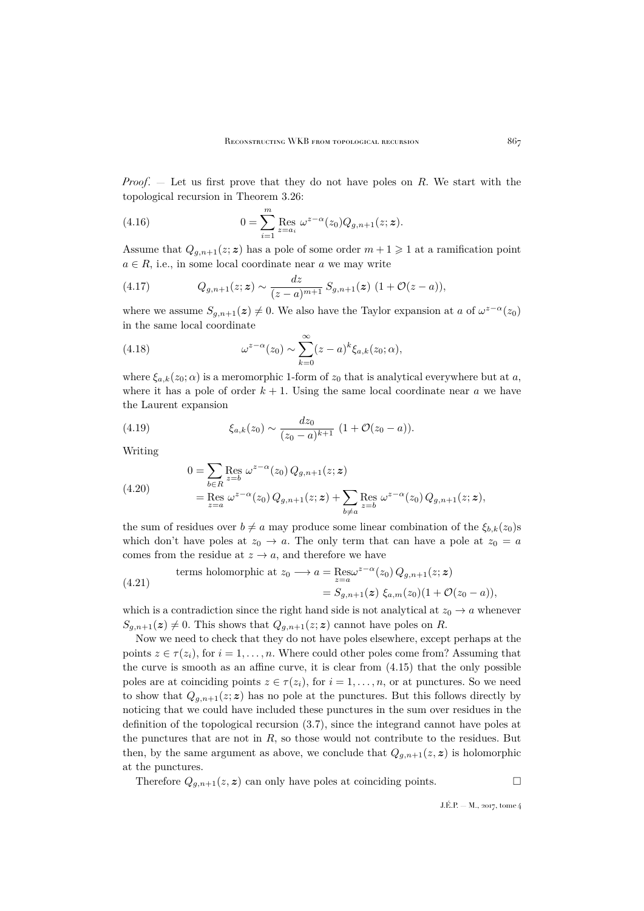*Proof*. — Let us first prove that they do not have poles on $R$. We start with the topological recursion in Theorem 3.26:

$$0 = \sum_{i=1}^{m} \operatorname*{Res}_{z=a_i} \omega^{z-\alpha}(z_0) Q_{g,n+1}(z;\boldsymbol{z}). \tag{4.16}$$

Assume that $Q_{g,n+1}(z;\boldsymbol{z})$ has a pole of some order $m+1 \geqslant 1$ at a ramification point $a \in R$, i.e., in some local coordinate near $a$ we may write

$$Q_{g,n+1}(z;\boldsymbol{z}) \sim \frac{dz}{(z-a)^{m+1}}\, S_{g,n+1}(\boldsymbol{z})\, (1+\mathcal{O}(z-a)), \tag{4.17}$$

where we assume $S_{g,n+1}(\boldsymbol{z}) \neq 0$. We also have the Taylor expansion at $a$ of $\omega^{z-\alpha}(z_0)$ in the same local coordinate

$$\omega^{z-\alpha}(z_0) \sim \sum_{k=0}^{\infty} (z-a)^k \xi_{a,k}(z_0;\alpha), \tag{4.18}$$

where $\xi_{a,k}(z_0;\alpha)$ is a meromorphic 1-form of $z_0$ that is analytical everywhere but at $a$, where it has a pole of order $k+1$. Using the same local coordinate near $a$ we have the Laurent expansion

$$\xi_{a,k}(z_0) \sim \frac{dz_0}{(z_0-a)^{k+1}}\, (1+\mathcal{O}(z_0-a)). \tag{4.19}$$

Writing

$$\begin{aligned} 0 &= \sum_{b\in R} \operatorname*{Res}_{z=b} \omega^{z-\alpha}(z_0)\, Q_{g,n+1}(z;\boldsymbol{z}) \\ &= \operatorname*{Res}_{z=a} \omega^{z-\alpha}(z_0)\, Q_{g,n+1}(z;\boldsymbol{z}) + \sum_{b\neq a} \operatorname*{Res}_{z=b} \omega^{z-\alpha}(z_0)\, Q_{g,n+1}(z;\boldsymbol{z}), \end{aligned} \tag{4.20}$$

the sum of residues over $b \neq a$ may produce some linear combination of the $\xi_{b,k}(z_0)$s which don't have poles at $z_0 \to a$. The only term that can have a pole at $z_0 = a$ comes from the residue at $z \to a$, and therefore we have

$$\begin{aligned} \text{terms holomorphic at } z_0 \longrightarrow a &= \operatorname*{Res}_{z=a} \omega^{z-\alpha}(z_0)\, Q_{g,n+1}(z;\boldsymbol{z}) \\ &= S_{g,n+1}(\boldsymbol{z})\, \xi_{a,m}(z_0)(1+\mathcal{O}(z_0-a)), \end{aligned} \tag{4.21}$$

which is a contradiction since the right hand side is not analytical at $z_0 \to a$ whenever $S_{g,n+1}(\boldsymbol{z}) \neq 0$. This shows that $Q_{g,n+1}(z;\boldsymbol{z})$ cannot have poles on $R$.

Now we need to check that they do not have poles elsewhere, except perhaps at the points $z \in \tau(z_i)$, for $i = 1, \ldots, n$. Where could other poles come from? Assuming that the curve is smooth as an affine curve, it is clear from (4.15) that the only possible poles are at coinciding points $z \in \tau(z_i)$, for $i = 1, \ldots, n$, or at punctures. So we need to show that $Q_{g,n+1}(z;\boldsymbol{z})$ has no pole at the punctures. But this follows directly by noticing that we could have included these punctures in the sum over residues in the definition of the topological recursion (3.7), since the integrand cannot have poles at the punctures that are not in $R$, so those would not contribute to the residues. But then, by the same argument as above, we conclude that $Q_{g,n+1}(z,\boldsymbol{z})$ is holomorphic at the punctures.

Therefore $Q_{g,n+1}(z,\boldsymbol{z})$ can only have poles at coinciding points. $\square$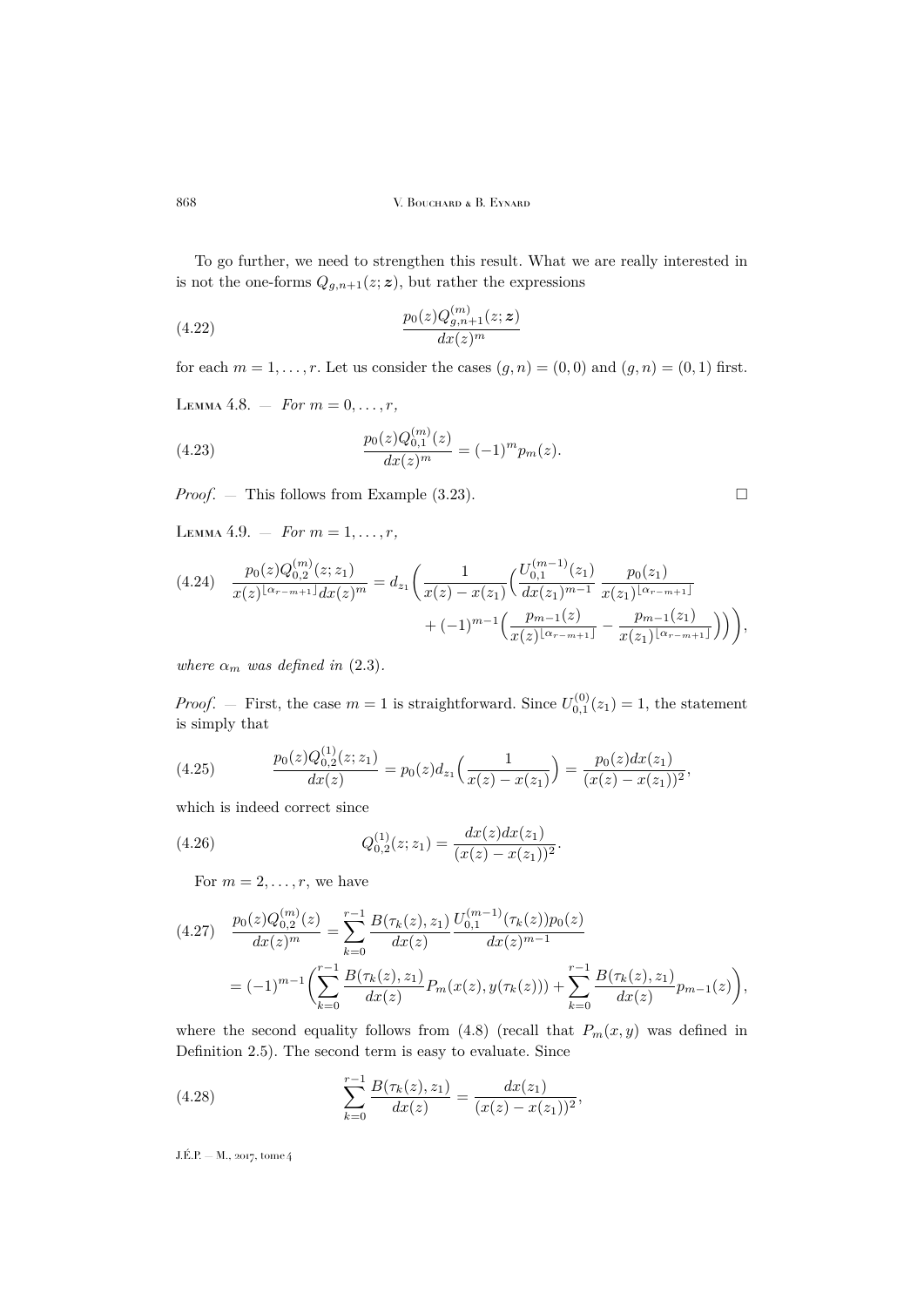To go further, we need to strengthen this result. What we are really interested in is not the one-forms $Q_{g,n+1}(z;\boldsymbol{z})$, but rather the expressions

$$\frac{p_0(z)Q^{(m)}_{g,n+1}(z;\boldsymbol{z})}{dx(z)^m} \tag{4.22}$$

for each $m=1,\dots,r$. Let us consider the cases $(g,n)=(0,0)$ and $(g,n)=(0,1)$ first.

Lemma 4.8. — *For $m=0,\dots,r$,*

$$\frac{p_0(z)Q^{(m)}_{0,1}(z)}{dx(z)^m} = (-1)^m p_m(z). \tag{4.23}$$

*Proof*. — This follows from Example (3.23). □

Lemma 4.9. — *For $m=1,\dots,r$,*

$$\frac{p_0(z)Q^{(m)}_{0,2}(z;z_1)}{x(z)^{\lfloor \alpha_{r-m+1}\rfloor}dx(z)^m} = d_{z_1}\Big(\frac{1}{x(z)-x(z_1)}\Big(\frac{U^{(m-1)}_{0,1}(z_1)}{dx(z_1)^{m-1}}\,\frac{p_0(z_1)}{x(z_1)^{\lfloor \alpha_{r-m+1}\rfloor}} + (-1)^{m-1}\Big(\frac{p_{m-1}(z)}{x(z)^{\lfloor \alpha_{r-m+1}\rfloor}} - \frac{p_{m-1}(z_1)}{x(z_1)^{\lfloor \alpha_{r-m+1}\rfloor}}\Big)\Big)\Big), \tag{4.24}$$

*where $\alpha_m$ was defined in* (2.3).

*Proof*. — First, the case $m=1$ is straightforward. Since $U^{(0)}_{0,1}(z_1)=1$, the statement is simply that

$$\frac{p_0(z)Q^{(1)}_{0,2}(z;z_1)}{dx(z)} = p_0(z)d_{z_1}\Big(\frac{1}{x(z)-x(z_1)}\Big) = \frac{p_0(z)dx(z_1)}{(x(z)-x(z_1))^2}, \tag{4.25}$$

which is indeed correct since

$$Q^{(1)}_{0,2}(z;z_1) = \frac{dx(z)dx(z_1)}{(x(z)-x(z_1))^2}. \tag{4.26}$$

For $m=2,\dots,r$, we have

$$\begin{aligned}\frac{p_0(z)Q^{(m)}_{0,2}(z)}{dx(z)^m} &= \sum_{k=0}^{r-1}\frac{B(\tau_k(z),z_1)}{dx(z)}\,\frac{U^{(m-1)}_{0,1}(\tau_k(z))p_0(z)}{dx(z)^{m-1}}\\ &= (-1)^{m-1}\Big(\sum_{k=0}^{r-1}\frac{B(\tau_k(z),z_1)}{dx(z)}P_m(x(z),y(\tau_k(z))) + \sum_{k=0}^{r-1}\frac{B(\tau_k(z),z_1)}{dx(z)}p_{m-1}(z)\Big),\end{aligned} \tag{4.27}$$

where the second equality follows from (4.8) (recall that $P_m(x,y)$ was defined in Definition 2.5). The second term is easy to evaluate. Since

$$\sum_{k=0}^{r-1}\frac{B(\tau_k(z),z_1)}{dx(z)} = \frac{dx(z_1)}{(x(z)-x(z_1))^2}, \tag{4.28}$$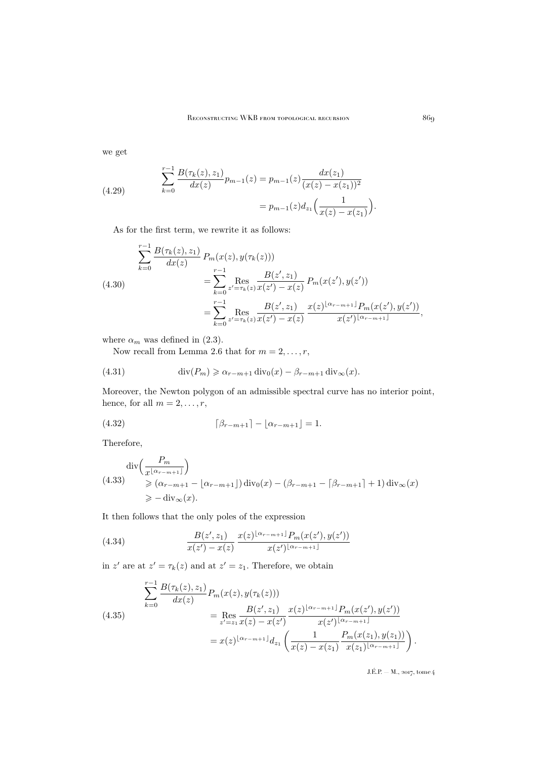we get

$$
\begin{aligned}
\sum_{k=0}^{r-1} \frac{B(\tau_k(z), z_1)}{dx(z)} p_{m-1}(z) &= p_{m-1}(z) \frac{dx(z_1)}{(x(z) - x(z_1))^2} \\
&= p_{m-1}(z) d_{z_1}\Big(\frac{1}{x(z) - x(z_1)}\Big).
\end{aligned}
\tag{4.29}
$$

As for the first term, we rewrite it as follows:

$$
\begin{aligned}
\sum_{k=0}^{r-1} \frac{B(\tau_k(z), z_1)}{dx(z)}\, P_m(x(z), y(\tau_k(z))) &= \sum_{k=0}^{r-1} \operatorname*{Res}_{z'=\tau_k(z)} \frac{B(z', z_1)}{x(z') - x(z)}\, P_m(x(z'), y(z')) \\
&= \sum_{k=0}^{r-1} \operatorname*{Res}_{z'=\tau_k(z)} \frac{B(z', z_1)}{x(z') - x(z)}\, \frac{x(z)^{\lfloor \alpha_{r-m+1} \rfloor} P_m(x(z'), y(z'))}{x(z')^{\lfloor \alpha_{r-m+1} \rfloor}},
\end{aligned}
\tag{4.30}
$$

where $\alpha_m$ was defined in (2.3).

Now recall from Lemma 2.6 that for $m = 2, \ldots, r$,

$$
\operatorname{div}(P_m) \geqslant \alpha_{r-m+1} \operatorname{div}_0(x) - \beta_{r-m+1} \operatorname{div}_\infty(x).
\tag{4.31}
$$

Moreover, the Newton polygon of an admissible spectral curve has no interior point, hence, for all $m = 2, \ldots, r$,

$$
\lceil \beta_{r-m+1} \rceil - \lfloor \alpha_{r-m+1} \rfloor = 1.
\tag{4.32}
$$

Therefore,

$$
\begin{aligned}
&\operatorname{div}\Big(\frac{P_m}{x^{\lfloor \alpha_{r-m+1} \rfloor}}\Big) \\
&\quad \geqslant (\alpha_{r-m+1} - \lfloor \alpha_{r-m+1} \rfloor) \operatorname{div}_0(x) - (\beta_{r-m+1} - \lceil \beta_{r-m+1} \rceil + 1) \operatorname{div}_\infty(x) \\
&\quad \geqslant - \operatorname{div}_\infty(x).
\end{aligned}
\tag{4.33}
$$

It then follows that the only poles of the expression

$$
\frac{B(z', z_1)}{x(z') - x(z)}\, \frac{x(z)^{\lfloor \alpha_{r-m+1} \rfloor} P_m(x(z'), y(z'))}{x(z')^{\lfloor \alpha_{r-m+1} \rfloor}}
\tag{4.34}
$$

in $z'$ are at $z' = \tau_k(z)$ and at $z' = z_1$. Therefore, we obtain

$$
\begin{aligned}
\sum_{k=0}^{r-1} \frac{B(\tau_k(z), z_1)}{dx(z)} P_m(x(z), y(\tau_k(z))) &= \operatorname*{Res}_{z'=z_1} \frac{B(z', z_1)}{x(z) - x(z')}\, \frac{x(z)^{\lfloor \alpha_{r-m+1} \rfloor} P_m(x(z'), y(z'))}{x(z')^{\lfloor \alpha_{r-m+1} \rfloor}} \\
&= x(z)^{\lfloor \alpha_{r-m+1} \rfloor} d_{z_1} \left( \frac{1}{x(z) - x(z_1)} \frac{P_m(x(z_1), y(z_1))}{x(z_1)^{\lfloor \alpha_{r-m+1} \rfloor}} \right).
\end{aligned}
\tag{4.35}
$$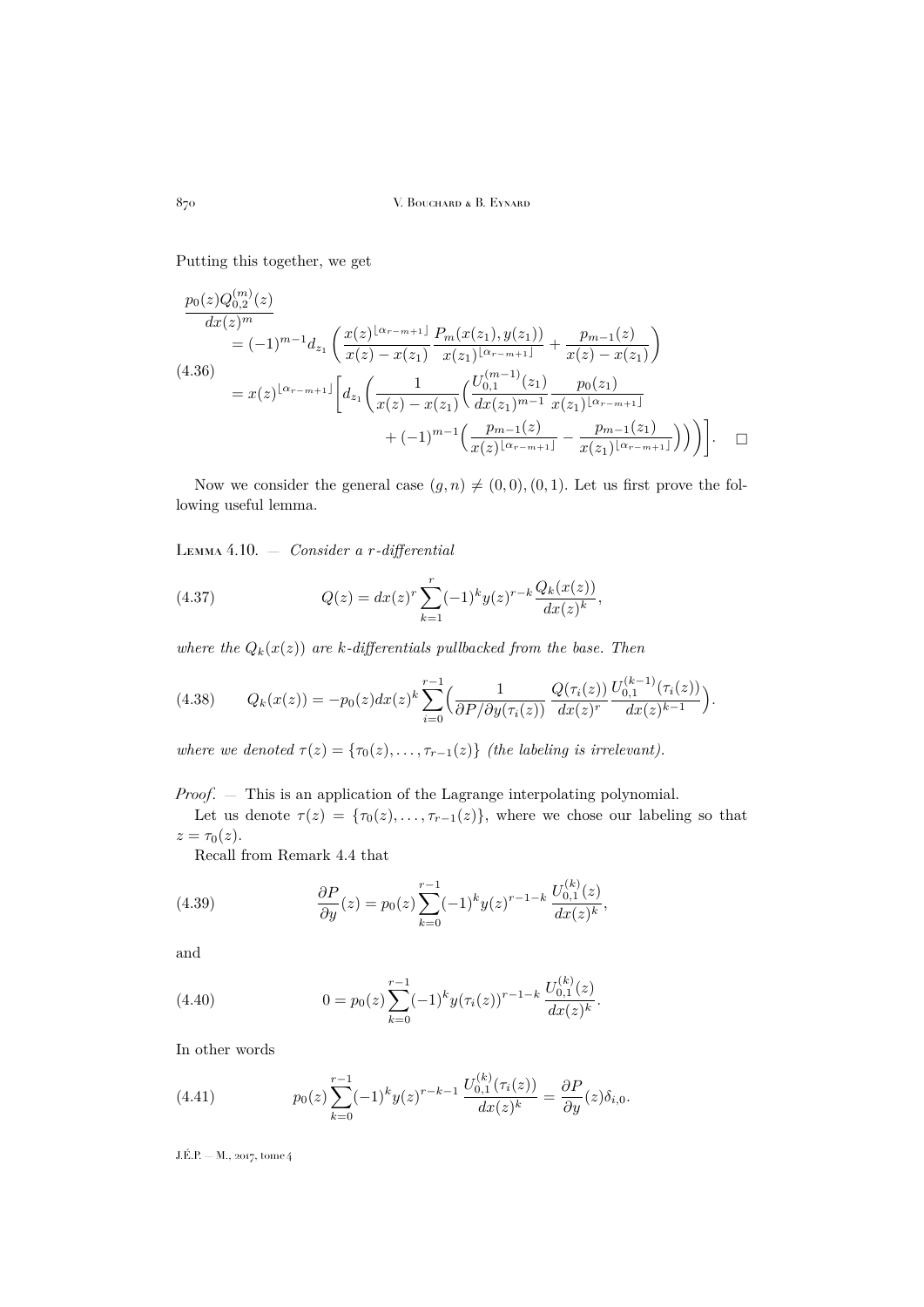Putting this together, we get

$$
\begin{aligned}
\frac{p_0(z) Q^{(m)}_{0,2}(z)}{dx(z)^m} \\
&= (-1)^{m-1} d_{z_1} \left( \frac{x(z)^{\lfloor \alpha_{r-m+1} \rfloor}}{x(z)-x(z_1)} \frac{P_m(x(z_1),y(z_1))}{x(z_1)^{\lfloor \alpha_{r-m+1}\rfloor}} + \frac{p_{m-1}(z)}{x(z)-x(z_1)} \right) \\
&= x(z)^{\lfloor \alpha_{r-m+1}\rfloor} \Bigg[ d_{z_1} \Bigg( \frac{1}{x(z)-x(z_1)} \Bigg( \frac{U^{(m-1)}_{0,1}(z_1)}{dx(z_1)^{m-1}} \frac{p_0(z_1)}{x(z_1)^{\lfloor \alpha_{r-m+1}\rfloor}} \\
&\qquad + (-1)^{m-1} \Big( \frac{p_{m-1}(z)}{x(z)^{\lfloor \alpha_{r-m+1}\rfloor}} - \frac{p_{m-1}(z_1)}{x(z_1)^{\lfloor \alpha_{r-m+1}\rfloor}} \Big) \Bigg) \Bigg) \Bigg]. \qquad \square
\end{aligned}
\tag{4.36}
$$

Now we consider the general case $(g,n) \neq (0,0),(0,1)$. Let us first prove the following useful lemma.

**Lemma 4.10.** — *Consider a $r$-differential*

$$
Q(z) = dx(z)^r \sum_{k=1}^{r} (-1)^k y(z)^{r-k} \frac{Q_k(x(z))}{dx(z)^k}, \tag{4.37}
$$

*where the $Q_k(x(z))$ are $k$-differentials pullbacked from the base. Then*

$$
Q_k(x(z)) = -p_0(z) dx(z)^k \sum_{i=0}^{r-1} \Big( \frac{1}{\partial P/\partial y(\tau_i(z))} \frac{Q(\tau_i(z))}{dx(z)^r} \frac{U^{(k-1)}_{0,1}(\tau_i(z))}{dx(z)^{k-1}} \Big). \tag{4.38}
$$

*where we denoted $\tau(z) = \{\tau_0(z), \ldots, \tau_{r-1}(z)\}$ (the labeling is irrelevant).*

*Proof*. — This is an application of the Lagrange interpolating polynomial.

Let us denote $\tau(z) = \{\tau_0(z), \ldots, \tau_{r-1}(z)\}$, where we chose our labeling so that $z = \tau_0(z)$.

Recall from Remark 4.4 that

$$
\frac{\partial P}{\partial y}(z) = p_0(z) \sum_{k=0}^{r-1} (-1)^k y(z)^{r-1-k} \frac{U^{(k)}_{0,1}(z)}{dx(z)^k}, \tag{4.39}
$$

and

$$
0 = p_0(z) \sum_{k=0}^{r-1} (-1)^k y(\tau_i(z))^{r-1-k} \frac{U^{(k)}_{0,1}(z)}{dx(z)^k}. \tag{4.40}
$$

In other words

$$
p_0(z) \sum_{k=0}^{r-1} (-1)^k y(z)^{r-k-1} \frac{U^{(k)}_{0,1}(\tau_i(z))}{dx(z)^k} = \frac{\partial P}{\partial y}(z) \delta_{i,0}. \tag{4.41}
$$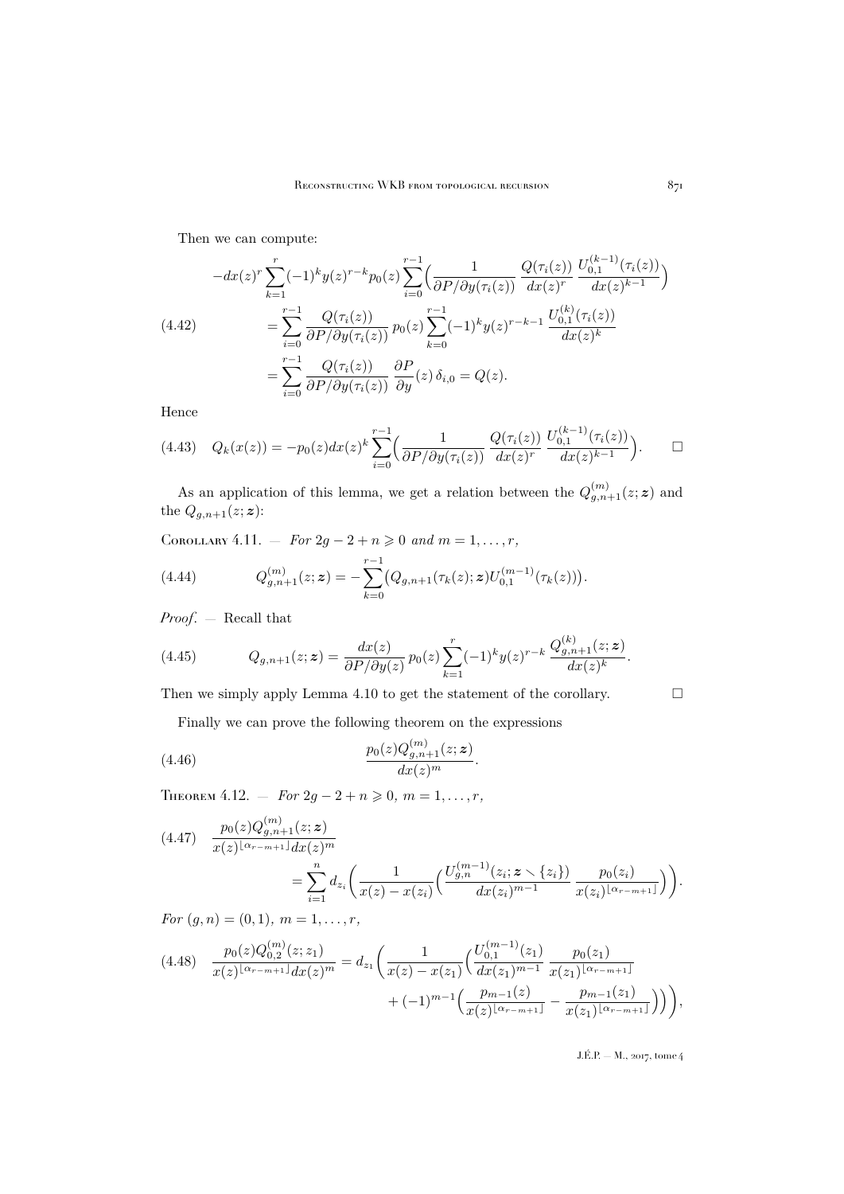Then we can compute:

$$
\begin{aligned}
-dx(z)^r \sum_{k=1}^{r} (-1)^k y(z)^{r-k} p_0(z) \sum_{i=0}^{r-1} \Big( \frac{1}{\partial P/\partial y(\tau_i(z))} \, \frac{Q(\tau_i(z))}{dx(z)^r} \, \frac{U_{0,1}^{(k-1)}(\tau_i(z))}{dx(z)^{k-1}} \Big) \\
= \sum_{i=0}^{r-1} \frac{Q(\tau_i(z))}{\partial P/\partial y(\tau_i(z))} \, p_0(z) \sum_{k=0}^{r-1} (-1)^k y(z)^{r-k-1} \, \frac{U_{0,1}^{(k)}(\tau_i(z))}{dx(z)^k} \\
= \sum_{i=0}^{r-1} \frac{Q(\tau_i(z))}{\partial P/\partial y(\tau_i(z))} \, \frac{\partial P}{\partial y}(z) \, \delta_{i,0} = Q(z).
\end{aligned}
\tag{4.42}
$$

Hence

$$
Q_k(x(z)) = -p_0(z) dx(z)^k \sum_{i=0}^{r-1} \Big( \frac{1}{\partial P/\partial y(\tau_i(z))} \, \frac{Q(\tau_i(z))}{dx(z)^r} \, \frac{U_{0,1}^{(k-1)}(\tau_i(z))}{dx(z)^{k-1}} \Big). \tag{4.43}
$$

□

As an application of this lemma, we get a relation between the $Q_{g,n+1}^{(m)}(z;\boldsymbol{z})$ and the $Q_{g,n+1}(z;\boldsymbol{z})$:

Corollary 4.11. — *For $2g-2+n \geqslant 0$ and $m = 1, \dots, r$,*

$$
Q_{g,n+1}^{(m)}(z;\boldsymbol{z}) = -\sum_{k=0}^{r-1} \big( Q_{g,n+1}(\tau_k(z);\boldsymbol{z}) U_{0,1}^{(m-1)}(\tau_k(z)) \big). \tag{4.44}
$$

*Proof*. — Recall that

$$
Q_{g,n+1}(z;\boldsymbol{z}) = \frac{dx(z)}{\partial P/\partial y(z)} \, p_0(z) \sum_{k=1}^{r} (-1)^k y(z)^{r-k} \, \frac{Q_{g,n+1}^{(k)}(z;\boldsymbol{z})}{dx(z)^k}. \tag{4.45}
$$

Then we simply apply Lemma 4.10 to get the statement of the corollary. □

Finally we can prove the following theorem on the expressions

$$
\frac{p_0(z) Q_{g,n+1}^{(m)}(z;\boldsymbol{z})}{dx(z)^m}. \tag{4.46}
$$

Theorem 4.12. — *For $2g-2+n \geqslant 0$, $m = 1, \dots, r$,*

$$
\begin{aligned}
\frac{p_0(z) Q_{g,n+1}^{(m)}(z;\boldsymbol{z})}{x(z)^{\lfloor \alpha_{r-m+1} \rfloor} dx(z)^m} \\
= \sum_{i=1}^{n} d_{z_i} \Big( \frac{1}{x(z) - x(z_i)} \Big( \frac{U_{g,n}^{(m-1)}(z_i;\boldsymbol{z} \smallsetminus \{z_i\})}{dx(z_i)^{m-1}} \, \frac{p_0(z_i)}{x(z_i)^{\lfloor \alpha_{r-m+1} \rfloor}} \Big) \Big).
\end{aligned}
\tag{4.47}
$$

*For $(g,n) = (0,1)$, $m = 1, \dots, r$,*

$$
\begin{aligned}
\frac{p_0(z) Q_{0,2}^{(m)}(z;z_1)}{x(z)^{\lfloor \alpha_{r-m+1} \rfloor} dx(z)^m} = d_{z_1} \Big( \frac{1}{x(z) - x(z_1)} \Big( \frac{U_{0,1}^{(m-1)}(z_1)}{dx(z_1)^{m-1}} \, \frac{p_0(z_1)}{x(z_1)^{\lfloor \alpha_{r-m+1} \rfloor}} \\
+ (-1)^{m-1} \Big( \frac{p_{m-1}(z)}{x(z)^{\lfloor \alpha_{r-m+1} \rfloor}} - \frac{p_{m-1}(z_1)}{x(z_1)^{\lfloor \alpha_{r-m+1} \rfloor}} \Big) \Big) \Big),
\end{aligned}
\tag{4.48}
$$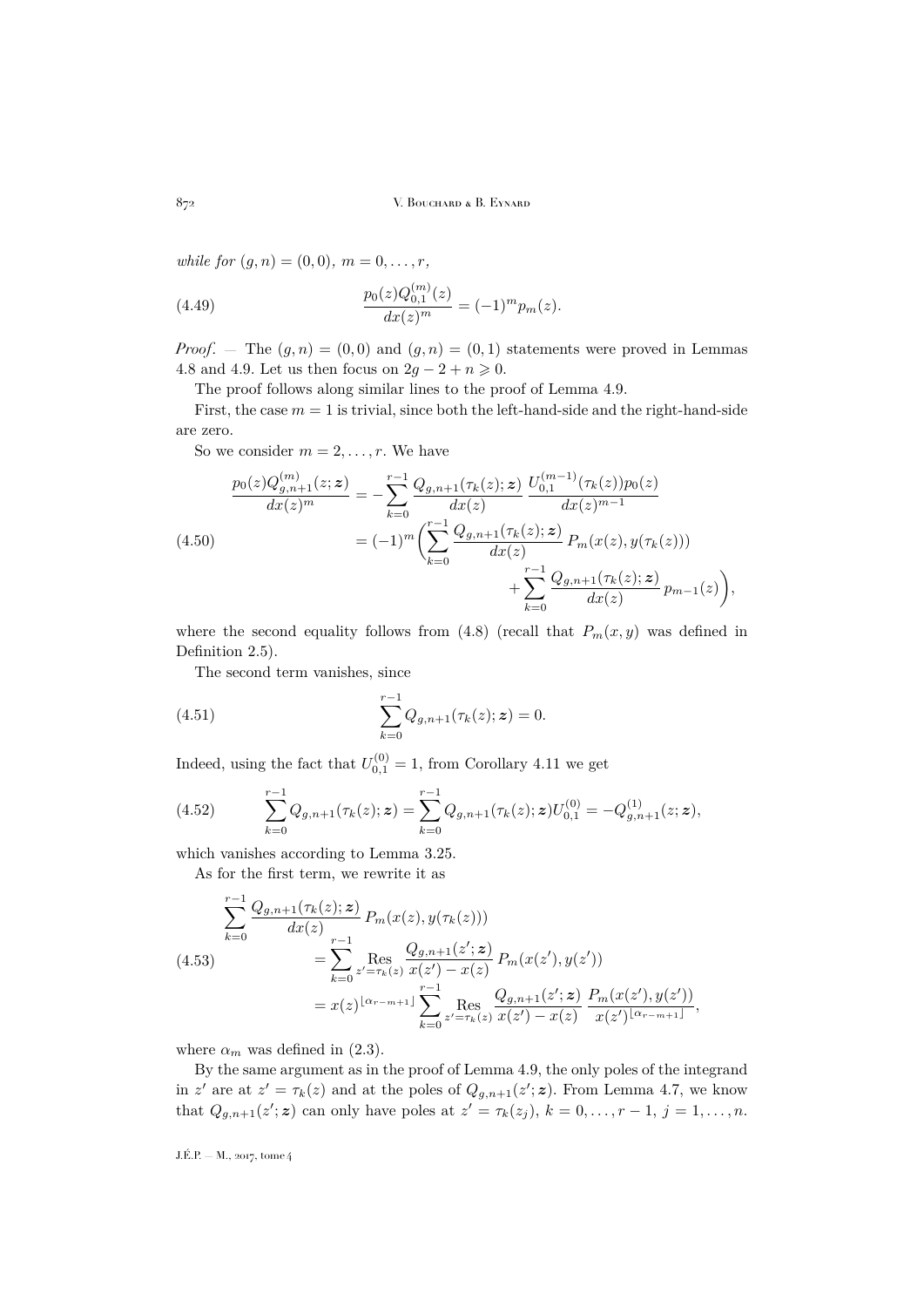*while for* $(g,n)=(0,0)$*,* $m=0,\ldots,r$*,*

$$\frac{p_0(z)Q^{(m)}_{0,1}(z)}{dx(z)^m} = (-1)^m p_m(z). \tag{4.49}$$

*Proof*. — The $(g,n)=(0,0)$ and $(g,n)=(0,1)$ statements were proved in Lemmas 4.8 and 4.9. Let us then focus on $2g-2+n\geqslant 0$.

The proof follows along similar lines to the proof of Lemma 4.9.

First, the case $m=1$ is trivial, since both the left-hand-side and the right-hand-side are zero.

So we consider $m=2,\ldots,r$. We have

$$\begin{aligned}
\frac{p_0(z)Q^{(m)}_{g,n+1}(z;\boldsymbol{z})}{dx(z)^m} &= -\sum_{k=0}^{r-1} \frac{Q_{g,n+1}(\tau_k(z);\boldsymbol{z})}{dx(z)}\,\frac{U^{(m-1)}_{0,1}(\tau_k(z))p_0(z)}{dx(z)^{m-1}} \\
&= (-1)^m\bigg(\sum_{k=0}^{r-1}\frac{Q_{g,n+1}(\tau_k(z);\boldsymbol{z})}{dx(z)}\,P_m(x(z),y(\tau_k(z))) \\
&\qquad\qquad + \sum_{k=0}^{r-1}\frac{Q_{g,n+1}(\tau_k(z);\boldsymbol{z})}{dx(z)}\,p_{m-1}(z)\bigg),
\end{aligned} \tag{4.50}$$

where the second equality follows from (4.8) (recall that $P_m(x,y)$ was defined in Definition 2.5).

The second term vanishes, since

$$\sum_{k=0}^{r-1} Q_{g,n+1}(\tau_k(z);\boldsymbol{z}) = 0. \tag{4.51}$$

Indeed, using the fact that $U^{(0)}_{0,1}=1$, from Corollary 4.11 we get

$$\sum_{k=0}^{r-1} Q_{g,n+1}(\tau_k(z);\boldsymbol{z}) = \sum_{k=0}^{r-1} Q_{g,n+1}(\tau_k(z);\boldsymbol{z})U^{(0)}_{0,1} = -Q^{(1)}_{g,n+1}(z;\boldsymbol{z}), \tag{4.52}$$

which vanishes according to Lemma 3.25.

As for the first term, we rewrite it as

$$\begin{aligned}
\sum_{k=0}^{r-1}&\frac{Q_{g,n+1}(\tau_k(z);\boldsymbol{z})}{dx(z)}\,P_m(x(z),y(\tau_k(z))) \\
&= \sum_{k=0}^{r-1}\operatorname*{Res}_{z'=\tau_k(z)}\frac{Q_{g,n+1}(z';\boldsymbol{z})}{x(z')-x(z)}\,P_m(x(z'),y(z')) \\
&= x(z)^{\lfloor\alpha_{r-m+1}\rfloor}\sum_{k=0}^{r-1}\operatorname*{Res}_{z'=\tau_k(z)}\frac{Q_{g,n+1}(z';\boldsymbol{z})}{x(z')-x(z)}\,\frac{P_m(x(z'),y(z'))}{x(z')^{\lfloor\alpha_{r-m+1}\rfloor}},
\end{aligned} \tag{4.53}$$

where $\alpha_m$ was defined in (2.3).

By the same argument as in the proof of Lemma 4.9, the only poles of the integrand in $z'$ are at $z'=\tau_k(z)$ and at the poles of $Q_{g,n+1}(z';\boldsymbol{z})$. From Lemma 4.7, we know that $Q_{g,n+1}(z';\boldsymbol{z})$ can only have poles at $z'=\tau_k(z_j)$, $k=0,\ldots,r-1$, $j=1,\ldots,n$.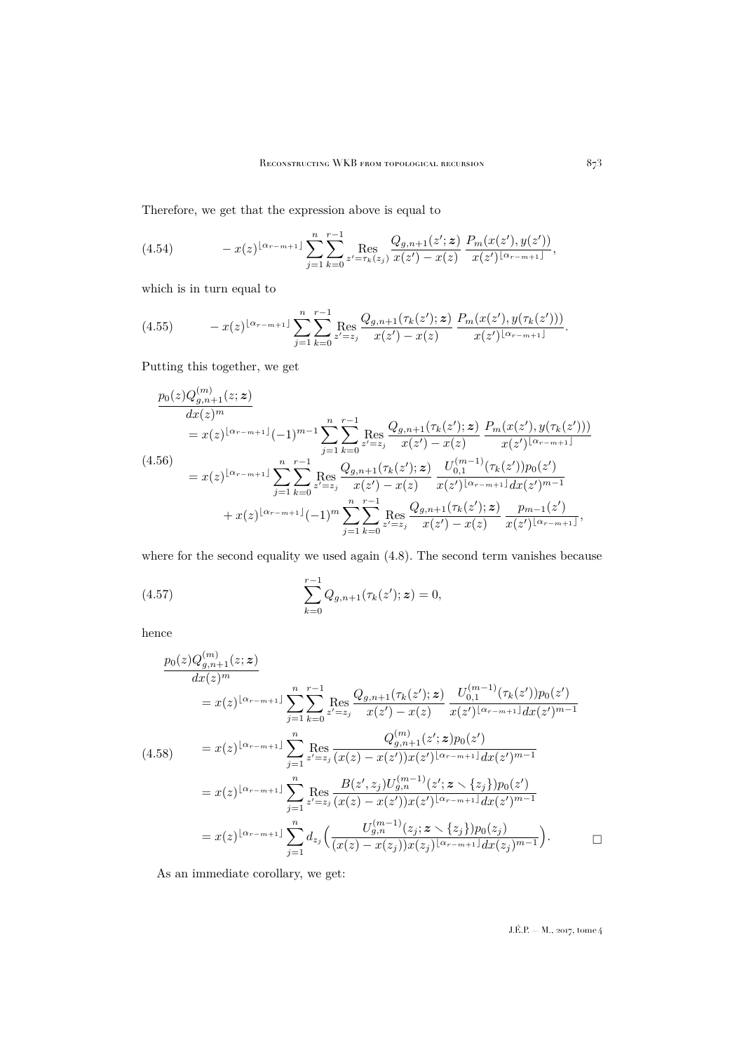Therefore, we get that the expression above is equal to

$$
-x(z)^{\lfloor \alpha_{r-m+1} \rfloor} \sum_{j=1}^{n} \sum_{k=0}^{r-1} \operatorname*{Res}_{z'=\tau_k(z_j)} \frac{Q_{g,n+1}(z';\boldsymbol{z})}{x(z')-x(z)} \, \frac{P_m(x(z'),y(z'))}{x(z')^{\lfloor \alpha_{r-m+1} \rfloor}}, \tag{4.54}
$$

which is in turn equal to

$$
-x(z)^{\lfloor \alpha_{r-m+1} \rfloor} \sum_{j=1}^{n} \sum_{k=0}^{r-1} \operatorname*{Res}_{z'=z_j} \frac{Q_{g,n+1}(\tau_k(z');\boldsymbol{z})}{x(z')-x(z)} \, \frac{P_m(x(z'),y(\tau_k(z')))}{x(z')^{\lfloor \alpha_{r-m+1} \rfloor}}. \tag{4.55}
$$

Putting this together, we get

$$
\begin{aligned}
\frac{p_0(z) Q^{(m)}_{g,n+1}(z;\boldsymbol{z})}{dx(z)^m}
&= x(z)^{\lfloor \alpha_{r-m+1} \rfloor} (-1)^{m-1} \sum_{j=1}^{n} \sum_{k=0}^{r-1} \operatorname*{Res}_{z'=z_j} \frac{Q_{g,n+1}(\tau_k(z');\boldsymbol{z})}{x(z')-x(z)} \, \frac{P_m(x(z'),y(\tau_k(z')))}{x(z')^{\lfloor \alpha_{r-m+1} \rfloor}} \\
&= x(z)^{\lfloor \alpha_{r-m+1} \rfloor} \sum_{j=1}^{n} \sum_{k=0}^{r-1} \operatorname*{Res}_{z'=z_j} \frac{Q_{g,n+1}(\tau_k(z');\boldsymbol{z})}{x(z')-x(z)} \, \frac{U^{(m-1)}_{0,1}(\tau_k(z')) p_0(z')}{x(z')^{\lfloor \alpha_{r-m+1} \rfloor} dx(z')^{m-1}} \\
&\quad + x(z)^{\lfloor \alpha_{r-m+1} \rfloor} (-1)^m \sum_{j=1}^{n} \sum_{k=0}^{r-1} \operatorname*{Res}_{z'=z_j} \frac{Q_{g,n+1}(\tau_k(z');\boldsymbol{z})}{x(z')-x(z)} \, \frac{p_{m-1}(z')}{x(z')^{\lfloor \alpha_{r-m+1} \rfloor}},
\end{aligned} \tag{4.56}
$$

where for the second equality we used again (4.8). The second term vanishes because

$$
\sum_{k=0}^{r-1} Q_{g,n+1}(\tau_k(z');\boldsymbol{z}) = 0, \tag{4.57}
$$

hence

$$
\begin{aligned}
\frac{p_0(z) Q^{(m)}_{g,n+1}(z;\boldsymbol{z})}{dx(z)^m}
&= x(z)^{\lfloor \alpha_{r-m+1} \rfloor} \sum_{j=1}^{n} \sum_{k=0}^{r-1} \operatorname*{Res}_{z'=z_j} \frac{Q_{g,n+1}(\tau_k(z');\boldsymbol{z})}{x(z')-x(z)} \, \frac{U^{(m-1)}_{0,1}(\tau_k(z')) p_0(z')}{x(z')^{\lfloor \alpha_{r-m+1} \rfloor} dx(z')^{m-1}} \\
&= x(z)^{\lfloor \alpha_{r-m+1} \rfloor} \sum_{j=1}^{n} \operatorname*{Res}_{z'=z_j} \frac{Q^{(m)}_{g,n+1}(z';\boldsymbol{z}) p_0(z')}{(x(z)-x(z')) x(z')^{\lfloor \alpha_{r-m+1} \rfloor} dx(z')^{m-1}} \\
&= x(z)^{\lfloor \alpha_{r-m+1} \rfloor} \sum_{j=1}^{n} \operatorname*{Res}_{z'=z_j} \frac{B(z',z_j) U^{(m-1)}_{g,n}(z';\boldsymbol{z} \smallsetminus \{z_j\}) p_0(z')}{(x(z)-x(z')) x(z')^{\lfloor \alpha_{r-m+1} \rfloor} dx(z')^{m-1}} \\
&= x(z)^{\lfloor \alpha_{r-m+1} \rfloor} \sum_{j=1}^{n} d_{z_j} \Big( \frac{U^{(m-1)}_{g,n}(z_j;\boldsymbol{z} \smallsetminus \{z_j\}) p_0(z_j)}{(x(z)-x(z_j)) x(z_j)^{\lfloor \alpha_{r-m+1} \rfloor} dx(z_j)^{m-1}} \Big).
\end{aligned} \tag{4.58}
$$

□

As an immediate corollary, we get: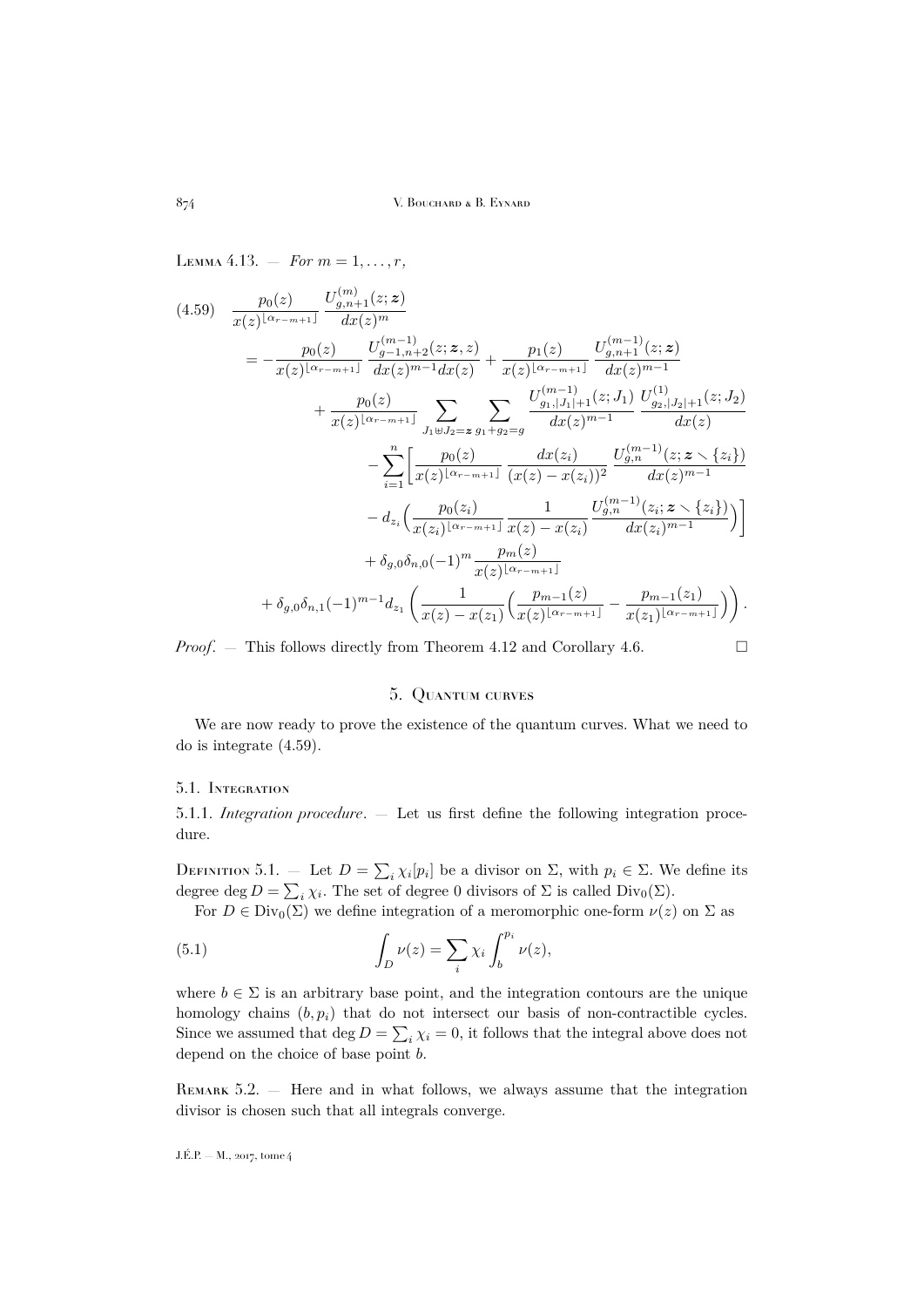Lemma 4.13. — *For $m = 1, \dots, r$,*

$$
\begin{aligned}
(4.59)\quad & \frac{p_0(z)}{x(z)^{\lfloor \alpha_{r-m+1} \rfloor}} \frac{U^{(m)}_{g,n+1}(z;\boldsymbol{z})}{dx(z)^m} \\
&= -\frac{p_0(z)}{x(z)^{\lfloor \alpha_{r-m+1} \rfloor}} \frac{U^{(m-1)}_{g-1,n+2}(z;\boldsymbol{z},z)}{dx(z)^{m-1}dx(z)} + \frac{p_1(z)}{x(z)^{\lfloor \alpha_{r-m+1} \rfloor}} \frac{U^{(m-1)}_{g,n+1}(z;\boldsymbol{z})}{dx(z)^{m-1}} \\
&\quad + \frac{p_0(z)}{x(z)^{\lfloor \alpha_{r-m+1} \rfloor}} \sum_{J_1 \uplus J_2 = \boldsymbol{z}} \sum_{g_1+g_2=g} \frac{U^{(m-1)}_{g_1,|J_1|+1}(z;J_1)}{dx(z)^{m-1}} \frac{U^{(1)}_{g_2,|J_2|+1}(z;J_2)}{dx(z)} \\
&\quad - \sum_{i=1}^n \Big[ \frac{p_0(z)}{x(z)^{\lfloor \alpha_{r-m+1} \rfloor}} \frac{dx(z_i)}{(x(z)-x(z_i))^2} \frac{U^{(m-1)}_{g,n}(z;\boldsymbol{z}\smallsetminus\{z_i\})}{dx(z)^{m-1}} \\
&\qquad - d_{z_i}\Big( \frac{p_0(z_i)}{x(z_i)^{\lfloor \alpha_{r-m+1} \rfloor}} \frac{1}{x(z)-x(z_i)} \frac{U^{(m-1)}_{g,n}(z_i;\boldsymbol{z}\smallsetminus\{z_i\})}{dx(z_i)^{m-1}} \Big) \Big] \\
&\quad + \delta_{g,0}\delta_{n,0}(-1)^m \frac{p_m(z)}{x(z)^{\lfloor \alpha_{r-m+1} \rfloor}} \\
&\quad + \delta_{g,0}\delta_{n,1}(-1)^{m-1} d_{z_1}\left( \frac{1}{x(z)-x(z_1)} \Big( \frac{p_{m-1}(z)}{x(z)^{\lfloor \alpha_{r-m+1} \rfloor}} - \frac{p_{m-1}(z_1)}{x(z_1)^{\lfloor \alpha_{r-m+1} \rfloor}} \Big) \right).
\end{aligned}
$$

*Proof*. — This follows directly from Theorem 4.12 and Corollary 4.6. □

## 5. Quantum curves

We are now ready to prove the existence of the quantum curves. What we need to do is integrate (4.59).

### 5.1. Integration

5.1.1. *Integration procedure*. — Let us first define the following integration procedure.

Definition 5.1. — Let $D = \sum_i \chi_i [p_i]$ be a divisor on $\Sigma$, with $p_i \in \Sigma$. We define its degree $\deg D = \sum_i \chi_i$. The set of degree 0 divisors of $\Sigma$ is called $\mathrm{Div}_0(\Sigma)$.

For $D \in \mathrm{Div}_0(\Sigma)$ we define integration of a meromorphic one-form $\nu(z)$ on $\Sigma$ as

$$
\int_D \nu(z) = \sum_i \chi_i \int_b^{p_i} \nu(z), \tag{5.1}
$$

where $b \in \Sigma$ is an arbitrary base point, and the integration contours are the unique homology chains $(b, p_i)$ that do not intersect our basis of non-contractible cycles. Since we assumed that $\deg D = \sum_i \chi_i = 0$, it follows that the integral above does not depend on the choice of base point $b$.

Remark 5.2. — Here and in what follows, we always assume that the integration divisor is chosen such that all integrals converge.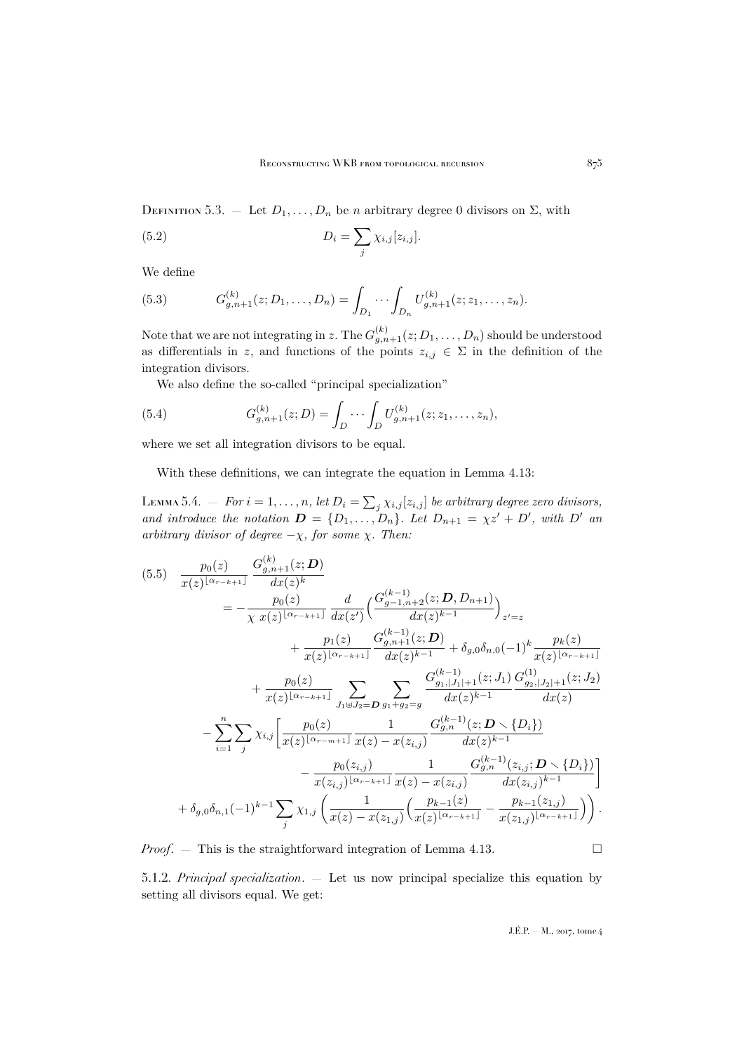Definition 5.3. — Let $D_1, \dots, D_n$ be $n$ arbitrary degree 0 divisors on $\Sigma$, with

$$D_i = \sum_j \chi_{i,j}[z_{i,j}]. \tag{5.2}$$

We define

$$G^{(k)}_{g,n+1}(z; D_1, \dots, D_n) = \int_{D_1} \cdots \int_{D_n} U^{(k)}_{g,n+1}(z; z_1, \dots, z_n). \tag{5.3}$$

Note that we are not integrating in $z$. The $G^{(k)}_{g,n+1}(z; D_1, \dots, D_n)$ should be understood as differentials in $z$, and functions of the points $z_{i,j} \in \Sigma$ in the definition of the integration divisors.

We also define the so-called "principal specialization"

$$G^{(k)}_{g,n+1}(z; D) = \int_{D} \cdots \int_{D} U^{(k)}_{g,n+1}(z; z_1, \dots, z_n), \tag{5.4}$$

where we set all integration divisors to be equal.

With these definitions, we can integrate the equation in Lemma 4.13:

Lemma 5.4. — *For $i = 1, \dots, n$, let $D_i = \sum_j \chi_{i,j}[z_{i,j}]$ be arbitrary degree zero divisors, and introduce the notation $\boldsymbol{D} = \{D_1, \dots, D_n\}$. Let $D_{n+1} = \chi z' + D'$, with $D'$ an arbitrary divisor of degree $-\chi$, for some $\chi$. Then:*

$$\begin{aligned}
\frac{p_0(z)}{x(z)^{\lfloor \alpha_{r-k+1} \rfloor}} \frac{G^{(k)}_{g,n+1}(z; \boldsymbol{D})}{dx(z)^k}
&= -\frac{p_0(z)}{\chi\, x(z)^{\lfloor \alpha_{r-k+1} \rfloor}} \frac{d}{dx(z')} \Big( \frac{G^{(k-1)}_{g-1,n+2}(z; \boldsymbol{D}, D_{n+1})}{dx(z)^{k-1}} \Big)_{z'=z} \\
&\quad + \frac{p_1(z)}{x(z)^{\lfloor \alpha_{r-k+1} \rfloor}} \frac{G^{(k-1)}_{g,n+1}(z; \boldsymbol{D})}{dx(z)^{k-1}} + \delta_{g,0}\delta_{n,0}(-1)^k \frac{p_k(z)}{x(z)^{\lfloor \alpha_{r-k+1} \rfloor}} \\
&\quad + \frac{p_0(z)}{x(z)^{\lfloor \alpha_{r-k+1} \rfloor}} \sum_{J_1 \uplus J_2 = \boldsymbol{D}} \sum_{g_1+g_2=g} \frac{G^{(k-1)}_{g_1,|J_1|+1}(z; J_1)}{dx(z)^{k-1}} \frac{G^{(1)}_{g_2,|J_2|+1}(z; J_2)}{dx(z)} \\
&\quad - \sum_{i=1}^n \sum_j \chi_{i,j} \Big[ \frac{p_0(z)}{x(z)^{\lfloor \alpha_{r-m+1} \rfloor}} \frac{1}{x(z) - x(z_{i,j})} \frac{G^{(k-1)}_{g,n}(z; \boldsymbol{D} \smallsetminus \{D_i\})}{dx(z)^{k-1}} \\
&\qquad\qquad - \frac{p_0(z_{i,j})}{x(z_{i,j})^{\lfloor \alpha_{r-k+1} \rfloor}} \frac{1}{x(z) - x(z_{i,j})} \frac{G^{(k-1)}_{g,n}(z_{i,j}; \boldsymbol{D} \smallsetminus \{D_i\})}{dx(z_{i,j})^{k-1}} \Big] \\
&\quad + \delta_{g,0}\delta_{n,1}(-1)^{k-1} \sum_j \chi_{1,j} \Big( \frac{1}{x(z) - x(z_{1,j})} \Big( \frac{p_{k-1}(z)}{x(z)^{\lfloor \alpha_{r-k+1} \rfloor}} - \frac{p_{k-1}(z_{1,j})}{x(z_{1,j})^{\lfloor \alpha_{r-k+1} \rfloor}} \Big) \Big).
\end{aligned} \tag{5.5}$$

*Proof*. — This is the straightforward integration of Lemma 4.13. $\square$

5.1.2. *Principal specialization*. — Let us now principal specialize this equation by setting all divisors equal. We get: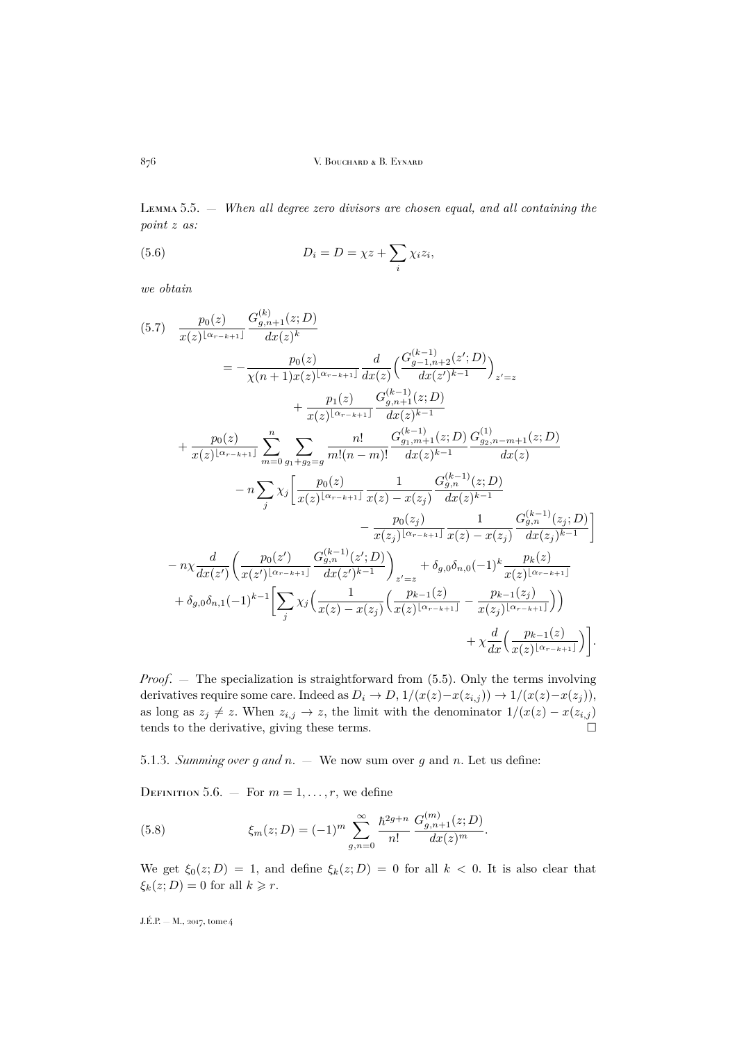Lemma 5.5. — *When all degree zero divisors are chosen equal, and all containing the point $z$ as:*

$$D_i = D = \chi z + \sum_i \chi_i z_i, \tag{5.6}$$

*we obtain*

$$\begin{aligned}
\frac{p_0(z)}{x(z)^{\lfloor \alpha_{r-k+1} \rfloor}} \frac{G^{(k)}_{g,n+1}(z;D)}{dx(z)^k}
&= - \frac{p_0(z)}{\chi(n+1) x(z)^{\lfloor \alpha_{r-k+1} \rfloor}} \frac{d}{dx(z)} \Big( \frac{G^{(k-1)}_{g-1,n+2}(z';D)}{dx(z')^{k-1}} \Big)_{z'=z} \\
&\qquad + \frac{p_1(z)}{x(z)^{\lfloor \alpha_{r-k+1} \rfloor}} \frac{G^{(k-1)}_{g,n+1}(z;D)}{dx(z)^{k-1}} \\
&+ \frac{p_0(z)}{x(z)^{\lfloor \alpha_{r-k+1} \rfloor}} \sum_{m=0}^{n} \sum_{g_1+g_2=g} \frac{n!}{m!(n-m)!} \frac{G^{(k-1)}_{g_1,m+1}(z;D)}{dx(z)^{k-1}} \frac{G^{(1)}_{g_2,n-m+1}(z;D)}{dx(z)} \\
&\qquad - n \sum_j \chi_j \Big[ \frac{p_0(z)}{x(z)^{\lfloor \alpha_{r-k+1} \rfloor}} \frac{1}{x(z)-x(z_j)} \frac{G^{(k-1)}_{g,n}(z;D)}{dx(z)^{k-1}} \\
&\qquad\qquad - \frac{p_0(z_j)}{x(z_j)^{\lfloor \alpha_{r-k+1} \rfloor}} \frac{1}{x(z)-x(z_j)} \frac{G^{(k-1)}_{g,n}(z_j;D)}{dx(z_j)^{k-1}} \Big] \\
&- n\chi \frac{d}{dx(z')} \Big( \frac{p_0(z')}{x(z')^{\lfloor \alpha_{r-k+1} \rfloor}} \frac{G^{(k-1)}_{g,n}(z';D)}{dx(z')^{k-1}} \Big)_{z'=z} + \delta_{g,0}\delta_{n,0} (-1)^k \frac{p_k(z)}{x(z)^{\lfloor \alpha_{r-k+1} \rfloor}} \\
&+ \delta_{g,0}\delta_{n,1} (-1)^{k-1} \Big[ \sum_j \chi_j \Big( \frac{1}{x(z)-x(z_j)} \Big( \frac{p_{k-1}(z)}{x(z)^{\lfloor \alpha_{r-k+1} \rfloor}} - \frac{p_{k-1}(z_j)}{x(z_j)^{\lfloor \alpha_{r-k+1} \rfloor}} \Big) \Big) \\
&\qquad\qquad + \chi \frac{d}{dx} \Big( \frac{p_{k-1}(z)}{x(z)^{\lfloor \alpha_{r-k+1} \rfloor}} \Big) \Big].
\end{aligned} \tag{5.7}$$

*Proof*. — The specialization is straightforward from (5.5). Only the terms involving derivatives require some care. Indeed as $D_i \to D$, $1/(x(z)-x(z_{i,j})) \to 1/(x(z)-x(z_j))$, as long as $z_j \neq z$. When $z_{i,j} \to z$, the limit with the denominator $1/(x(z)-x(z_{i,j}))$ tends to the derivative, giving these terms. □

5.1.3. *Summing over $g$ and $n$.* — We now sum over $g$ and $n$. Let us define:

Definition 5.6. — For $m = 1, \ldots, r$, we define

$$\xi_m(z;D) = (-1)^m \sum_{g,n=0}^{\infty} \frac{\hbar^{2g+n}}{n!} \frac{G^{(m)}_{g,n+1}(z;D)}{dx(z)^m}. \tag{5.8}$$

We get $\xi_0(z;D) = 1$, and define $\xi_k(z;D) = 0$ for all $k < 0$. It is also clear that $\xi_k(z;D) = 0$ for all $k \geqslant r$.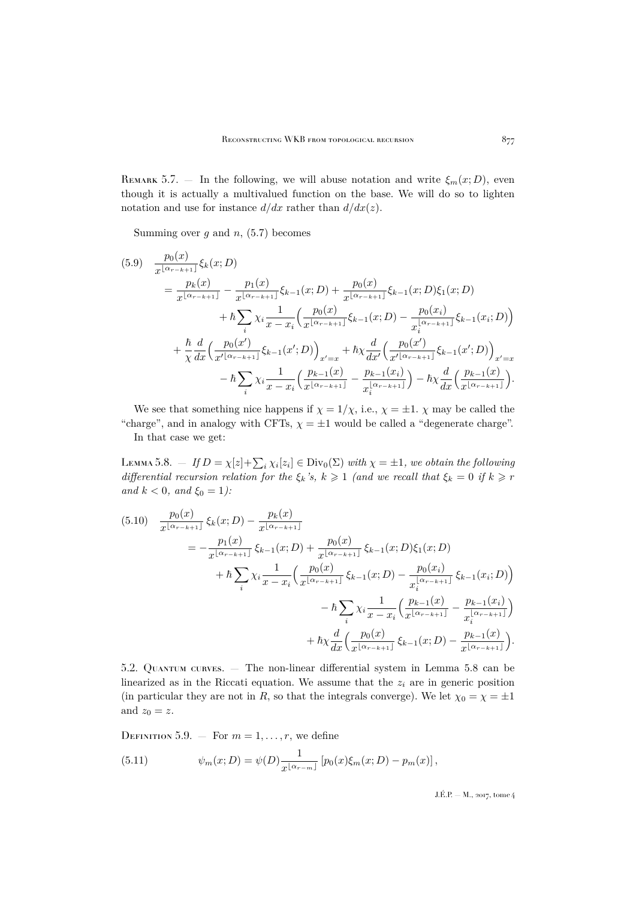Remark 5.7. — In the following, we will abuse notation and write $\xi_m(x;D)$, even though it is actually a multivalued function on the base. We will do so to lighten notation and use for instance $d/dx$ rather than $d/dx(z)$.

Summing over $g$ and $n$, (5.7) becomes

$$
\begin{aligned}
(5.9)\quad \frac{p_0(x)}{x^{\lfloor\alpha_{r-k+1}\rfloor}}\xi_k(x;D)
&= \frac{p_k(x)}{x^{\lfloor\alpha_{r-k+1}\rfloor}} - \frac{p_1(x)}{x^{\lfloor\alpha_{r-k+1}\rfloor}}\xi_{k-1}(x;D) + \frac{p_0(x)}{x^{\lfloor\alpha_{r-k+1}\rfloor}}\xi_{k-1}(x;D)\xi_1(x;D)\\
&\quad + \hbar\sum_i \chi_i \frac{1}{x-x_i}\Big(\frac{p_0(x)}{x^{\lfloor\alpha_{r-k+1}\rfloor}}\xi_{k-1}(x;D) - \frac{p_0(x_i)}{x_i^{\lfloor\alpha_{r-k+1}\rfloor}}\xi_{k-1}(x_i;D)\Big)\\
&\quad + \frac{\hbar}{\chi}\frac{d}{dx}\Big(\frac{p_0(x')}{x'^{\lfloor\alpha_{r-k+1}\rfloor}}\xi_{k-1}(x';D)\Big)_{x'=x} + \hbar\chi\frac{d}{dx'}\Big(\frac{p_0(x')}{x'^{\lfloor\alpha_{r-k+1}\rfloor}}\xi_{k-1}(x';D)\Big)_{x'=x}\\
&\quad - \hbar\sum_i \chi_i\frac{1}{x-x_i}\Big(\frac{p_{k-1}(x)}{x^{\lfloor\alpha_{r-k+1}\rfloor}} - \frac{p_{k-1}(x_i)}{x_i^{\lfloor\alpha_{r-k+1}\rfloor}}\Big) - \hbar\chi\frac{d}{dx}\Big(\frac{p_{k-1}(x)}{x^{\lfloor\alpha_{r-k+1}\rfloor}}\Big).
\end{aligned}
$$

We see that something nice happens if $\chi = 1/\chi$, i.e., $\chi = \pm 1$. $\chi$ may be called the "charge", and in analogy with CFTs, $\chi = \pm 1$ would be called a "degenerate charge".

In that case we get:

Lemma 5.8. — *If $D = \chi[z] + \sum_i \chi_i[z_i] \in \mathrm{Div}_0(\Sigma)$ with $\chi = \pm 1$, we obtain the following differential recursion relation for the $\xi_k$'s, $k \geqslant 1$ (and we recall that $\xi_k = 0$ if $k \geqslant r$ and $k < 0$, and $\xi_0 = 1$):*

$$
\begin{aligned}
(5.10)\quad \frac{p_0(x)}{x^{\lfloor\alpha_{r-k+1}\rfloor}}\,\xi_k(x;D) - \frac{p_k(x)}{x^{\lfloor\alpha_{r-k+1}\rfloor}}
&= -\frac{p_1(x)}{x^{\lfloor\alpha_{r-k+1}\rfloor}}\,\xi_{k-1}(x;D) + \frac{p_0(x)}{x^{\lfloor\alpha_{r-k+1}\rfloor}}\,\xi_{k-1}(x;D)\xi_1(x;D)\\
&\quad + \hbar\sum_i \chi_i\frac{1}{x-x_i}\Big(\frac{p_0(x)}{x^{\lfloor\alpha_{r-k+1}\rfloor}}\,\xi_{k-1}(x;D) - \frac{p_0(x_i)}{x_i^{\lfloor\alpha_{r-k+1}\rfloor}}\,\xi_{k-1}(x_i;D)\Big)\\
&\quad - \hbar\sum_i \chi_i\frac{1}{x-x_i}\Big(\frac{p_{k-1}(x)}{x^{\lfloor\alpha_{r-k+1}\rfloor}} - \frac{p_{k-1}(x_i)}{x_i^{\lfloor\alpha_{r-k+1}\rfloor}}\Big)\\
&\quad + \hbar\chi\frac{d}{dx}\Big(\frac{p_0(x)}{x^{\lfloor\alpha_{r-k+1}\rfloor}}\,\xi_{k-1}(x;D) - \frac{p_{k-1}(x)}{x^{\lfloor\alpha_{r-k+1}\rfloor}}\Big).
\end{aligned}
$$

5.2. Quantum curves. — The non-linear differential system in Lemma 5.8 can be linearized as in the Riccati equation. We assume that the $z_i$ are in generic position (in particular they are not in $R$, so that the integrals converge). We let $\chi_0 = \chi = \pm 1$ and $z_0 = z$.

Definition 5.9. — For $m = 1, \ldots, r$, we define

$$
(5.11)\qquad \psi_m(x;D) = \psi(D)\frac{1}{x^{\lfloor\alpha_{r-m}\rfloor}}\left[p_0(x)\xi_m(x;D) - p_m(x)\right],
$$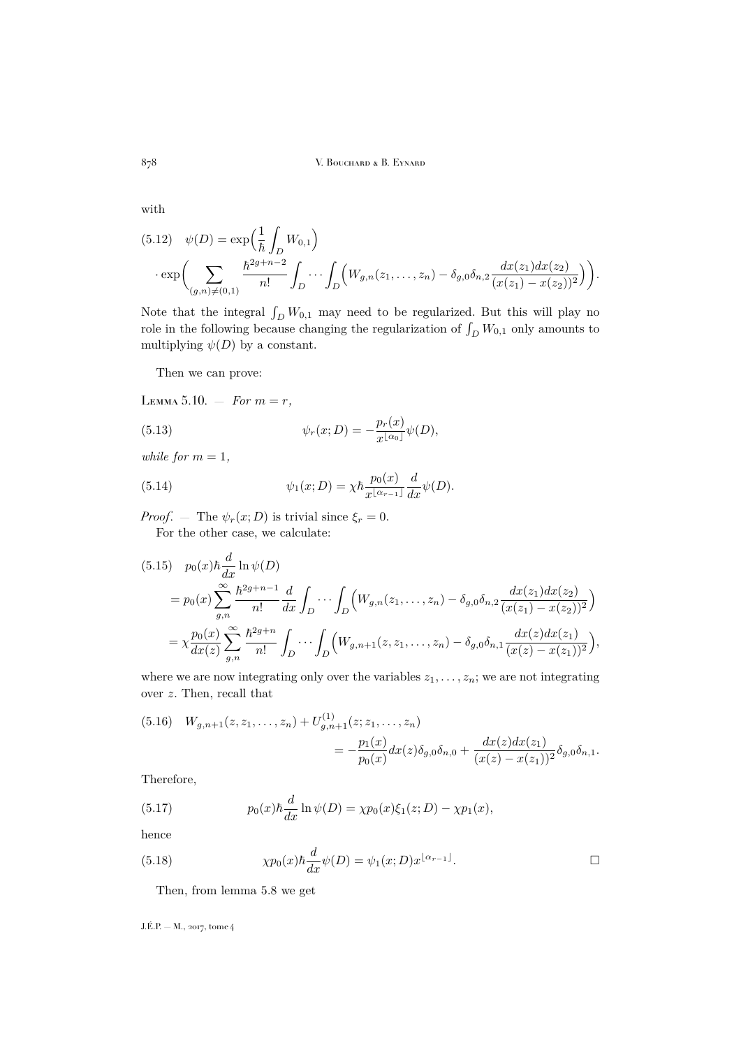with

$$
\begin{aligned}
(5.12)\quad \psi(D) &= \exp\Big(\frac{1}{\hbar}\int_D W_{0,1}\Big)\\
&\cdot \exp\Big(\sum_{(g,n)\neq(0,1)} \frac{\hbar^{2g+n-2}}{n!}\int_D\cdots\int_D\Big(W_{g,n}(z_1,\dots,z_n)-\delta_{g,0}\delta_{n,2}\frac{dx(z_1)dx(z_2)}{(x(z_1)-x(z_2))^2}\Big)\Big).
\end{aligned}
$$

Note that the integral $\int_D W_{0,1}$ may need to be regularized. But this will play no role in the following because changing the regularization of $\int_D W_{0,1}$ only amounts to multiplying $\psi(D)$ by a constant.

Then we can prove:

Lemma 5.10. — *For $m=r$,*

$$
(5.13)\qquad \psi_r(x;D) = -\frac{p_r(x)}{x^{\lfloor \alpha_0\rfloor}}\psi(D),
$$

*while for $m=1$,*

$$
(5.14)\qquad \psi_1(x;D) = \chi\hbar\frac{p_0(x)}{x^{\lfloor \alpha_{r-1}\rfloor}}\frac{d}{dx}\psi(D).
$$

*Proof*. — The $\psi_r(x;D)$ is trivial since $\xi_r=0$.

For the other case, we calculate:

$$
\begin{aligned}
(5.15)\quad & p_0(x)\hbar\frac{d}{dx}\ln\psi(D)\\
&= p_0(x)\sum_{g,n}^{\infty}\frac{\hbar^{2g+n-1}}{n!}\frac{d}{dx}\int_D\cdots\int_D\Big(W_{g,n}(z_1,\dots,z_n)-\delta_{g,0}\delta_{n,2}\frac{dx(z_1)dx(z_2)}{(x(z_1)-x(z_2))^2}\Big)\\
&= \chi\frac{p_0(x)}{dx(z)}\sum_{g,n}^{\infty}\frac{\hbar^{2g+n}}{n!}\int_D\cdots\int_D\Big(W_{g,n+1}(z,z_1,\dots,z_n)-\delta_{g,0}\delta_{n,1}\frac{dx(z)dx(z_1)}{(x(z)-x(z_1))^2}\Big),
\end{aligned}
$$

where we are now integrating only over the variables $z_1,\dots,z_n$; we are not integrating over $z$. Then, recall that

$$
\begin{aligned}
(5.16)\quad W_{g,n+1}(z,z_1,\dots,z_n) + U^{(1)}_{g,n+1}(z;z_1,\dots,z_n)&\\
= -\frac{p_1(x)}{p_0(x)}dx(z)\delta_{g,0}\delta_{n,0} &+ \frac{dx(z)dx(z_1)}{(x(z)-x(z_1))^2}\delta_{g,0}\delta_{n,1}.
\end{aligned}
$$

Therefore,

$$
(5.17)\qquad p_0(x)\hbar\frac{d}{dx}\ln\psi(D) = \chi p_0(x)\xi_1(z;D) - \chi p_1(x),
$$

hence

$$
(5.18)\qquad \chi p_0(x)\hbar\frac{d}{dx}\psi(D) = \psi_1(x;D)x^{\lfloor\alpha_{r-1}\rfloor}. \qquad \square
$$

Then, from lemma 5.8 we get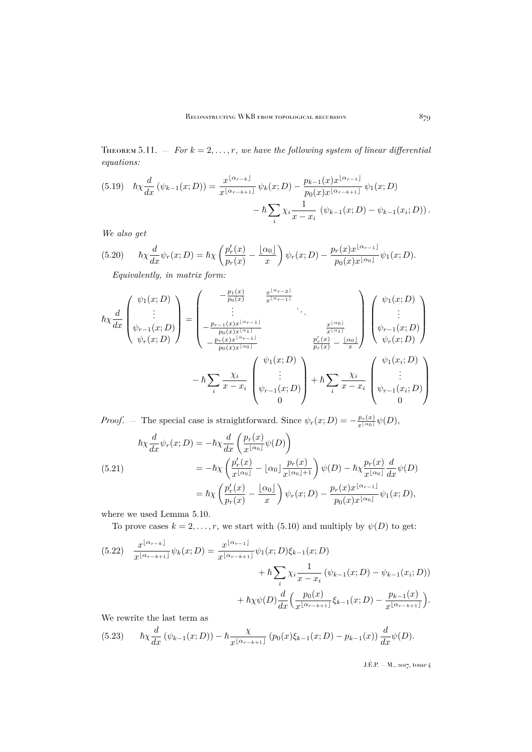**Theorem 5.11.** — *For $k=2,\dots,r$, we have the following system of linear differential equations:*

$$\hbar\chi\frac{d}{dx}\left(\psi_{k-1}(x;D)\right)=\frac{x^{\lfloor\alpha_{r-k}\rfloor}}{x^{\lfloor\alpha_{r-k+1}\rfloor}}\,\psi_k(x;D)-\frac{p_{k-1}(x)x^{\lfloor\alpha_{r-1}\rfloor}}{p_0(x)x^{\lfloor\alpha_{r-k+1}\rfloor}}\,\psi_1(x;D)-\hbar\sum_i\chi_i\frac{1}{x-x_i}\,\left(\psi_{k-1}(x;D)-\psi_{k-1}(x_i;D)\right).\tag{5.19}$$

*We also get*

$$\hbar\chi\frac{d}{dx}\psi_r(x;D)=\hbar\chi\left(\frac{p_r'(x)}{p_r(x)}-\frac{\lfloor\alpha_0\rfloor}{x}\right)\psi_r(x;D)-\frac{p_r(x)x^{\lfloor\alpha_{r-1}\rfloor}}{p_0(x)x^{\lfloor\alpha_0\rfloor}}\psi_1(x;D).\tag{5.20}$$

*Equivalently, in matrix form:*

$$\hbar\chi\frac{d}{dx}\begin{pmatrix}\psi_1(x;D)\\ \vdots\\ \psi_{r-1}(x;D)\\ \psi_r(x;D)\end{pmatrix}=\begin{pmatrix}-\frac{p_1(x)}{p_0(x)} & \frac{x^{\lfloor\alpha_{r-2}\rfloor}}{x^{\lfloor\alpha_{r-1}\rfloor}} & & \\ \vdots & & \ddots & \\ -\frac{p_{r-1}(x)x^{\lfloor\alpha_{r-1}\rfloor}}{p_0(x)x^{\lfloor\alpha_1\rfloor}} & & & \frac{x^{\lfloor\alpha_0\rfloor}}{x^{\lfloor\alpha_1\rfloor}}\\ -\frac{p_r(x)x^{\lfloor\alpha_{r-1}\rfloor}}{p_0(x)x^{\lfloor\alpha_0\rfloor}} & & & \frac{p_r'(x)}{p_r(x)}-\frac{\lfloor\alpha_0\rfloor}{x}\end{pmatrix}\begin{pmatrix}\psi_1(x;D)\\ \vdots\\ \psi_{r-1}(x;D)\\ \psi_r(x;D)\end{pmatrix}$$
$$-\hbar\sum_i\frac{\chi_i}{x-x_i}\begin{pmatrix}\psi_1(x;D)\\ \vdots\\ \psi_{r-1}(x;D)\\ 0\end{pmatrix}+\hbar\sum_i\frac{\chi_i}{x-x_i}\begin{pmatrix}\psi_1(x_i;D)\\ \vdots\\ \psi_{r-1}(x_i;D)\\ 0\end{pmatrix}$$

*Proof.* — The special case is straightforward. Since $\psi_r(x;D)=-\frac{p_r(x)}{x^{\lfloor\alpha_0\rfloor}}\psi(D)$,

$$\begin{aligned}\hbar\chi\frac{d}{dx}\psi_r(x;D)&=-\hbar\chi\frac{d}{dx}\left(\frac{p_r(x)}{x^{\lfloor\alpha_0\rfloor}}\psi(D)\right)\\ &=-\hbar\chi\left(\frac{p_r'(x)}{x^{\lfloor\alpha_0\rfloor}}-\lfloor\alpha_0\rfloor\frac{p_r(x)}{x^{\lfloor\alpha_0\rfloor+1}}\right)\psi(D)-\hbar\chi\frac{p_r(x)}{x^{\lfloor\alpha_0\rfloor}}\frac{d}{dx}\psi(D)\\ &=\hbar\chi\left(\frac{p_r'(x)}{p_r(x)}-\frac{\lfloor\alpha_0\rfloor}{x}\right)\psi_r(x;D)-\frac{p_r(x)x^{\lfloor\alpha_{r-1}\rfloor}}{p_0(x)x^{\lfloor\alpha_0\rfloor}}\psi_1(x;D),\end{aligned}\tag{5.21}$$

where we used Lemma 5.10.

To prove cases $k=2,\dots,r$, we start with (5.10) and multiply by $\psi(D)$ to get:

$$\begin{aligned}\frac{x^{\lfloor\alpha_{r-k}\rfloor}}{x^{\lfloor\alpha_{r-k+1}\rfloor}}\psi_k(x;D)&=\frac{x^{\lfloor\alpha_{r-1}\rfloor}}{x^{\lfloor\alpha_{r-k+1}\rfloor}}\psi_1(x;D)\xi_{k-1}(x;D)\\ &\quad+\hbar\sum_i\chi_i\frac{1}{x-x_i}\left(\psi_{k-1}(x;D)-\psi_{k-1}(x_i;D)\right)\\ &\quad+\hbar\chi\psi(D)\frac{d}{dx}\Big(\frac{p_0(x)}{x^{\lfloor\alpha_{r-k+1}\rfloor}}\xi_{k-1}(x;D)-\frac{p_{k-1}(x)}{x^{\lfloor\alpha_{r-k+1}\rfloor}}\Big).\end{aligned}\tag{5.22}$$

We rewrite the last term as

$$\hbar\chi\frac{d}{dx}\left(\psi_{k-1}(x;D)\right)-\hbar\frac{\chi}{x^{\lfloor\alpha_{r-k+1}\rfloor}}\left(p_0(x)\xi_{k-1}(x;D)-p_{k-1}(x)\right)\frac{d}{dx}\psi(D).\tag{5.23}$$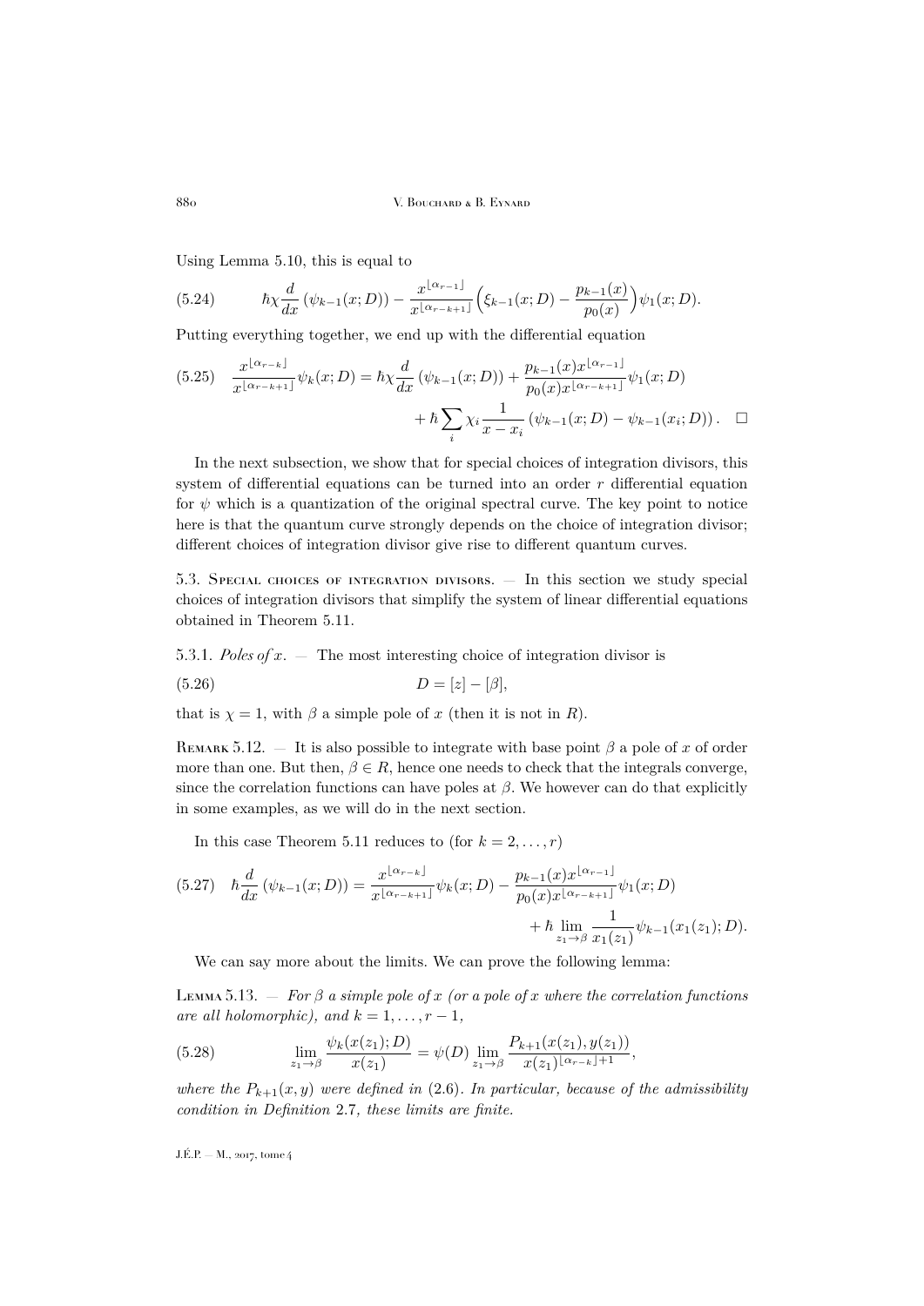Using Lemma 5.10, this is equal to

$$\hbar\chi \frac{d}{dx}\left(\psi_{k-1}(x;D)\right) - \frac{x^{\lfloor \alpha_{r-1}\rfloor}}{x^{\lfloor \alpha_{r-k+1}\rfloor}}\Big(\xi_{k-1}(x;D) - \frac{p_{k-1}(x)}{p_0(x)}\Big)\psi_1(x;D). \tag{5.24}$$

Putting everything together, we end up with the differential equation

$$\frac{x^{\lfloor \alpha_{r-k}\rfloor}}{x^{\lfloor \alpha_{r-k+1}\rfloor}}\psi_k(x;D) = \hbar\chi\frac{d}{dx}\left(\psi_{k-1}(x;D)\right) + \frac{p_{k-1}(x)x^{\lfloor \alpha_{r-1}\rfloor}}{p_0(x)x^{\lfloor \alpha_{r-k+1}\rfloor}}\psi_1(x;D) + \hbar\sum_i \chi_i \frac{1}{x-x_i}\left(\psi_{k-1}(x;D) - \psi_{k-1}(x_i;D)\right). \quad \square \tag{5.25}$$

In the next subsection, we show that for special choices of integration divisors, this system of differential equations can be turned into an order $r$ differential equation for $\psi$ which is a quantization of the original spectral curve. The key point to notice here is that the quantum curve strongly depends on the choice of integration divisor; different choices of integration divisor give rise to different quantum curves.

## 5.3. Special choices of integration divisors.

— In this section we study special choices of integration divisors that simplify the system of linear differential equations obtained in Theorem 5.11.

### 5.3.1. *Poles of $x$.*

— The most interesting choice of integration divisor is

$$D = [z] - [\beta], \tag{5.26}$$

that is $\chi = 1$, with $\beta$ a simple pole of $x$ (then it is not in $R$).

Remark 5.12. — It is also possible to integrate with base point $\beta$ a pole of $x$ of order more than one. But then, $\beta \in R$, hence one needs to check that the integrals converge, since the correlation functions can have poles at $\beta$. We however can do that explicitly in some examples, as we will do in the next section.

In this case Theorem 5.11 reduces to (for $k = 2, \ldots, r$)

$$\hbar\frac{d}{dx}\left(\psi_{k-1}(x;D)\right) = \frac{x^{\lfloor \alpha_{r-k}\rfloor}}{x^{\lfloor \alpha_{r-k+1}\rfloor}}\psi_k(x;D) - \frac{p_{k-1}(x)x^{\lfloor \alpha_{r-1}\rfloor}}{p_0(x)x^{\lfloor \alpha_{r-k+1}\rfloor}}\psi_1(x;D) + \hbar\lim_{z_1\to\beta}\frac{1}{x_1(z_1)}\psi_{k-1}(x_1(z_1);D). \tag{5.27}$$

We can say more about the limits. We can prove the following lemma:

Lemma 5.13. — *For $\beta$ a simple pole of $x$ (or a pole of $x$ where the correlation functions are all holomorphic), and $k = 1, \ldots, r-1$,*

$$\lim_{z_1\to\beta}\frac{\psi_k(x(z_1);D)}{x(z_1)} = \psi(D)\lim_{z_1\to\beta}\frac{P_{k+1}(x(z_1),y(z_1))}{x(z_1)^{\lfloor \alpha_{r-k}\rfloor+1}}, \tag{5.28}$$

*where the $P_{k+1}(x,y)$ were defined in* (2.6). *In particular, because of the admissibility condition in Definition* 2.7*, these limits are finite.*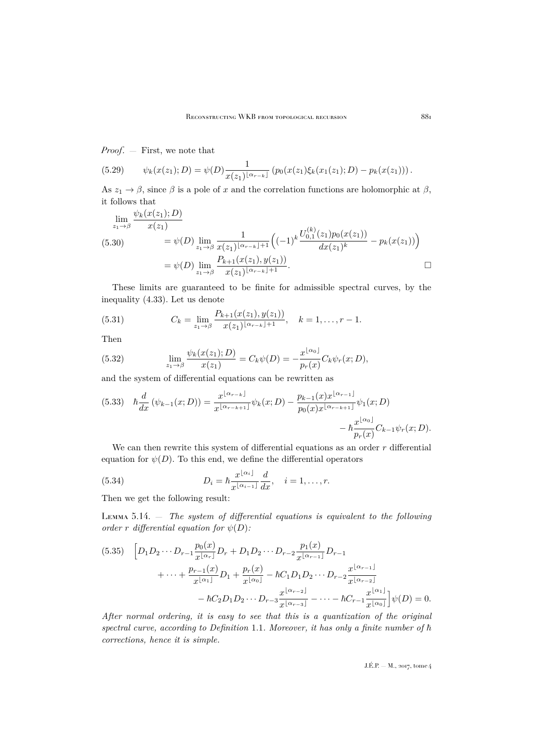*Proof*. — First, we note that

$$\psi_k(x(z_1); D) = \psi(D) \frac{1}{x(z_1)^{\lfloor \alpha_{r-k} \rfloor}} \left( p_0(x(z_1)\xi_k(x_1(z_1); D) - p_k(x(z_1)) \right). \tag{5.29}$$

As $z_1 \to \beta$, since $\beta$ is a pole of $x$ and the correlation functions are holomorphic at $\beta$, it follows that

$$\begin{aligned}\lim_{z_1 \to \beta} \frac{\psi_k(x(z_1); D)}{x(z_1)} &= \psi(D) \lim_{z_1 \to \beta} \frac{1}{x(z_1)^{\lfloor \alpha_{r-k} \rfloor + 1}} \Big( (-1)^k \frac{U_{0,1}^{(k)}(z_1) p_0(x(z_1))}{dx(z_1)^k} - p_k(x(z_1)) \Big) \\ &= \psi(D) \lim_{z_1 \to \beta} \frac{P_{k+1}(x(z_1), y(z_1))}{x(z_1)^{\lfloor \alpha_{r-k} \rfloor + 1}}. \end{aligned} \tag{5.30}$$

$\square$

These limits are guaranteed to be finite for admissible spectral curves, by the inequality (4.33). Let us denote

$$C_k = \lim_{z_1 \to \beta} \frac{P_{k+1}(x(z_1), y(z_1))}{x(z_1)^{\lfloor \alpha_{r-k} \rfloor + 1}}, \quad k = 1, \ldots, r-1. \tag{5.31}$$

Then

$$\lim_{z_1 \to \beta} \frac{\psi_k(x(z_1); D)}{x(z_1)} = C_k \psi(D) = -\frac{x^{\lfloor \alpha_0 \rfloor}}{p_r(x)} C_k \psi_r(x; D), \tag{5.32}$$

and the system of differential equations can be rewritten as

$$\begin{aligned}\hbar \frac{d}{dx} \left( \psi_{k-1}(x; D) \right) = \frac{x^{\lfloor \alpha_{r-k} \rfloor}}{x^{\lfloor \alpha_{r-k+1} \rfloor}} \psi_k(x; D) - \frac{p_{k-1}(x) x^{\lfloor \alpha_{r-1} \rfloor}}{p_0(x) x^{\lfloor \alpha_{r-k+1} \rfloor}} \psi_1(x; D) \\ - \hbar \frac{x^{\lfloor \alpha_0 \rfloor}}{p_r(x)} C_{k-1} \psi_r(x; D). \end{aligned} \tag{5.33}$$

We can then rewrite this system of differential equations as an order $r$ differential equation for $\psi(D)$. To this end, we define the differential operators

$$D_i = \hbar \frac{x^{\lfloor \alpha_i \rfloor}}{x^{\lfloor \alpha_{i-1} \rfloor}} \frac{d}{dx}, \quad i = 1, \ldots, r. \tag{5.34}$$

Then we get the following result:

Lemma 5.14. — *The system of differential equations is equivalent to the following order $r$ differential equation for $\psi(D)$:*

$$\begin{aligned}\Big[ D_1 D_2 \cdots D_{r-1} \frac{p_0(x)}{x^{\lfloor \alpha_r \rfloor}} D_r + D_1 D_2 \cdots D_{r-2} \frac{p_1(x)}{x^{\lfloor \alpha_{r-1} \rfloor}} D_{r-1} \\ + \cdots + \frac{p_{r-1}(x)}{x^{\lfloor \alpha_1 \rfloor}} D_1 + \frac{p_r(x)}{x^{\lfloor \alpha_0 \rfloor}} - \hbar C_1 D_1 D_2 \cdots D_{r-2} \frac{x^{\lfloor \alpha_{r-1} \rfloor}}{x^{\lfloor \alpha_{r-2} \rfloor}} \\ - \hbar C_2 D_1 D_2 \cdots D_{r-3} \frac{x^{\lfloor \alpha_{r-2} \rfloor}}{x^{\lfloor \alpha_{r-3} \rfloor}} - \cdots - \hbar C_{r-1} \frac{x^{\lfloor \alpha_1 \rfloor}}{x^{\lfloor \alpha_0 \rfloor}} \Big] \psi(D) = 0. \end{aligned} \tag{5.35}$$

*After normal ordering, it is easy to see that this is a quantization of the original spectral curve, according to Definition* 1.1. *Moreover, it has only a finite number of $\hbar$ corrections, hence it is simple.*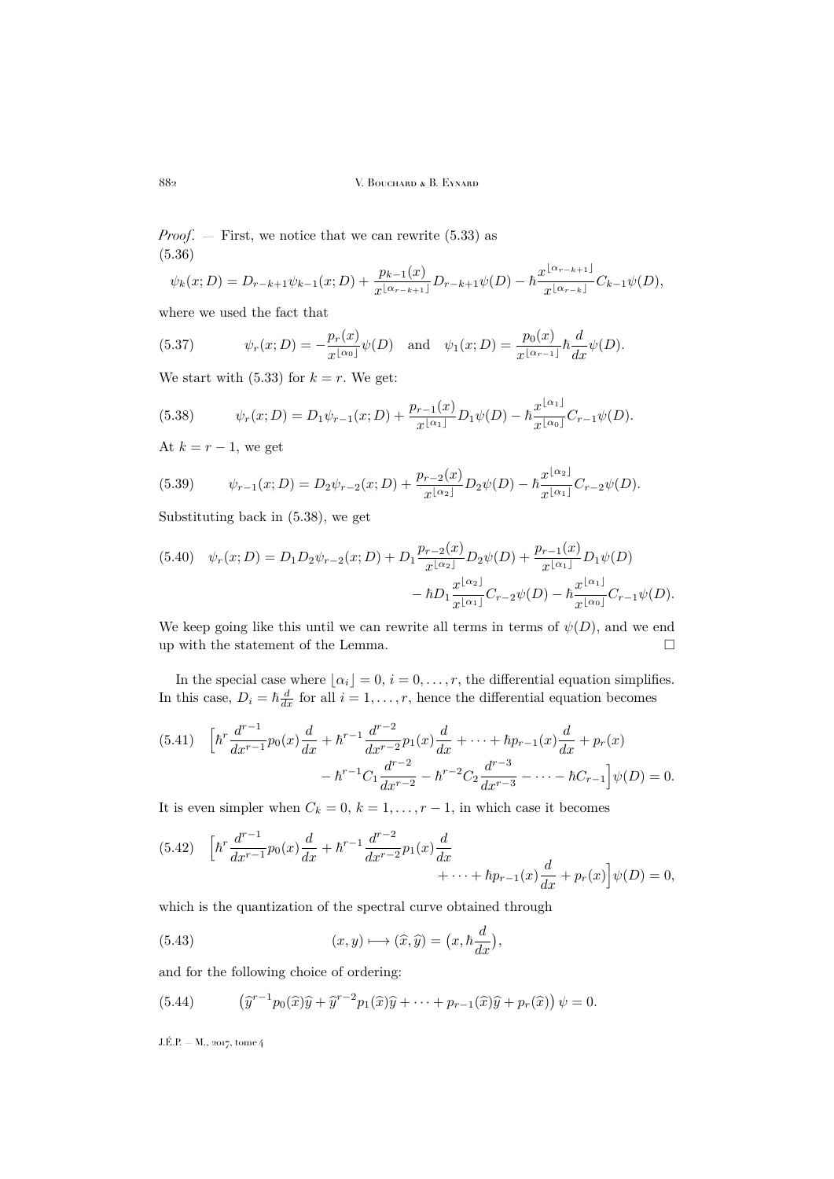*Proof*. — First, we notice that we can rewrite (5.33) as

$$\psi_k(x;D) = D_{r-k+1}\psi_{k-1}(x;D) + \frac{p_{k-1}(x)}{x^{\lfloor \alpha_{r-k+1}\rfloor}} D_{r-k+1}\psi(D) - \hbar \frac{x^{\lfloor \alpha_{r-k+1}\rfloor}}{x^{\lfloor \alpha_{r-k}\rfloor}} C_{k-1}\psi(D), \tag{5.36}$$

where we used the fact that

$$\psi_r(x;D) = -\frac{p_r(x)}{x^{\lfloor \alpha_0\rfloor}}\psi(D) \quad \text{and} \quad \psi_1(x;D) = \frac{p_0(x)}{x^{\lfloor \alpha_{r-1}\rfloor}}\hbar\frac{d}{dx}\psi(D). \tag{5.37}$$

We start with (5.33) for $k=r$. We get:

$$\psi_r(x;D) = D_1\psi_{r-1}(x;D) + \frac{p_{r-1}(x)}{x^{\lfloor \alpha_1\rfloor}} D_1\psi(D) - \hbar \frac{x^{\lfloor \alpha_1\rfloor}}{x^{\lfloor \alpha_0\rfloor}} C_{r-1}\psi(D). \tag{5.38}$$

At $k=r-1$, we get

$$\psi_{r-1}(x;D) = D_2\psi_{r-2}(x;D) + \frac{p_{r-2}(x)}{x^{\lfloor \alpha_2\rfloor}} D_2\psi(D) - \hbar \frac{x^{\lfloor \alpha_2\rfloor}}{x^{\lfloor \alpha_1\rfloor}} C_{r-2}\psi(D). \tag{5.39}$$

Substituting back in (5.38), we get

$$\begin{aligned}\psi_r(x;D) = D_1D_2\psi_{r-2}(x;D) &+ D_1\frac{p_{r-2}(x)}{x^{\lfloor \alpha_2\rfloor}} D_2\psi(D) + \frac{p_{r-1}(x)}{x^{\lfloor \alpha_1\rfloor}} D_1\psi(D) \\ &- \hbar D_1\frac{x^{\lfloor \alpha_2\rfloor}}{x^{\lfloor \alpha_1\rfloor}} C_{r-2}\psi(D) - \hbar \frac{x^{\lfloor \alpha_1\rfloor}}{x^{\lfloor \alpha_0\rfloor}} C_{r-1}\psi(D).\end{aligned} \tag{5.40}$$

We keep going like this until we can rewrite all terms in terms of $\psi(D)$, and we end up with the statement of the Lemma. □

In the special case where $\lfloor \alpha_i \rfloor = 0$, $i=0,\ldots,r$, the differential equation simplifies. In this case, $D_i = \hbar\frac{d}{dx}$ for all $i=1,\ldots,r$, hence the differential equation becomes

$$\begin{aligned}\Big[\hbar^r\frac{d^{r-1}}{dx^{r-1}}p_0(x)\frac{d}{dx} + \hbar^{r-1}\frac{d^{r-2}}{dx^{r-2}}p_1(x)\frac{d}{dx} + \cdots + \hbar p_{r-1}(x)\frac{d}{dx} + p_r(x) \\ - \hbar^{r-1}C_1\frac{d^{r-2}}{dx^{r-2}} - \hbar^{r-2}C_2\frac{d^{r-3}}{dx^{r-3}} - \cdots - \hbar C_{r-1}\Big]\psi(D) = 0.\end{aligned} \tag{5.41}$$

It is even simpler when $C_k = 0$, $k=1,\ldots,r-1$, in which case it becomes

$$\begin{aligned}\Big[\hbar^r\frac{d^{r-1}}{dx^{r-1}}p_0(x)\frac{d}{dx} + \hbar^{r-1}\frac{d^{r-2}}{dx^{r-2}}p_1(x)\frac{d}{dx} \\ + \cdots + \hbar p_{r-1}(x)\frac{d}{dx} + p_r(x)\Big]\psi(D) = 0,\end{aligned} \tag{5.42}$$

which is the quantization of the spectral curve obtained through

$$(x,y) \longmapsto (\widehat{x},\widehat{y}) = \big(x, \hbar\frac{d}{dx}\big), \tag{5.43}$$

and for the following choice of ordering:

$$\left(\widehat{y}^{r-1}p_0(\widehat{x})\widehat{y} + \widehat{y}^{r-2}p_1(\widehat{x})\widehat{y} + \cdots + p_{r-1}(\widehat{x})\widehat{y} + p_r(\widehat{x})\right)\psi = 0. \tag{5.44}$$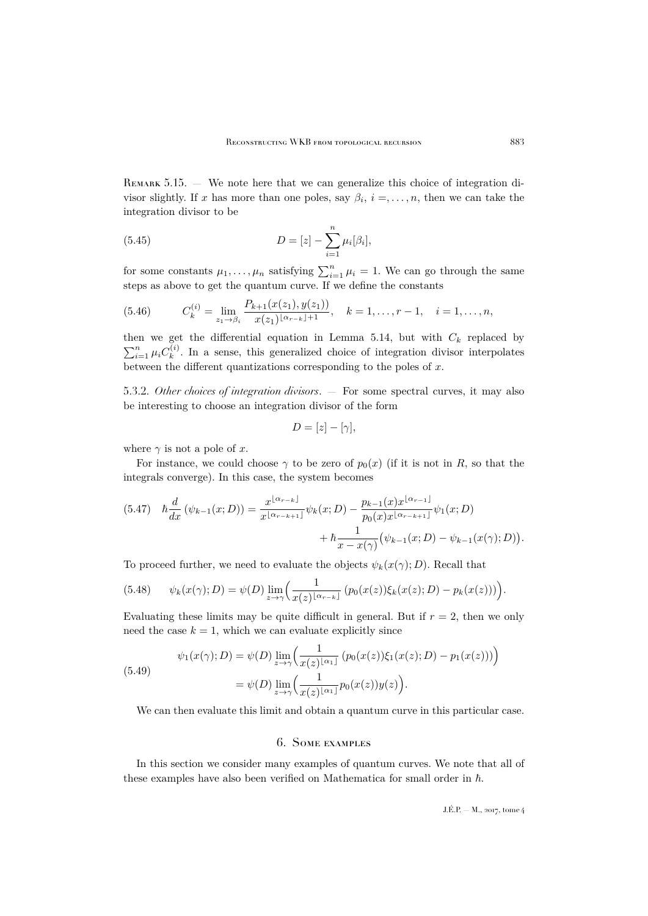Remark 5.15. — We note here that we can generalize this choice of integration divisor slightly. If $x$ has more than one poles, say $\beta_i$, $i =, \ldots, n$, then we can take the integration divisor to be

$$D = [z] - \sum_{i=1}^{n} \mu_i [\beta_i], \tag{5.45}$$

for some constants $\mu_1, \ldots, \mu_n$ satisfying $\sum_{i=1}^{n} \mu_i = 1$. We can go through the same steps as above to get the quantum curve. If we define the constants

$$C_k^{(i)} = \lim_{z_1 \to \beta_i} \frac{P_{k+1}(x(z_1), y(z_1))}{x(z_1)^{\lfloor \alpha_{r-k} \rfloor + 1}}, \quad k = 1, \ldots, r-1, \quad i = 1, \ldots, n, \tag{5.46}$$

then we get the differential equation in Lemma 5.14, but with $C_k$ replaced by $\sum_{i=1}^{n} \mu_i C_k^{(i)}$. In a sense, this generalized choice of integration divisor interpolates between the different quantizations corresponding to the poles of $x$.

5.3.2. *Other choices of integration divisors*. — For some spectral curves, it may also be interesting to choose an integration divisor of the form

$$D = [z] - [\gamma],$$

where $\gamma$ is not a pole of $x$.

For instance, we could choose $\gamma$ to be zero of $p_0(x)$ (if it is not in $R$, so that the integrals converge). In this case, the system becomes

$$\begin{aligned}\hbar \frac{d}{dx} \left( \psi_{k-1}(x; D) \right) = \frac{x^{\lfloor \alpha_{r-k} \rfloor}}{x^{\lfloor \alpha_{r-k+1} \rfloor}} \psi_k(x; D) - \frac{p_{k-1}(x) x^{\lfloor \alpha_{r-1} \rfloor}}{p_0(x) x^{\lfloor \alpha_{r-k+1} \rfloor}} \psi_1(x; D) \\ + \hbar \frac{1}{x - x(\gamma)} \big( \psi_{k-1}(x; D) - \psi_{k-1}(x(\gamma); D) \big).\end{aligned} \tag{5.47}$$

To proceed further, we need to evaluate the objects $\psi_k(x(\gamma); D)$. Recall that

$$\psi_k(x(\gamma); D) = \psi(D) \lim_{z \to \gamma} \Big( \frac{1}{x(z)^{\lfloor \alpha_{r-k} \rfloor}} \left( p_0(x(z)) \xi_k(x(z); D) - p_k(x(z)) \right) \Big). \tag{5.48}$$

Evaluating these limits may be quite difficult in general. But if $r = 2$, then we only need the case $k = 1$, which we can evaluate explicitly since

$$\begin{aligned}\psi_1(x(\gamma); D) &= \psi(D) \lim_{z \to \gamma} \Big( \frac{1}{x(z)^{\lfloor \alpha_1 \rfloor}} \left( p_0(x(z)) \xi_1(x(z); D) - p_1(x(z)) \right) \Big) \\ &= \psi(D) \lim_{z \to \gamma} \Big( \frac{1}{x(z)^{\lfloor \alpha_1 \rfloor}} p_0(x(z)) y(z) \Big).\end{aligned} \tag{5.49}$$

We can then evaluate this limit and obtain a quantum curve in this particular case.

## 6. Some examples

In this section we consider many examples of quantum curves. We note that all of these examples have also been verified on Mathematica for small order in $\hbar$.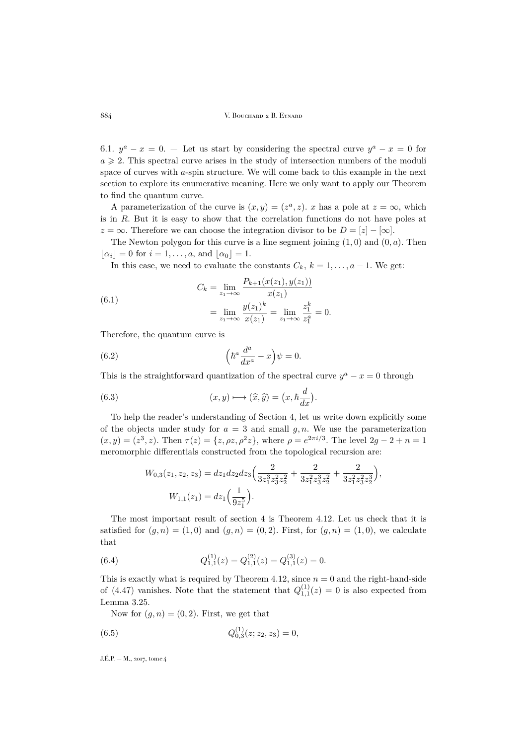### 6.1. $y^a - x = 0$.

— Let us start by considering the spectral curve $y^a - x = 0$ for $a \geqslant 2$. This spectral curve arises in the study of intersection numbers of the moduli space of curves with $a$-spin structure. We will come back to this example in the next section to explore its enumerative meaning. Here we only want to apply our Theorem to find the quantum curve.

A parameterization of the curve is $(x, y) = (z^a, z)$. $x$ has a pole at $z = \infty$, which is in $R$. But it is easy to show that the correlation functions do not have poles at $z = \infty$. Therefore we can choose the integration divisor to be $D = [z] - [\infty]$.

The Newton polygon for this curve is a line segment joining $(1, 0)$ and $(0, a)$. Then $\lfloor \alpha_i \rfloor = 0$ for $i = 1, \ldots, a$, and $\lfloor \alpha_0 \rfloor = 1$.

In this case, we need to evaluate the constants $C_k$, $k = 1, \ldots, a-1$. We get:

$$
\begin{aligned}
C_k &= \lim_{z_1 \to \infty} \frac{P_{k+1}(x(z_1), y(z_1))}{x(z_1)} \\
&= \lim_{z_1 \to \infty} \frac{y(z_1)^k}{x(z_1)} = \lim_{z_1 \to \infty} \frac{z_1^k}{z_1^a} = 0.
\end{aligned} \tag{6.1}
$$

Therefore, the quantum curve is

$$
\Big(\hbar^a \frac{d^a}{dx^a} - x\Big)\psi = 0. \tag{6.2}
$$

This is the straightforward quantization of the spectral curve $y^a - x = 0$ through

$$
(x, y) \longmapsto (\widehat{x}, \widehat{y}) = \big(x, \hbar \frac{d}{dx}\big). \tag{6.3}
$$

To help the reader's understanding of Section 4, let us write down explicitly some of the objects under study for $a = 3$ and small $g, n$. We use the parameterization $(x, y) = (z^3, z)$. Then $\tau(z) = \{z, \rho z, \rho^2 z\}$, where $\rho = e^{2\pi i/3}$. The level $2g - 2 + n = 1$ meromorphic differentials constructed from the topological recursion are:

$$
\begin{aligned}
W_{0,3}(z_1, z_2, z_3) &= dz_1 dz_2 dz_3 \Big(\frac{2}{3z_1^3 z_3^2 z_2^2} + \frac{2}{3z_1^2 z_3^3 z_2^2} + \frac{2}{3z_1^2 z_3^2 z_2^3}\Big), \\
W_{1,1}(z_1) &= dz_1 \Big(\frac{1}{9z_1^5}\Big).
\end{aligned}
$$

The most important result of section 4 is Theorem 4.12. Let us check that it is satisfied for $(g, n) = (1, 0)$ and $(g, n) = (0, 2)$. First, for $(g, n) = (1, 0)$, we calculate that

$$
Q_{1,1}^{(1)}(z) = Q_{1,1}^{(2)}(z) = Q_{1,1}^{(3)}(z) = 0. \tag{6.4}
$$

This is exactly what is required by Theorem 4.12, since $n = 0$ and the right-hand-side of (4.47) vanishes. Note that the statement that $Q_{1,1}^{(1)}(z) = 0$ is also expected from Lemma 3.25.

Now for $(g, n) = (0, 2)$. First, we get that

$$
Q_{0,3}^{(1)}(z; z_2, z_3) = 0, \tag{6.5}
$$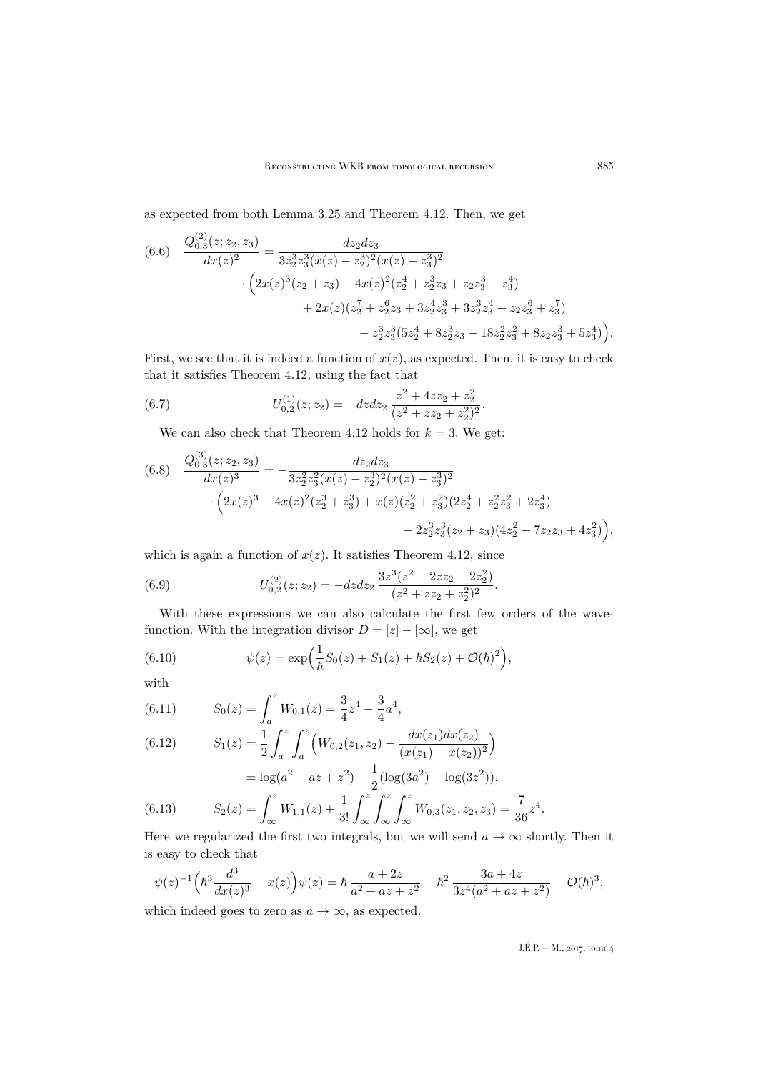as expected from both Lemma 3.25 and Theorem 4.12. Then, we get

$$
\begin{aligned}
\frac{Q^{(2)}_{0,3}(z;z_2,z_3)}{dx(z)^2} &= \frac{dz_2 dz_3}{3z_2^3 z_3^3 (x(z)-z_2^3)^2 (x(z)-z_3^3)^2} \\
&\quad \cdot \Big( 2x(z)^3 (z_2+z_3) - 4x(z)^2 (z_2^4 + z_2^3 z_3 + z_2 z_3^3 + z_3^4) \\
&\qquad + 2x(z)(z_2^7 + z_2^6 z_3 + 3z_2^4 z_3^3 + 3z_2^3 z_3^4 + z_2 z_3^6 + z_3^7) \\
&\qquad - z_2^3 z_3^3 (5z_2^4 + 8z_2^3 z_3 - 18 z_2^2 z_3^2 + 8 z_2 z_3^3 + 5z_3^4) \Big).
\end{aligned}
\tag{6.6}
$$

First, we see that it is indeed a function of $x(z)$, as expected. Then, it is easy to check that it satisfies Theorem 4.12, using the fact that

$$
U^{(1)}_{0,2}(z;z_2) = -dz dz_2 \, \frac{z^2 + 4zz_2 + z_2^2}{(z^2 + zz_2 + z_2^2)^2}. \tag{6.7}
$$

We can also check that Theorem 4.12 holds for $k=3$. We get:

$$
\begin{aligned}
\frac{Q^{(3)}_{0,3}(z;z_2,z_3)}{dx(z)^3} &= -\frac{dz_2 dz_3}{3z_2^2 z_3^2 (x(z)-z_2^3)^2 (x(z)-z_3^3)^2} \\
&\quad \cdot \Big( 2x(z)^3 - 4x(z)^2 (z_2^3 + z_3^3) + x(z)(z_2^2 + z_3^2)(2z_2^4 + z_2^2 z_3^2 + 2z_3^4) \\
&\qquad - 2z_2^3 z_3^3 (z_2 + z_3)(4z_2^2 - 7z_2 z_3 + 4z_3^2) \Big),
\end{aligned}
\tag{6.8}
$$

which is again a function of $x(z)$. It satisfies Theorem 4.12, since

$$
U^{(2)}_{0,2}(z;z_2) = -dz dz_2 \, \frac{3z^3 (z^2 - 2zz_2 - 2z_2^2)}{(z^2 + zz_2 + z_2^2)^2}. \tag{6.9}
$$

With these expressions we can also calculate the first few orders of the wave-function. With the integration divisor $D = [z] - [\infty]$, we get

$$
\psi(z) = \exp\Big( \frac{1}{\hbar} S_0(z) + S_1(z) + \hbar S_2(z) + \mathcal{O}(\hbar)^2 \Big), \tag{6.10}
$$

with

$$
S_0(z) = \int_a^z W_{0,1}(z) = \frac{3}{4} z^4 - \frac{3}{4} a^4, \tag{6.11}
$$

$$
\begin{aligned}
S_1(z) &= \frac{1}{2} \int_a^z \int_a^z \Big( W_{0,2}(z_1,z_2) - \frac{dx(z_1)dx(z_2)}{(x(z_1)-x(z_2))^2} \Big) \\
&= \log(a^2 + az + z^2) - \frac{1}{2}(\log(3a^2) + \log(3z^2)),
\end{aligned}
\tag{6.12}
$$

$$
S_2(z) = \int_\infty^z W_{1,1}(z) + \frac{1}{3!} \int_\infty^z \int_\infty^z \int_\infty^z W_{0,3}(z_1,z_2,z_3) = \frac{7}{36} z^4. \tag{6.13}
$$

Here we regularized the first two integrals, but we will send $a \to \infty$ shortly. Then it is easy to check that

$$
\psi(z)^{-1} \Big( \hbar^3 \frac{d^3}{dx(z)^3} - x(z) \Big) \psi(z) = \hbar \, \frac{a + 2z}{a^2 + az + z^2} - \hbar^2 \, \frac{3a + 4z}{3z^4 (a^2 + az + z^2)} + \mathcal{O}(\hbar)^3,
$$

which indeed goes to zero as $a \to \infty$, as expected.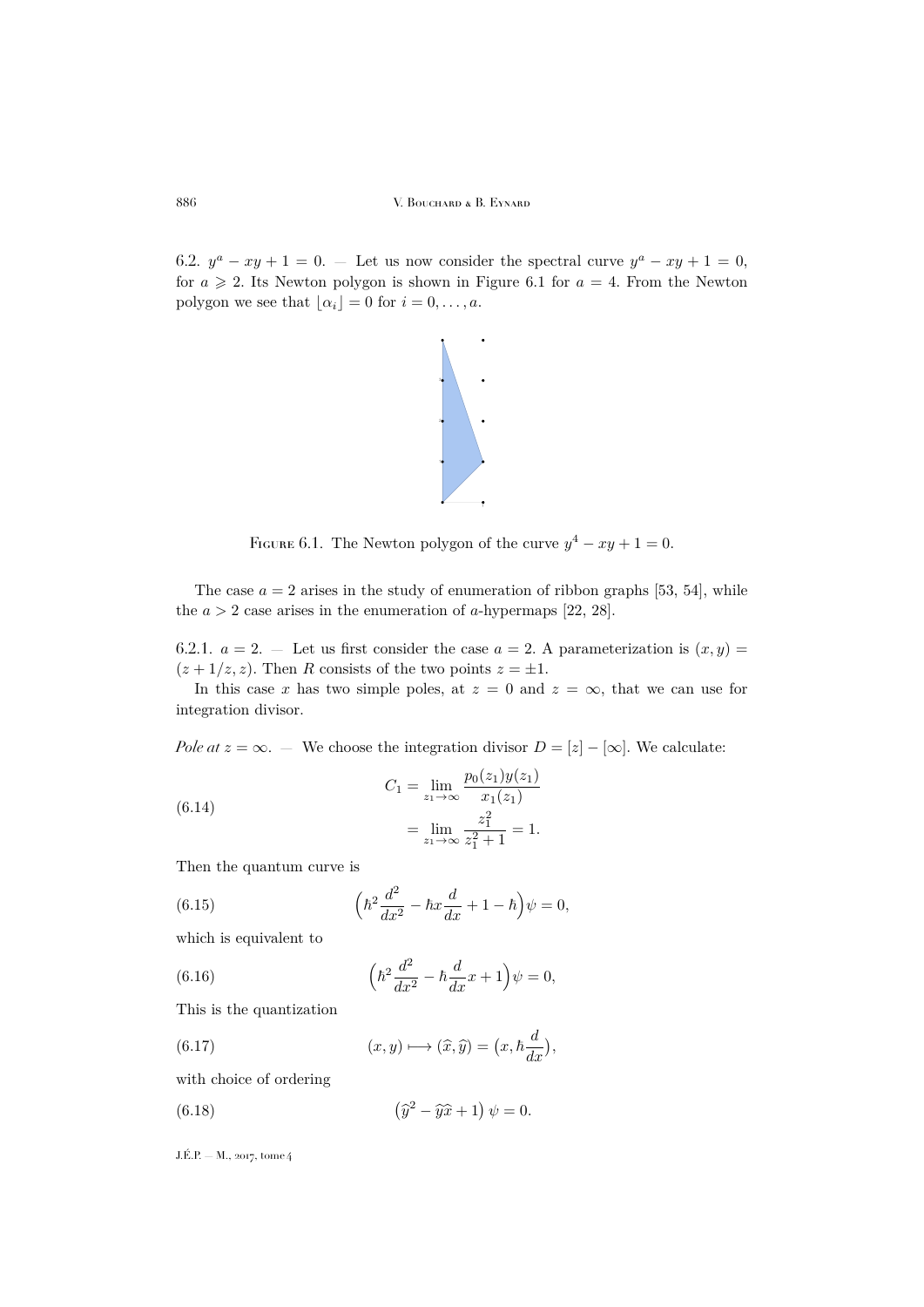6.2. $y^a - xy + 1 = 0$. — Let us now consider the spectral curve $y^a - xy + 1 = 0$, for $a \geqslant 2$. Its Newton polygon is shown in Figure 6.1 for $a = 4$. From the Newton polygon we see that $\lfloor \alpha_i \rfloor = 0$ for $i = 0, \ldots, a$.

Figure 6.1. The Newton polygon of the curve $y^4 - xy + 1 = 0$.

The case $a = 2$ arises in the study of enumeration of ribbon graphs [53, 54], while the $a > 2$ case arises in the enumeration of $a$-hypermaps [22, 28].

6.2.1. $a = 2$. — Let us first consider the case $a = 2$. A parameterization is $(x, y) = (z + 1/z, z)$. Then $R$ consists of the two points $z = \pm 1$.

In this case $x$ has two simple poles, at $z = 0$ and $z = \infty$, that we can use for integration divisor.

*Pole at $z = \infty$.* — We choose the integration divisor $D = [z] - [\infty]$. We calculate:

$$
\begin{aligned}
C_1 &= \lim_{z_1 \to \infty} \frac{p_0(z_1) y(z_1)}{x_1(z_1)} \\
&= \lim_{z_1 \to \infty} \frac{z_1^2}{z_1^2 + 1} = 1.
\end{aligned} \tag{6.14}
$$

Then the quantum curve is

$$
\Big( \hbar^2 \frac{d^2}{dx^2} - \hbar x \frac{d}{dx} + 1 - \hbar \Big) \psi = 0, \tag{6.15}
$$

which is equivalent to

$$
\Big( \hbar^2 \frac{d^2}{dx^2} - \hbar \frac{d}{dx} x + 1 \Big) \psi = 0, \tag{6.16}
$$

This is the quantization

$$
(x, y) \longmapsto (\widehat{x}, \widehat{y}) = \big( x, \hbar \frac{d}{dx} \big), \tag{6.17}
$$

with choice of ordering

$$
\big( \widehat{y}^2 - \widehat{y}\widehat{x} + 1 \big) \psi = 0. \tag{6.18}
$$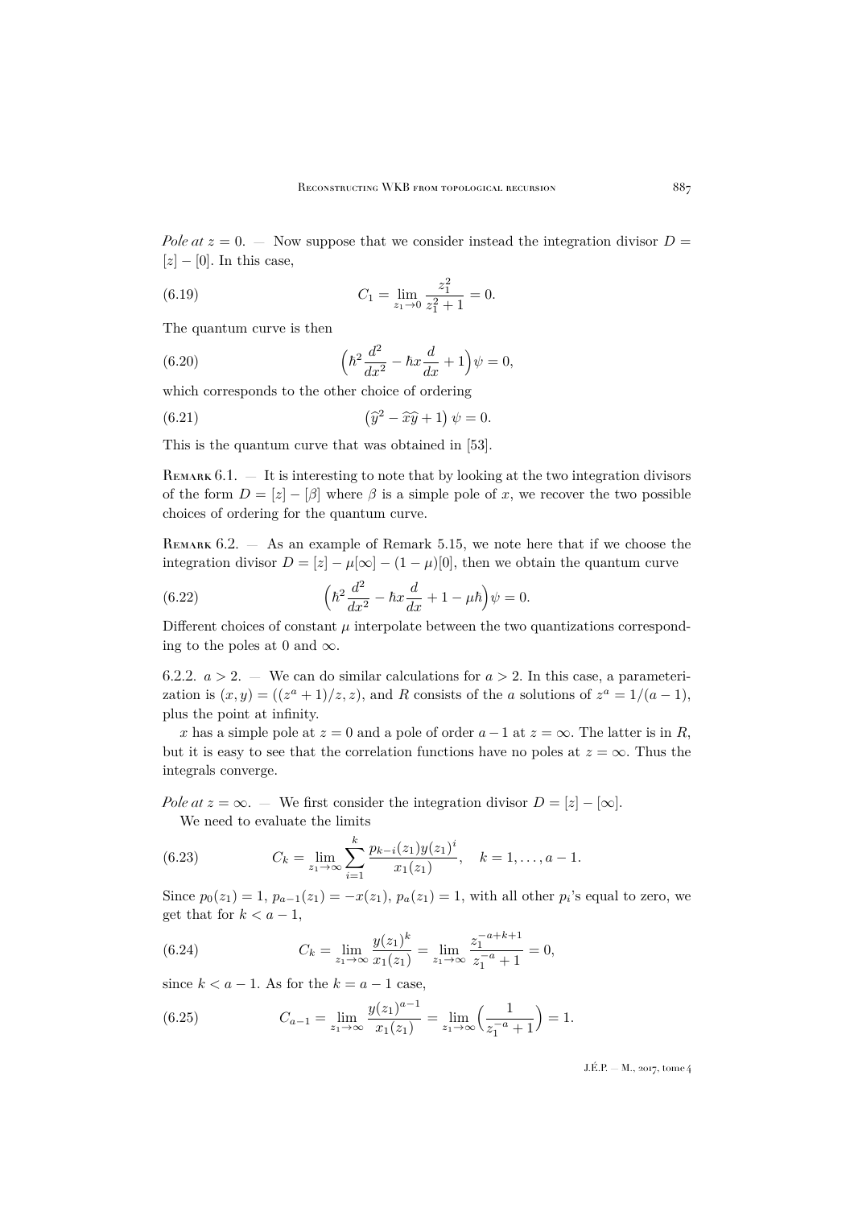*Pole at $z=0$.* — Now suppose that we consider instead the integration divisor $D=[z]-[0]$. In this case,

$$C_1 = \lim_{z_1\to 0} \frac{z_1^2}{z_1^2+1} = 0. \tag{6.19}$$

The quantum curve is then

$$\Big(\hbar^2 \frac{d^2}{dx^2} - \hbar x \frac{d}{dx} + 1\Big)\psi = 0, \tag{6.20}$$

which corresponds to the other choice of ordering

$$\left(\widehat{y}^2 - \widehat{x}\widehat{y} + 1\right)\psi = 0. \tag{6.21}$$

This is the quantum curve that was obtained in [53].

Remark 6.1. — It is interesting to note that by looking at the two integration divisors of the form $D=[z]-[\beta]$ where $\beta$ is a simple pole of $x$, we recover the two possible choices of ordering for the quantum curve.

Remark 6.2. — As an example of Remark 5.15, we note here that if we choose the integration divisor $D=[z]-\mu[\infty]-(1-\mu)[0]$, then we obtain the quantum curve

$$\Big(\hbar^2 \frac{d^2}{dx^2} - \hbar x \frac{d}{dx} + 1 - \mu\hbar\Big)\psi = 0. \tag{6.22}$$

Different choices of constant $\mu$ interpolate between the two quantizations corresponding to the poles at 0 and $\infty$.

6.2.2. $a>2$. — We can do similar calculations for $a>2$. In this case, a parameterization is $(x,y) = ((z^a+1)/z, z)$, and $R$ consists of the $a$ solutions of $z^a = 1/(a-1)$, plus the point at infinity.

$x$ has a simple pole at $z=0$ and a pole of order $a-1$ at $z=\infty$. The latter is in $R$, but it is easy to see that the correlation functions have no poles at $z=\infty$. Thus the integrals converge.

*Pole at $z=\infty$.* — We first consider the integration divisor $D=[z]-[\infty]$.

We need to evaluate the limits

$$C_k = \lim_{z_1\to\infty} \sum_{i=1}^{k} \frac{p_{k-i}(z_1) y(z_1)^i}{x_1(z_1)}, \quad k=1,\ldots,a-1. \tag{6.23}$$

Since $p_0(z_1)=1$, $p_{a-1}(z_1) = -x(z_1)$, $p_a(z_1)=1$, with all other $p_i$'s equal to zero, we get that for $k<a-1$,

$$C_k = \lim_{z_1\to\infty} \frac{y(z_1)^k}{x_1(z_1)} = \lim_{z_1\to\infty} \frac{z_1^{-a+k+1}}{z_1^{-a}+1} = 0, \tag{6.24}$$

since $k<a-1$. As for the $k=a-1$ case,

$$C_{a-1} = \lim_{z_1\to\infty} \frac{y(z_1)^{a-1}}{x_1(z_1)} = \lim_{z_1\to\infty}\Big(\frac{1}{z_1^{-a}+1}\Big) = 1. \tag{6.25}$$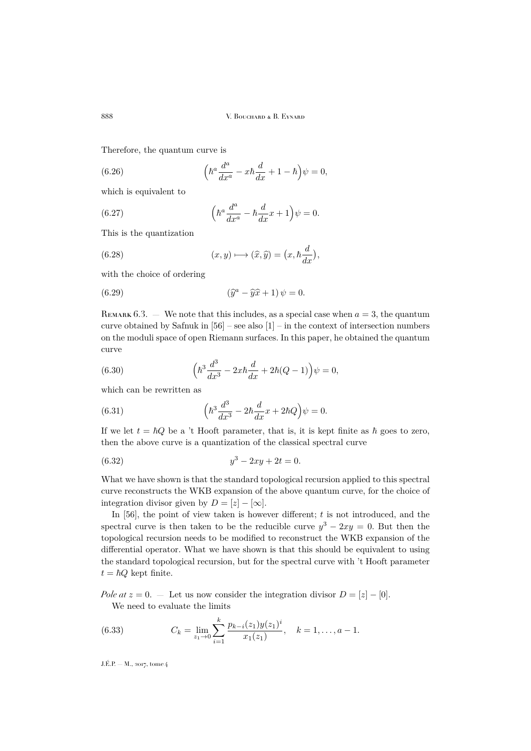Therefore, the quantum curve is

$$\left(\hbar^a \frac{d^a}{dx^a} - x\hbar \frac{d}{dx} + 1 - \hbar\right)\psi = 0, \tag{6.26}$$

which is equivalent to

$$\left(\hbar^a \frac{d^a}{dx^a} - \hbar \frac{d}{dx} x + 1\right)\psi = 0. \tag{6.27}$$

This is the quantization

$$(x, y) \longmapsto (\widehat{x}, \widehat{y}) = \left(x, \hbar \frac{d}{dx}\right), \tag{6.28}$$

with the choice of ordering

$$(\widehat{y}^a - \widehat{y}\widehat{x} + 1)\,\psi = 0. \tag{6.29}$$

Remark 6.3. — We note that this includes, as a special case when $a = 3$, the quantum curve obtained by Safnuk in [56] – see also [1] – in the context of intersection numbers on the moduli space of open Riemann surfaces. In this paper, he obtained the quantum curve

$$\left(\hbar^3 \frac{d^3}{dx^3} - 2x\hbar \frac{d}{dx} + 2\hbar(Q - 1)\right)\psi = 0, \tag{6.30}$$

which can be rewritten as

$$\left(\hbar^3 \frac{d^3}{dx^3} - 2\hbar \frac{d}{dx} x + 2\hbar Q\right)\psi = 0. \tag{6.31}$$

If we let $t = \hbar Q$ be a 't Hooft parameter, that is, it is kept finite as $\hbar$ goes to zero, then the above curve is a quantization of the classical spectral curve

$$y^3 - 2xy + 2t = 0. \tag{6.32}$$

What we have shown is that the standard topological recursion applied to this spectral curve reconstructs the WKB expansion of the above quantum curve, for the choice of integration divisor given by $D = [z] - [\infty]$.

In [56], the point of view taken is however different; $t$ is not introduced, and the spectral curve is then taken to be the reducible curve $y^3 - 2xy = 0$. But then the topological recursion needs to be modified to reconstruct the WKB expansion of the differential operator. What we have shown is that this should be equivalent to using the standard topological recursion, but for the spectral curve with 't Hooft parameter $t = \hbar Q$ kept finite.

*Pole at $z = 0$.* — Let us now consider the integration divisor $D = [z] - [0]$.

We need to evaluate the limits

$$C_k = \lim_{z_1 \to 0} \sum_{i=1}^{k} \frac{p_{k-i}(z_1) y(z_1)^i}{x_1(z_1)}, \quad k = 1, \dots, a - 1. \tag{6.33}$$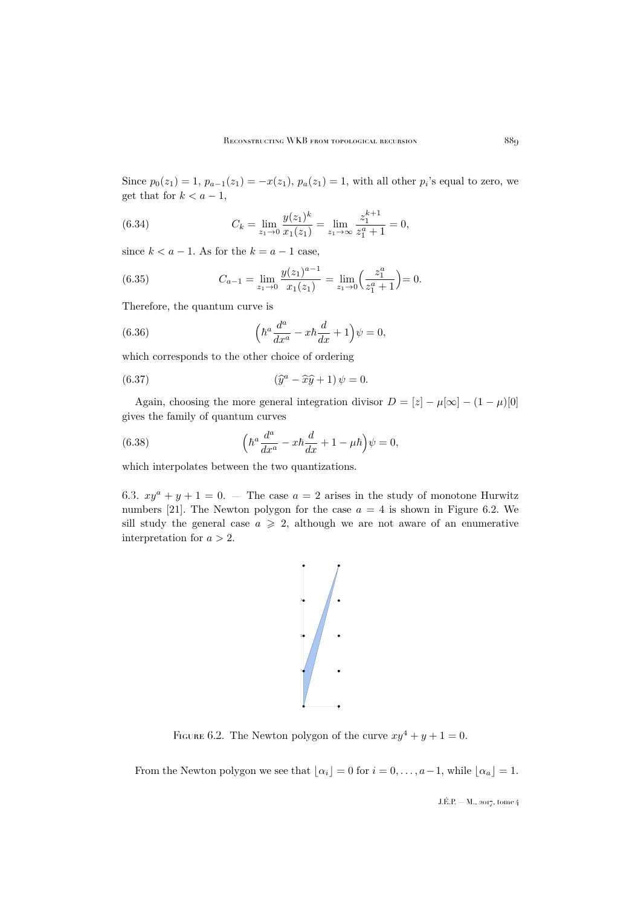Since $p_0(z_1) = 1$, $p_{a-1}(z_1) = -x(z_1)$, $p_a(z_1) = 1$, with all other $p_i$'s equal to zero, we get that for $k < a-1$,

$$C_k = \lim_{z_1 \to 0} \frac{y(z_1)^k}{x_1(z_1)} = \lim_{z_1 \to \infty} \frac{z_1^{k+1}}{z_1^a + 1} = 0, \tag{6.34}$$

since $k < a-1$. As for the $k = a-1$ case,

$$C_{a-1} = \lim_{z_1 \to 0} \frac{y(z_1)^{a-1}}{x_1(z_1)} = \lim_{z_1 \to 0} \Big( \frac{z_1^a}{z_1^a + 1} \Big) = 0. \tag{6.35}$$

Therefore, the quantum curve is

$$\Big( \hbar^a \frac{d^a}{dx^a} - x\hbar \frac{d}{dx} + 1 \Big) \psi = 0, \tag{6.36}$$

which corresponds to the other choice of ordering

$$\left( \widehat{y}^a - \widehat{x}\widehat{y} + 1 \right) \psi = 0. \tag{6.37}$$

Again, choosing the more general integration divisor $D = [z] - \mu[\infty] - (1-\mu)[0]$ gives the family of quantum curves

$$\Big( \hbar^a \frac{d^a}{dx^a} - x\hbar \frac{d}{dx} + 1 - \mu\hbar \Big) \psi = 0, \tag{6.38}$$

which interpolates between the two quantizations.

### 6.3. $xy^a + y + 1 = 0$.

— The case $a = 2$ arises in the study of monotone Hurwitz numbers [21]. The Newton polygon for the case $a = 4$ is shown in Figure 6.2. We sill study the general case $a \geqslant 2$, although we are not aware of an enumerative interpretation for $a > 2$.

Figure 6.2. The Newton polygon of the curve $xy^4 + y + 1 = 0$.

From the Newton polygon we see that $\lfloor \alpha_i \rfloor = 0$ for $i = 0, \ldots, a-1$, while $\lfloor \alpha_a \rfloor = 1$.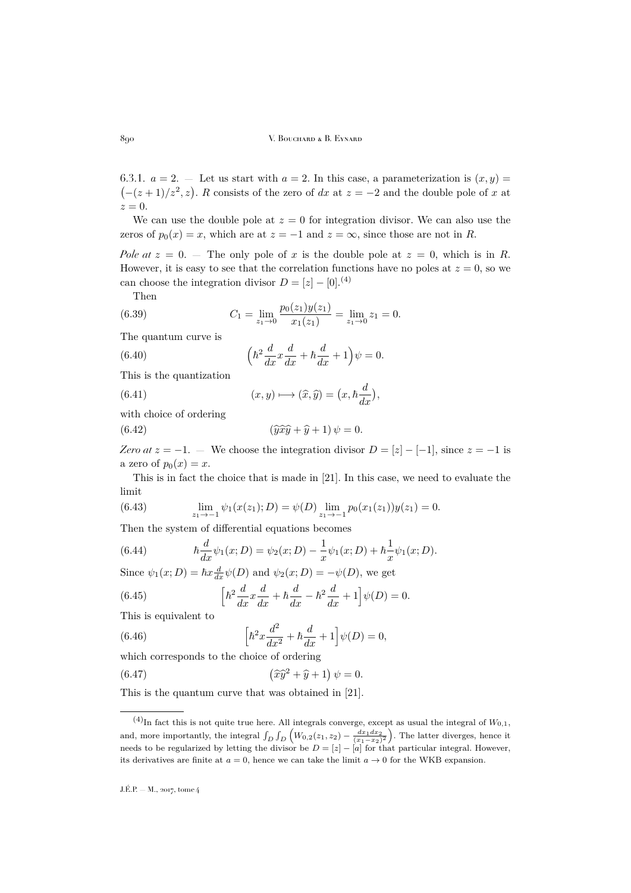6.3.1. $a=2$. — Let us start with $a=2$. In this case, a parameterization is $(x,y) = \big(-(z+1)/z^2, z\big)$. $R$ consists of the zero of $dx$ at $z=-2$ and the double pole of $x$ at $z=0$.

We can use the double pole at $z=0$ for integration divisor. We can also use the zeros of $p_0(x)=x$, which are at $z=-1$ and $z=\infty$, since those are not in $R$.

*Pole at $z=0$.* — The only pole of $x$ is the double pole at $z=0$, which is in $R$. However, it is easy to see that the correlation functions have no poles at $z=0$, so we can choose the integration divisor $D=[z]-[0]$.[(4)]

Then

$$C_1 = \lim_{z_1\to 0} \frac{p_0(z_1)y(z_1)}{x_1(z_1)} = \lim_{z_1\to 0} z_1 = 0. \tag{6.39}$$

The quantum curve is

$$\Big(\hbar^2 \frac{d}{dx} x \frac{d}{dx} + \hbar \frac{d}{dx} + 1\Big)\psi = 0. \tag{6.40}$$

This is the quantization

$$(x,y) \longmapsto (\widehat{x},\widehat{y}) = \big(x, \hbar \frac{d}{dx}\big), \tag{6.41}$$

with choice of ordering

$$(\widehat{y}\widehat{x}\widehat{y} + \widehat{y} + 1)\,\psi = 0. \tag{6.42}$$

*Zero at $z=-1$.* — We choose the integration divisor $D=[z]-[-1]$, since $z=-1$ is a zero of $p_0(x)=x$.

This is in fact the choice that is made in [21]. In this case, we need to evaluate the limit

$$\lim_{z_1\to -1} \psi_1(x(z_1);D) = \psi(D) \lim_{z_1\to -1} p_0(x_1(z_1))y(z_1) = 0. \tag{6.43}$$

Then the system of differential equations becomes

$$\hbar \frac{d}{dx}\psi_1(x;D) = \psi_2(x;D) - \frac{1}{x}\psi_1(x;D) + \hbar \frac{1}{x}\psi_1(x;D). \tag{6.44}$$

Since $\psi_1(x;D) = \hbar x \frac{d}{dx}\psi(D)$ and $\psi_2(x;D) = -\psi(D)$, we get

$$\Big[\hbar^2 \frac{d}{dx} x \frac{d}{dx} + \hbar \frac{d}{dx} - \hbar^2 \frac{d}{dx} + 1\Big]\psi(D) = 0. \tag{6.45}$$

This is equivalent to

$$\Big[\hbar^2 x \frac{d^2}{dx^2} + \hbar \frac{d}{dx} + 1\Big]\psi(D) = 0, \tag{6.46}$$

which corresponds to the choice of ordering

$$\big(\widehat{x}\widehat{y}^2 + \widehat{y} + 1\big)\,\psi = 0. \tag{6.47}$$

This is the quantum curve that was obtained in [21].

(4) In fact this is not quite true here. All integrals converge, except as usual the integral of $W_{0,1}$, and, more importantly, the integral $\int_D \int_D \Big(W_{0,2}(z_1,z_2) - \frac{dx_1 dx_2}{(x_1-x_2)^2}\Big)$. The latter diverges, hence it needs to be regularized by letting the divisor be $D=[z]-[a]$ for that particular integral. However, its derivatives are finite at $a=0$, hence we can take the limit $a\to 0$ for the WKB expansion.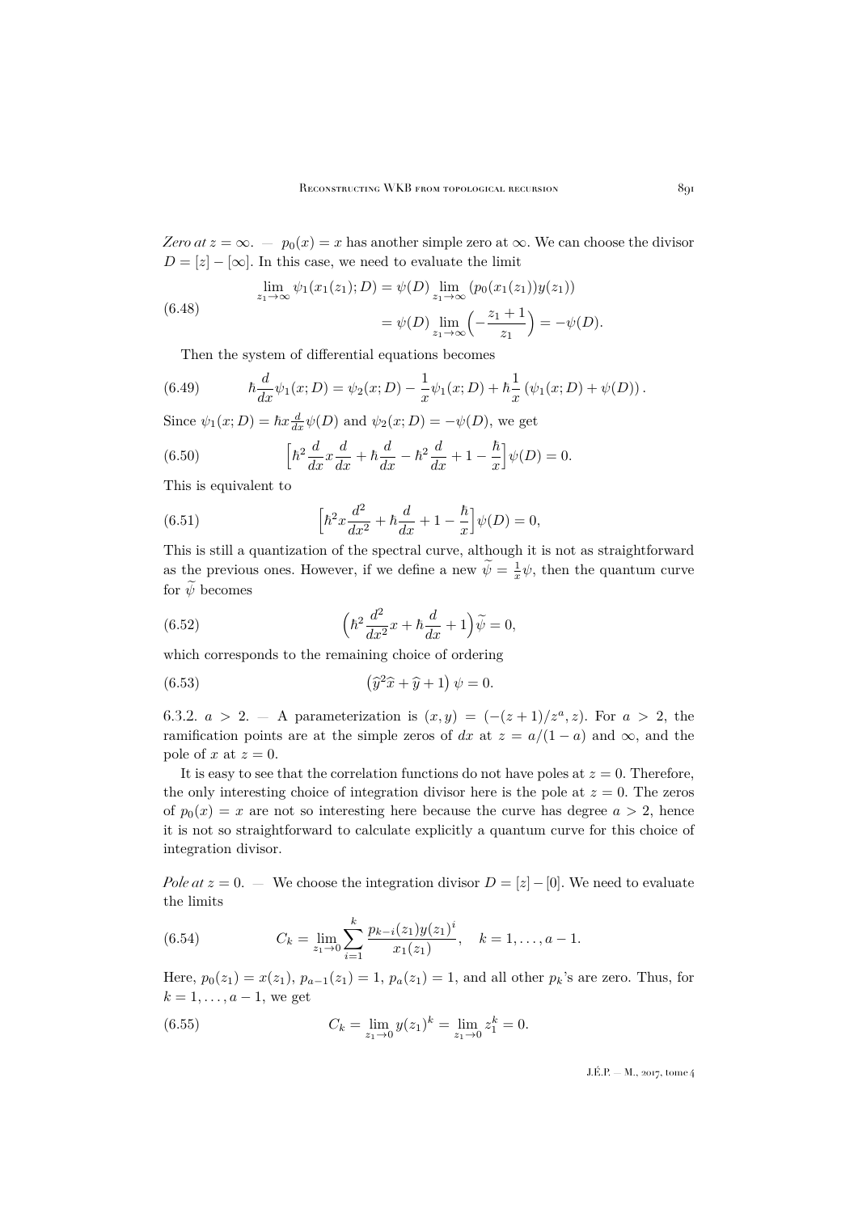*Zero at $z=\infty$.* — $p_0(x)=x$ has another simple zero at $\infty$. We can choose the divisor $D=[z]-[\infty]$. In this case, we need to evaluate the limit

$$
\begin{aligned}
\lim_{z_1\to\infty}\psi_1(x_1(z_1);D) &= \psi(D)\lim_{z_1\to\infty}(p_0(x_1(z_1))y(z_1)) \\
&= \psi(D)\lim_{z_1\to\infty}\Big(-\frac{z_1+1}{z_1}\Big) = -\psi(D).
\end{aligned}
\tag{6.48}
$$

Then the system of differential equations becomes

$$
\hbar\frac{d}{dx}\psi_1(x;D) = \psi_2(x;D) - \frac{1}{x}\psi_1(x;D) + \hbar\frac{1}{x}\left(\psi_1(x;D)+\psi(D)\right). \tag{6.49}
$$

Since $\psi_1(x;D)=\hbar x\frac{d}{dx}\psi(D)$ and $\psi_2(x;D)=-\psi(D)$, we get

$$
\Big[\hbar^2\frac{d}{dx}x\frac{d}{dx}+\hbar\frac{d}{dx}-\hbar^2\frac{d}{dx}+1-\frac{\hbar}{x}\Big]\psi(D)=0. \tag{6.50}
$$

This is equivalent to

$$
\Big[\hbar^2 x\frac{d^2}{dx^2}+\hbar\frac{d}{dx}+1-\frac{\hbar}{x}\Big]\psi(D)=0, \tag{6.51}
$$

This is still a quantization of the spectral curve, although it is not as straightforward as the previous ones. However, if we define a new $\widetilde{\psi}=\frac{1}{x}\psi$, then the quantum curve for $\widetilde{\psi}$ becomes

$$
\Big(\hbar^2\frac{d^2}{dx^2}x+\hbar\frac{d}{dx}+1\Big)\widetilde{\psi}=0, \tag{6.52}
$$

which corresponds to the remaining choice of ordering

$$
\left(\widehat{y}^2\widehat{x}+\widehat{y}+1\right)\psi=0. \tag{6.53}
$$

6.3.2. $a>2$. — A parameterization is $(x,y)=(-(z+1)/z^a,z)$. For $a>2$, the ramification points are at the simple zeros of $dx$ at $z=a/(1-a)$ and $\infty$, and the pole of $x$ at $z=0$.

It is easy to see that the correlation functions do not have poles at $z=0$. Therefore, the only interesting choice of integration divisor here is the pole at $z=0$. The zeros of $p_0(x)=x$ are not so interesting here because the curve has degree $a>2$, hence it is not so straightforward to calculate explicitly a quantum curve for this choice of integration divisor.

*Pole at $z=0$.* — We choose the integration divisor $D=[z]-[0]$. We need to evaluate the limits

$$
C_k=\lim_{z_1\to 0}\sum_{i=1}^{k}\frac{p_{k-i}(z_1)y(z_1)^i}{x_1(z_1)},\quad k=1,\dots,a-1. \tag{6.54}
$$

Here, $p_0(z_1)=x(z_1)$, $p_{a-1}(z_1)=1$, $p_a(z_1)=1$, and all other $p_k$'s are zero. Thus, for $k=1,\dots,a-1$, we get

$$
C_k=\lim_{z_1\to 0}y(z_1)^k=\lim_{z_1\to 0}z_1^k=0. \tag{6.55}
$$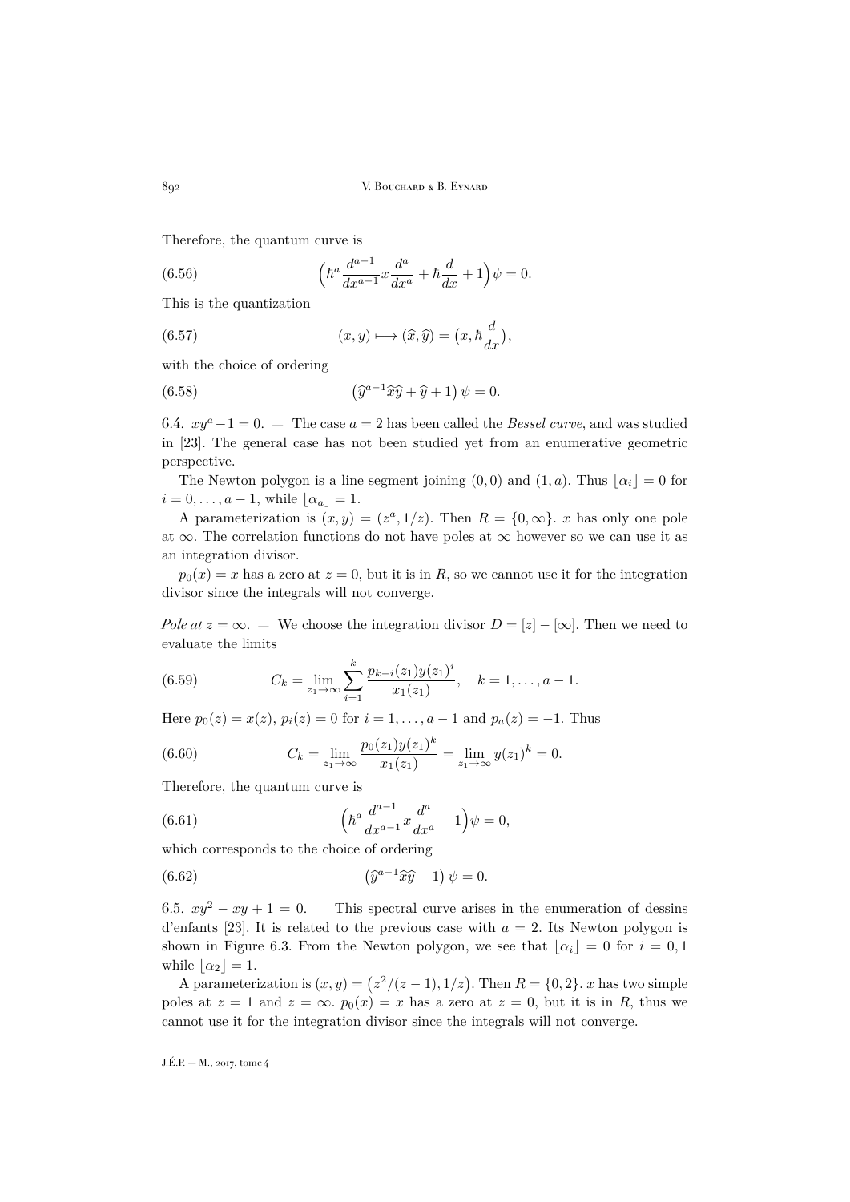Therefore, the quantum curve is

$$\Big(\hbar^a \frac{d^{a-1}}{dx^{a-1}} x \frac{d^a}{dx^a} + \hbar \frac{d}{dx} + 1\Big)\psi = 0. \tag{6.56}$$

This is the quantization

$$(x,y) \longmapsto (\widehat{x},\widehat{y}) = \big(x, \hbar \frac{d}{dx}\big), \tag{6.57}$$

with the choice of ordering

$$\big(\widehat{y}^{a-1}\widehat{x}\widehat{y} + \widehat{y} + 1\big)\,\psi = 0. \tag{6.58}$$

6.4. $xy^a - 1 = 0$. — The case $a=2$ has been called the *Bessel curve*, and was studied in [23]. The general case has not been studied yet from an enumerative geometric perspective.

The Newton polygon is a line segment joining $(0,0)$ and $(1,a)$. Thus $\lfloor \alpha_i \rfloor = 0$ for $i = 0,\dots,a-1$, while $\lfloor \alpha_a \rfloor = 1$.

A parameterization is $(x,y) = (z^a, 1/z)$. Then $R = \{0,\infty\}$. $x$ has only one pole at $\infty$. The correlation functions do not have poles at $\infty$ however so we can use it as an integration divisor.

$p_0(x) = x$ has a zero at $z=0$, but it is in $R$, so we cannot use it for the integration divisor since the integrals will not converge.

*Pole at $z=\infty$.* — We choose the integration divisor $D = [z] - [\infty]$. Then we need to evaluate the limits

$$C_k = \lim_{z_1 \to \infty} \sum_{i=1}^{k} \frac{p_{k-i}(z_1) y(z_1)^i}{x_1(z_1)}, \quad k = 1,\dots,a-1. \tag{6.59}$$

Here $p_0(z) = x(z)$, $p_i(z) = 0$ for $i=1,\dots,a-1$ and $p_a(z) = -1$. Thus

$$C_k = \lim_{z_1 \to \infty} \frac{p_0(z_1) y(z_1)^k}{x_1(z_1)} = \lim_{z_1 \to \infty} y(z_1)^k = 0. \tag{6.60}$$

Therefore, the quantum curve is

$$\Big(\hbar^a \frac{d^{a-1}}{dx^{a-1}} x \frac{d^a}{dx^a} - 1\Big)\psi = 0, \tag{6.61}$$

which corresponds to the choice of ordering

$$\big(\widehat{y}^{a-1}\widehat{x}\widehat{y} - 1\big)\,\psi = 0. \tag{6.62}$$

6.5. $xy^2 - xy + 1 = 0$. — This spectral curve arises in the enumeration of dessins d'enfants [23]. It is related to the previous case with $a=2$. Its Newton polygon is shown in Figure 6.3. From the Newton polygon, we see that $\lfloor \alpha_i \rfloor = 0$ for $i = 0,1$ while $\lfloor \alpha_2 \rfloor = 1$.

A parameterization is $(x,y) = \big(z^2/(z-1), 1/z\big)$. Then $R = \{0,2\}$. $x$ has two simple poles at $z=1$ and $z=\infty$. $p_0(x) = x$ has a zero at $z=0$, but it is in $R$, thus we cannot use it for the integration divisor since the integrals will not converge.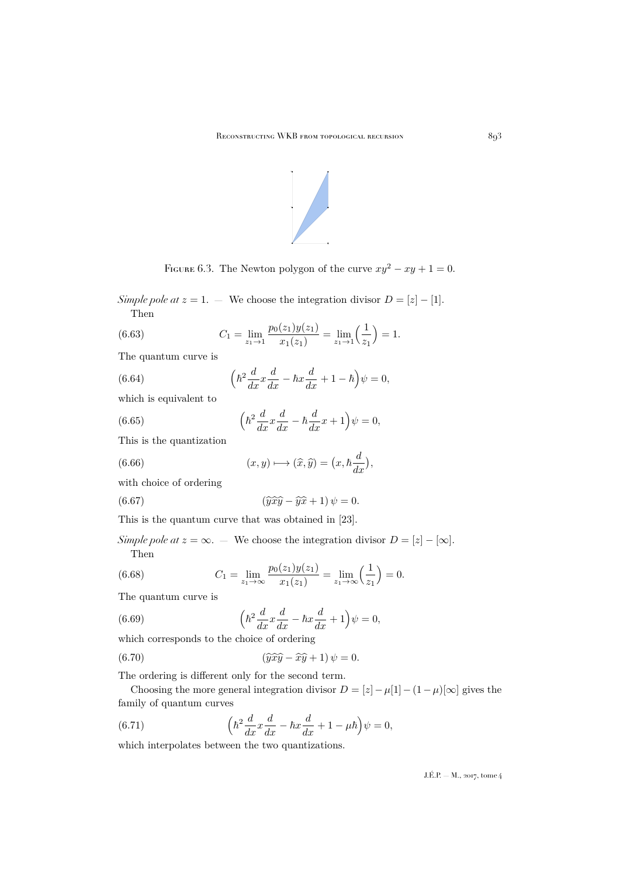Figure 6.3. The Newton polygon of the curve $xy^2 - xy + 1 = 0$.

*Simple pole at $z = 1$.* — We choose the integration divisor $D = [z] - [1]$.

Then

$$C_1 = \lim_{z_1 \to 1} \frac{p_0(z_1) y(z_1)}{x_1(z_1)} = \lim_{z_1 \to 1} \Big(\frac{1}{z_1}\Big) = 1. \tag{6.63}$$

The quantum curve is

$$\Big(\hbar^2 \frac{d}{dx} x \frac{d}{dx} - \hbar x \frac{d}{dx} + 1 - \hbar\Big)\psi = 0, \tag{6.64}$$

which is equivalent to

$$\Big(\hbar^2 \frac{d}{dx} x \frac{d}{dx} - \hbar \frac{d}{dx} x + 1\Big)\psi = 0, \tag{6.65}$$

This is the quantization

$$(x, y) \longmapsto (\widehat{x}, \widehat{y}) = \big(x, \hbar \frac{d}{dx}\big), \tag{6.66}$$

with choice of ordering

$$(\widehat{y}\widehat{x}\widehat{y} - \widehat{y}\widehat{x} + 1)\,\psi = 0. \tag{6.67}$$

This is the quantum curve that was obtained in [23].

*Simple pole at $z = \infty$.* — We choose the integration divisor $D = [z] - [\infty]$.

Then

$$C_1 = \lim_{z_1 \to \infty} \frac{p_0(z_1) y(z_1)}{x_1(z_1)} = \lim_{z_1 \to \infty} \Big(\frac{1}{z_1}\Big) = 0. \tag{6.68}$$

The quantum curve is

$$\Big(\hbar^2 \frac{d}{dx} x \frac{d}{dx} - \hbar x \frac{d}{dx} + 1\Big)\psi = 0, \tag{6.69}$$

which corresponds to the choice of ordering

$$(\widehat{y}\widehat{x}\widehat{y} - \widehat{x}\widehat{y} + 1)\,\psi = 0. \tag{6.70}$$

The ordering is different only for the second term.

Choosing the more general integration divisor $D = [z] - \mu[1] - (1-\mu)[\infty]$ gives the family of quantum curves

$$\Big(\hbar^2 \frac{d}{dx} x \frac{d}{dx} - \hbar x \frac{d}{dx} + 1 - \mu\hbar\Big)\psi = 0, \tag{6.71}$$

which interpolates between the two quantizations.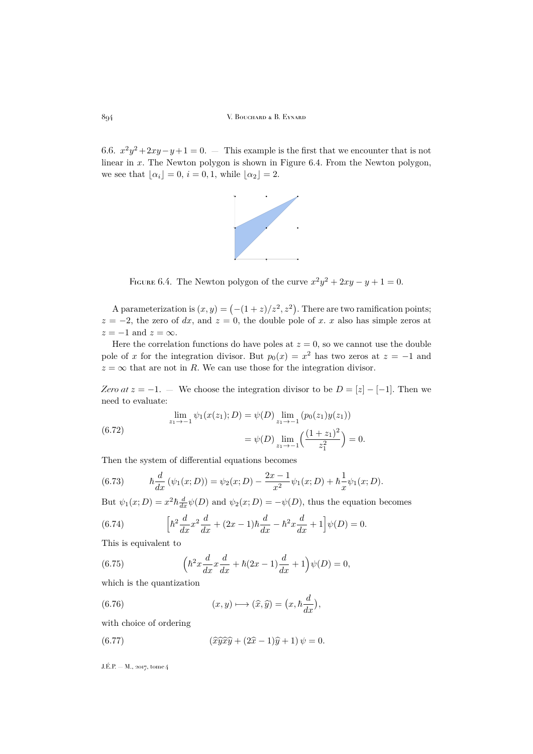6.6. $x^2y^2+2xy-y+1=0$. — This example is the first that we encounter that is not linear in $x$. The Newton polygon is shown in Figure 6.4. From the Newton polygon, we see that $\lfloor \alpha_i \rfloor = 0$, $i=0,1$, while $\lfloor \alpha_2 \rfloor = 2$.

Figure 6.4. The Newton polygon of the curve $x^2y^2+2xy-y+1=0$.

A parameterization is $(x,y) = \bigl(-(1+z)/z^2, z^2\bigr)$. There are two ramification points; $z=-2$, the zero of $dx$, and $z=0$, the double pole of $x$. $x$ also has simple zeros at $z=-1$ and $z=\infty$.

Here the correlation functions do have poles at $z=0$, so we cannot use the double pole of $x$ for the integration divisor. But $p_0(x)=x^2$ has two zeros at $z=-1$ and $z=\infty$ that are not in $R$. We can use those for the integration divisor.

*Zero at $z=-1$.* — We choose the integration divisor to be $D=[z]-[-1]$. Then we need to evaluate:

$$
\begin{aligned}
\lim_{z_1\to -1} \psi_1(x(z_1);D) &= \psi(D) \lim_{z_1\to -1} (p_0(z_1)y(z_1)) \\
&= \psi(D) \lim_{z_1\to -1} \Bigl(\frac{(1+z_1)^2}{z_1^2}\Bigr) = 0.
\end{aligned}
\tag{6.72}
$$

Then the system of differential equations becomes

$$
\hbar \frac{d}{dx}\left(\psi_1(x;D)\right) = \psi_2(x;D) - \frac{2x-1}{x^2}\psi_1(x;D) + \hbar\frac{1}{x}\psi_1(x;D). \tag{6.73}
$$

But $\psi_1(x;D) = x^2\hbar\frac{d}{dx}\psi(D)$ and $\psi_2(x;D) = -\psi(D)$, thus the equation becomes

$$
\Bigl[\hbar^2\frac{d}{dx}x^2\frac{d}{dx} + (2x-1)\hbar\frac{d}{dx} - \hbar^2 x\frac{d}{dx} + 1\Bigr]\psi(D) = 0. \tag{6.74}
$$

This is equivalent to

$$
\Bigl(\hbar^2 x\frac{d}{dx}x\frac{d}{dx} + \hbar(2x-1)\frac{d}{dx} + 1\Bigr)\psi(D) = 0, \tag{6.75}
$$

which is the quantization

$$
(x,y) \longmapsto (\widehat{x},\widehat{y}) = \bigl(x, \hbar\frac{d}{dx}\bigr), \tag{6.76}
$$

with choice of ordering

$$
(\widehat{x}\widehat{y}\widehat{x}\widehat{y} + (2\widehat{x}-1)\widehat{y} + 1)\,\psi = 0. \tag{6.77}
$$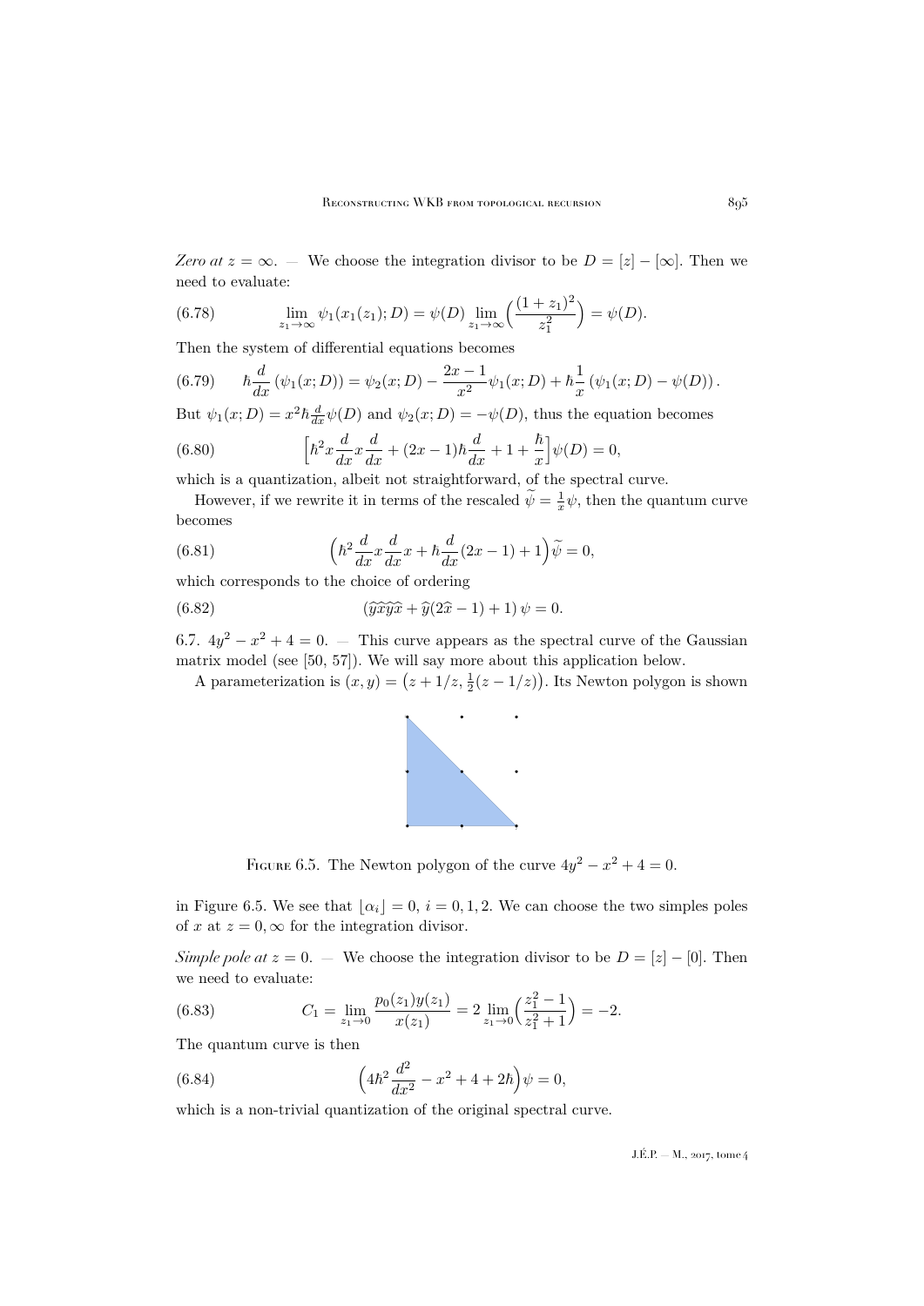*Zero at $z=\infty$.* — We choose the integration divisor to be $D=[z]-[\infty]$. Then we need to evaluate:

$$\lim_{z_1\to\infty}\psi_1(x_1(z_1);D)=\psi(D)\lim_{z_1\to\infty}\Big(\frac{(1+z_1)^2}{z_1^2}\Big)=\psi(D). \tag{6.78}$$

Then the system of differential equations becomes

$$\hbar\frac{d}{dx}\left(\psi_1(x;D)\right)=\psi_2(x;D)-\frac{2x-1}{x^2}\psi_1(x;D)+\hbar\frac{1}{x}\left(\psi_1(x;D)-\psi(D)\right). \tag{6.79}$$

But $\psi_1(x;D)=x^2\hbar\frac{d}{dx}\psi(D)$ and $\psi_2(x;D)=-\psi(D)$, thus the equation becomes

$$\Big[\hbar^2 x\frac{d}{dx}x\frac{d}{dx}+(2x-1)\hbar\frac{d}{dx}+1+\frac{\hbar}{x}\Big]\psi(D)=0, \tag{6.80}$$

which is a quantization, albeit not straightforward, of the spectral curve.

However, if we rewrite it in terms of the rescaled $\widetilde{\psi}=\frac{1}{x}\psi$, then the quantum curve becomes

$$\Big(\hbar^2\frac{d}{dx}x\frac{d}{dx}x+\hbar\frac{d}{dx}(2x-1)+1\Big)\widetilde{\psi}=0, \tag{6.81}$$

which corresponds to the choice of ordering

$$\left(\widehat{y}\widehat{x}\widehat{y}\widehat{x}+\widehat{y}(2\widehat{x}-1)+1\right)\psi=0. \tag{6.82}$$

6.7. $4y^2-x^2+4=0$. — This curve appears as the spectral curve of the Gaussian matrix model (see [50, 57]). We will say more about this application below.

A parameterization is $(x,y)=\big(z+1/z,\frac{1}{2}(z-1/z)\big)$. Its Newton polygon is shown in Figure 6.5. We see that $\lfloor\alpha_i\rfloor=0$, $i=0,1,2$. We can choose the two simples poles of $x$ at $z=0,\infty$ for the integration divisor.

Figure 6.5. The Newton polygon of the curve $4y^2-x^2+4=0$.

*Simple pole at $z=0$.* — We choose the integration divisor to be $D=[z]-[0]$. Then we need to evaluate:

$$C_1=\lim_{z_1\to 0}\frac{p_0(z_1)y(z_1)}{x(z_1)}=2\lim_{z_1\to 0}\Big(\frac{z_1^2-1}{z_1^2+1}\Big)=-2. \tag{6.83}$$

The quantum curve is then

$$\Big(4\hbar^2\frac{d^2}{dx^2}-x^2+4+2\hbar\Big)\psi=0, \tag{6.84}$$

which is a non-trivial quantization of the original spectral curve.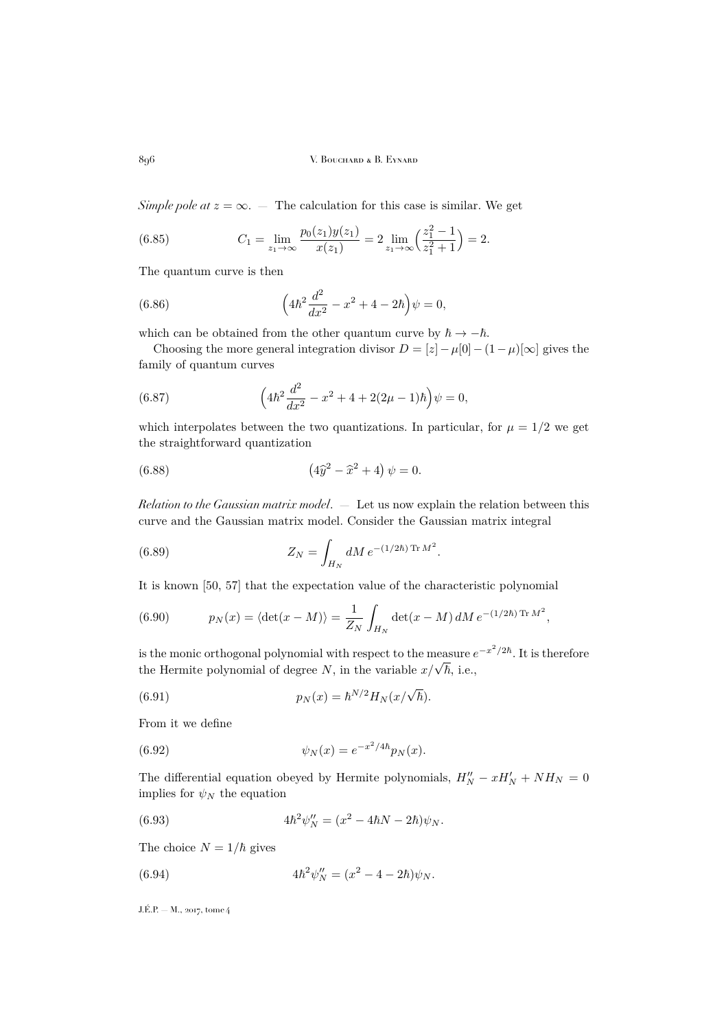*Simple pole at $z=\infty$.* — The calculation for this case is similar. We get

$$C_1 = \lim_{z_1\to\infty} \frac{p_0(z_1)y(z_1)}{x(z_1)} = 2 \lim_{z_1\to\infty}\Big(\frac{z_1^2-1}{z_1^2+1}\Big) = 2. \tag{6.85}$$

The quantum curve is then

$$\Big(4\hbar^2 \frac{d^2}{dx^2} - x^2 + 4 - 2\hbar\Big)\psi = 0, \tag{6.86}$$

which can be obtained from the other quantum curve by $\hbar \to -\hbar$.

Choosing the more general integration divisor $D = [z] - \mu[0] - (1-\mu)[\infty]$ gives the family of quantum curves

$$\Big(4\hbar^2 \frac{d^2}{dx^2} - x^2 + 4 + 2(2\mu-1)\hbar\Big)\psi = 0, \tag{6.87}$$

which interpolates between the two quantizations. In particular, for $\mu = 1/2$ we get the straightforward quantization

$$\big(4\widehat{y}^2 - \widehat{x}^2 + 4\big)\,\psi = 0. \tag{6.88}$$

*Relation to the Gaussian matrix model.* — Let us now explain the relation between this curve and the Gaussian matrix model. Consider the Gaussian matrix integral

$$Z_N = \int_{H_N} dM\, e^{-(1/2\hbar)\operatorname{Tr} M^2}. \tag{6.89}$$

It is known [50, 57] that the expectation value of the characteristic polynomial

$$p_N(x) = \langle \det(x-M)\rangle = \frac{1}{Z_N}\int_{H_N} \det(x-M)\, dM\, e^{-(1/2\hbar)\operatorname{Tr} M^2}, \tag{6.90}$$

is the monic orthogonal polynomial with respect to the measure $e^{-x^2/2\hbar}$. It is therefore the Hermite polynomial of degree $N$, in the variable $x/\sqrt{\hbar}$, i.e.,

$$p_N(x) = \hbar^{N/2} H_N(x/\sqrt{\hbar}). \tag{6.91}$$

From it we define

$$\psi_N(x) = e^{-x^2/4\hbar} p_N(x). \tag{6.92}$$

The differential equation obeyed by Hermite polynomials, $H_N'' - xH_N' + NH_N = 0$ implies for $\psi_N$ the equation

$$4\hbar^2 \psi_N'' = (x^2 - 4\hbar N - 2\hbar)\psi_N. \tag{6.93}$$

The choice $N = 1/\hbar$ gives

$$4\hbar^2 \psi_N'' = (x^2 - 4 - 2\hbar)\psi_N. \tag{6.94}$$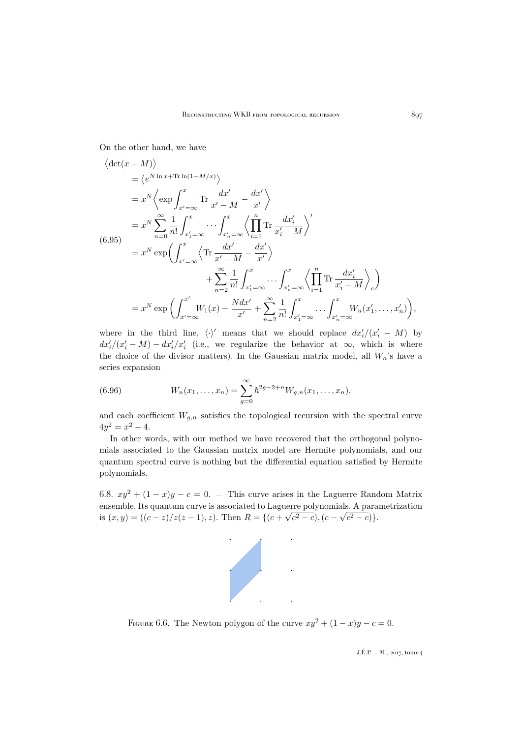On the other hand, we have

$$
\begin{aligned}
&\big\langle \det(x-M)\big\rangle \\
&\quad = \big\langle e^{N\ln x + \operatorname{Tr}\ln(1-M/x)}\big\rangle \\
&\quad = x^N \Big\langle \exp \int_{x'=\infty}^{x} \operatorname{Tr}\frac{dx'}{x'-M} - \frac{dx'}{x'}\Big\rangle \\
&\quad = x^N \sum_{n=0}^{\infty} \frac{1}{n!} \int_{x_1'=\infty}^{x} \cdots \int_{x_n'=\infty}^{x} \Big\langle \prod_{i=1}^{n} \operatorname{Tr}\frac{dx_i'}{x_i'-M}\Big\rangle' \\
(6.95)\qquad &\quad = x^N \exp\Big( \int_{x'=\infty}^{x} \Big\langle \operatorname{Tr}\frac{dx'}{x'-M} - \frac{dx'}{x'}\Big\rangle \\
&\qquad\qquad + \sum_{n=2}^{\infty} \frac{1}{n!} \int_{x_1'=\infty}^{x} \cdots \int_{x_n'=\infty}^{x} \Big\langle \prod_{i=1}^{n} \operatorname{Tr}\frac{dx_i'}{x_i'-M}\Big\rangle_c \Big) \\
&\quad = x^N \exp\Big( \int_{x'=\infty}^{x'} W_1(x) - \frac{N dx'}{x'} + \sum_{n=2}^{\infty} \frac{1}{n!} \int_{x_1'=\infty}^{x} \cdots \int_{x_n'=\infty}^{x} W_n(x_1',\ldots,x_n') \Big),
\end{aligned}
$$

where in the third line, $\langle\cdot\rangle'$ means that we should replace $dx_i'/(x_i'-M)$ by $dx_i'/(x_i'-M) - dx_i'/x_i'$ (i.e., we regularize the behavior at $\infty$, which is where the choice of the divisor matters). In the Gaussian matrix model, all $W_n$'s have a series expansion

$$
W_n(x_1,\ldots,x_n) = \sum_{g=0}^{\infty} \hbar^{2g-2+n} W_{g,n}(x_1,\ldots,x_n), \tag{6.96}
$$

and each coefficient $W_{g,n}$ satisfies the topological recursion with the spectral curve $4y^2 = x^2 - 4$.

In other words, with our method we have recovered that the orthogonal polynomials associated to the Gaussian matrix model are Hermite polynomials, and our quantum spectral curve is nothing but the differential equation satisfied by Hermite polynomials.

6.8. $xy^2 + (1-x)y - c = 0$. — This curve arises in the Laguerre Random Matrix ensemble. Its quantum curve is associated to Laguerre polynomials. A parametrization is $(x,y) = ((c-z)/z(z-1), z)$. Then $R = \{(c+\sqrt{c^2-c}), (c-\sqrt{c^2-c})\}$.

Figure 6.6. The Newton polygon of the curve $xy^2 + (1-x)y - c = 0$.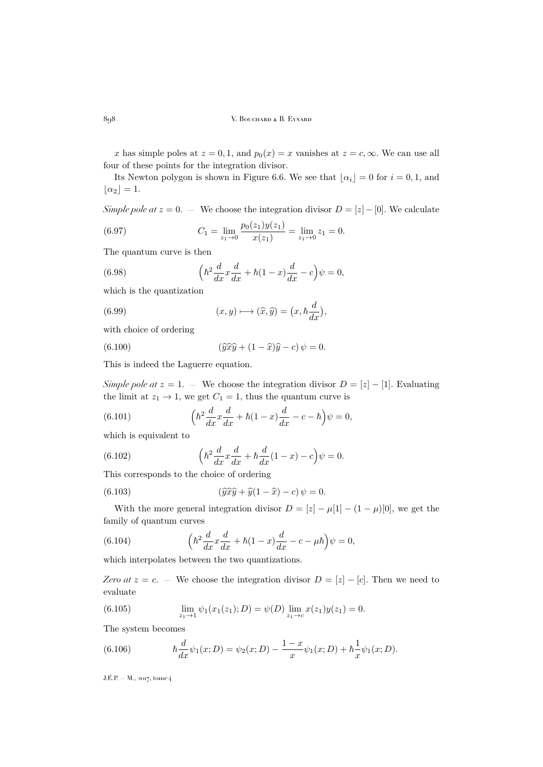$x$ has simple poles at $z=0,1$, and $p_0(x)=x$ vanishes at $z=c,\infty$. We can use all four of these points for the integration divisor.

Its Newton polygon is shown in Figure 6.6. We see that $\lfloor \alpha_i \rfloor = 0$ for $i=0,1$, and $\lfloor \alpha_2 \rfloor = 1$.

*Simple pole at* $z=0$. — We choose the integration divisor $D=[z]-[0]$. We calculate

$$C_1 = \lim_{z_1 \to 0} \frac{p_0(z_1) y(z_1)}{x(z_1)} = \lim_{z_1 \to 0} z_1 = 0. \tag{6.97}$$

The quantum curve is then

$$\Big(\hbar^2 \frac{d}{dx} x \frac{d}{dx} + \hbar (1-x) \frac{d}{dx} - c\Big)\psi = 0, \tag{6.98}$$

which is the quantization

$$(x,y) \longmapsto (\widehat{x}, \widehat{y}) = \big(x, \hbar \frac{d}{dx}\big), \tag{6.99}$$

with choice of ordering

$$(\widehat{y}\widehat{x}\widehat{y} + (1-\widehat{x})\widehat{y} - c)\,\psi = 0. \tag{6.100}$$

This is indeed the Laguerre equation.

*Simple pole at* $z=1$. — We choose the integration divisor $D=[z]-[1]$. Evaluating the limit at $z_1 \to 1$, we get $C_1 = 1$, thus the quantum curve is

$$\Big(\hbar^2 \frac{d}{dx} x \frac{d}{dx} + \hbar (1-x) \frac{d}{dx} - c - \hbar\Big)\psi = 0, \tag{6.101}$$

which is equivalent to

$$\Big(\hbar^2 \frac{d}{dx} x \frac{d}{dx} + \hbar \frac{d}{dx}(1-x) - c\Big)\psi = 0. \tag{6.102}$$

This corresponds to the choice of ordering

$$(\widehat{y}\widehat{x}\widehat{y} + \widehat{y}(1-\widehat{x}) - c)\,\psi = 0. \tag{6.103}$$

With the more general integration divisor $D=[z]-\mu[1]-(1-\mu)[0]$, we get the family of quantum curves

$$\Big(\hbar^2 \frac{d}{dx} x \frac{d}{dx} + \hbar (1-x) \frac{d}{dx} - c - \mu\hbar\Big)\psi = 0, \tag{6.104}$$

which interpolates between the two quantizations.

*Zero at* $z=c$. — We choose the integration divisor $D=[z]-[c]$. Then we need to evaluate

$$\lim_{z_1 \to 1} \psi_1(x_1(z_1);D) = \psi(D) \lim_{z_1 \to c} x(z_1) y(z_1) = 0. \tag{6.105}$$

The system becomes

$$\hbar \frac{d}{dx}\psi_1(x;D) = \psi_2(x;D) - \frac{1-x}{x}\psi_1(x;D) + \hbar \frac{1}{x}\psi_1(x;D). \tag{6.106}$$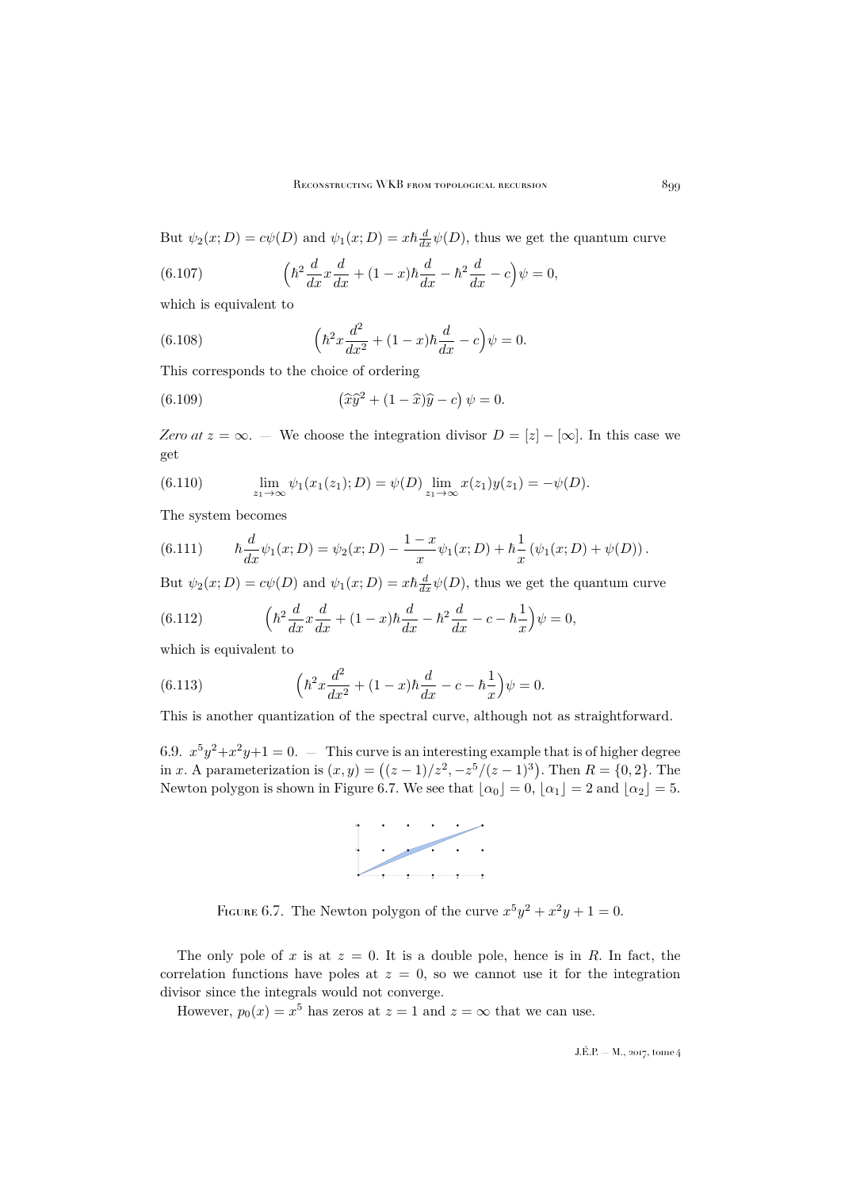But $\psi_2(x;D) = c\psi(D)$ and $\psi_1(x;D) = x\hbar\frac{d}{dx}\psi(D)$, thus we get the quantum curve

$$\Big(\hbar^2\frac{d}{dx}x\frac{d}{dx} + (1-x)\hbar\frac{d}{dx} - \hbar^2\frac{d}{dx} - c\Big)\psi = 0, \tag{6.107}$$

which is equivalent to

$$\Big(\hbar^2 x\frac{d^2}{dx^2} + (1-x)\hbar\frac{d}{dx} - c\Big)\psi = 0. \tag{6.108}$$

This corresponds to the choice of ordering

$$\left(\widehat{x}\widehat{y}^2 + (1-\widehat{x})\widehat{y} - c\right)\psi = 0. \tag{6.109}$$

*Zero at $z=\infty$.* — We choose the integration divisor $D = [z] - [\infty]$. In this case we get

$$\lim_{z_1\to\infty}\psi_1(x_1(z_1);D) = \psi(D)\lim_{z_1\to\infty}x(z_1)y(z_1) = -\psi(D). \tag{6.110}$$

The system becomes

$$\hbar\frac{d}{dx}\psi_1(x;D) = \psi_2(x;D) - \frac{1-x}{x}\psi_1(x;D) + \hbar\frac{1}{x}\left(\psi_1(x;D) + \psi(D)\right). \tag{6.111}$$

But $\psi_2(x;D) = c\psi(D)$ and $\psi_1(x;D) = x\hbar\frac{d}{dx}\psi(D)$, thus we get the quantum curve

$$\Big(\hbar^2\frac{d}{dx}x\frac{d}{dx} + (1-x)\hbar\frac{d}{dx} - \hbar^2\frac{d}{dx} - c - \hbar\frac{1}{x}\Big)\psi = 0, \tag{6.112}$$

which is equivalent to

$$\Big(\hbar^2 x\frac{d^2}{dx^2} + (1-x)\hbar\frac{d}{dx} - c - \hbar\frac{1}{x}\Big)\psi = 0. \tag{6.113}$$

This is another quantization of the spectral curve, although not as straightforward.

6.9. $x^5y^2+x^2y+1=0$. — This curve is an interesting example that is of higher degree in $x$. A parameterization is $(x,y) = \big((z-1)/z^2, -z^5/(z-1)^3\big)$. Then $R = \{0,2\}$. The Newton polygon is shown in Figure 6.7. We see that $\lfloor\alpha_0\rfloor = 0$, $\lfloor\alpha_1\rfloor = 2$ and $\lfloor\alpha_2\rfloor = 5$.

Figure 6.7. The Newton polygon of the curve $x^5y^2+x^2y+1=0$.

The only pole of $x$ is at $z=0$. It is a double pole, hence is in $R$. In fact, the correlation functions have poles at $z=0$, so we cannot use it for the integration divisor since the integrals would not converge.

However, $p_0(x) = x^5$ has zeros at $z=1$ and $z=\infty$ that we can use.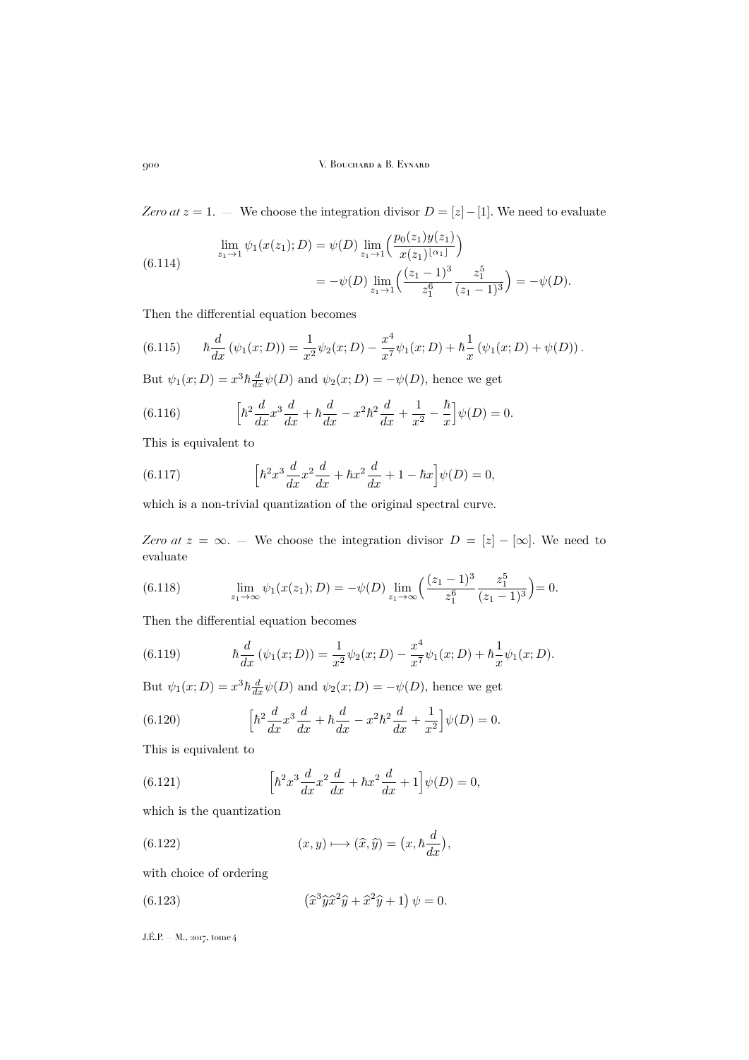*Zero at $z=1$.* — We choose the integration divisor $D=[z]-[1]$. We need to evaluate

$$\begin{aligned}\lim_{z_1\to 1}\psi_1(x(z_1);D) &= \psi(D)\lim_{z_1\to 1}\Big(\frac{p_0(z_1)y(z_1)}{x(z_1)^{\lfloor\alpha_1\rfloor}}\Big)\\ &= -\psi(D)\lim_{z_1\to 1}\Big(\frac{(z_1-1)^3}{z_1^6}\frac{z_1^5}{(z_1-1)^3}\Big) = -\psi(D).\end{aligned}\tag{6.114}$$

Then the differential equation becomes

$$\hbar\frac{d}{dx}\left(\psi_1(x;D)\right) = \frac{1}{x^2}\psi_2(x;D) - \frac{x^4}{x^7}\psi_1(x;D) + \hbar\frac{1}{x}\left(\psi_1(x;D)+\psi(D)\right).\tag{6.115}$$

But $\psi_1(x;D) = x^3\hbar\frac{d}{dx}\psi(D)$ and $\psi_2(x;D) = -\psi(D)$, hence we get

$$\Big[\hbar^2\frac{d}{dx}x^3\frac{d}{dx} + \hbar\frac{d}{dx} - x^2\hbar^2\frac{d}{dx} + \frac{1}{x^2} - \frac{\hbar}{x}\Big]\psi(D) = 0.\tag{6.116}$$

This is equivalent to

$$\Big[\hbar^2 x^3\frac{d}{dx}x^2\frac{d}{dx} + \hbar x^2\frac{d}{dx} + 1 - \hbar x\Big]\psi(D) = 0,\tag{6.117}$$

which is a non-trivial quantization of the original spectral curve.

*Zero at $z=\infty$.* — We choose the integration divisor $D=[z]-[\infty]$. We need to evaluate

$$\lim_{z_1\to\infty}\psi_1(x(z_1);D) = -\psi(D)\lim_{z_1\to\infty}\Big(\frac{(z_1-1)^3}{z_1^6}\frac{z_1^5}{(z_1-1)^3}\Big) = 0.\tag{6.118}$$

Then the differential equation becomes

$$\hbar\frac{d}{dx}\left(\psi_1(x;D)\right) = \frac{1}{x^2}\psi_2(x;D) - \frac{x^4}{x^7}\psi_1(x;D) + \hbar\frac{1}{x}\psi_1(x;D).\tag{6.119}$$

But $\psi_1(x;D) = x^3\hbar\frac{d}{dx}\psi(D)$ and $\psi_2(x;D) = -\psi(D)$, hence we get

$$\Big[\hbar^2\frac{d}{dx}x^3\frac{d}{dx} + \hbar\frac{d}{dx} - x^2\hbar^2\frac{d}{dx} + \frac{1}{x^2}\Big]\psi(D) = 0.\tag{6.120}$$

This is equivalent to

$$\Big[\hbar^2 x^3\frac{d}{dx}x^2\frac{d}{dx} + \hbar x^2\frac{d}{dx} + 1\Big]\psi(D) = 0,\tag{6.121}$$

which is the quantization

$$(x,y)\longmapsto(\widehat{x},\widehat{y}) = \big(x,\hbar\frac{d}{dx}\big),\tag{6.122}$$

with choice of ordering

$$\left(\widehat{x}^3\widehat{y}\widehat{x}^2\widehat{y} + \widehat{x}^2\widehat{y} + 1\right)\psi = 0.\tag{6.123}$$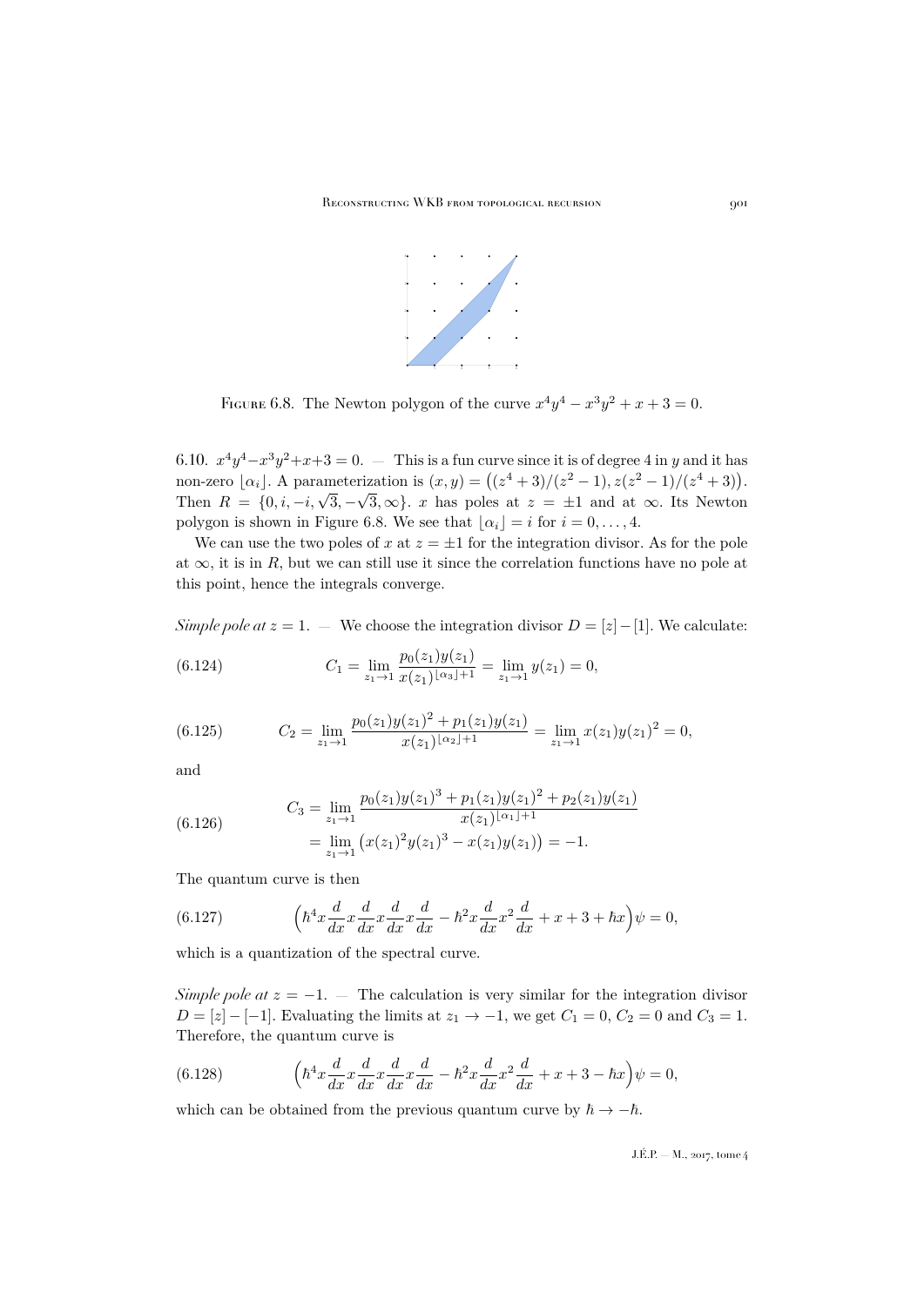Figure 6.8. The Newton polygon of the curve $x^4y^4 - x^3y^2 + x + 3 = 0$.

6.10. $x^4y^4 - x^3y^2 + x + 3 = 0$. — This is a fun curve since it is of degree 4 in $y$ and it has non-zero $\lfloor \alpha_i \rfloor$. A parameterization is $(x, y) = \big((z^4+3)/(z^2-1), z(z^2-1)/(z^4+3)\big)$. Then $R = \{0, i, -i, \sqrt{3}, -\sqrt{3}, \infty\}$. $x$ has poles at $z = \pm 1$ and at $\infty$. Its Newton polygon is shown in Figure 6.8. We see that $\lfloor \alpha_i \rfloor = i$ for $i = 0, \ldots, 4$.

We can use the two poles of $x$ at $z = \pm 1$ for the integration divisor. As for the pole at $\infty$, it is in $R$, but we can still use it since the correlation functions have no pole at this point, hence the integrals converge.

*Simple pole at $z = 1$.* — We choose the integration divisor $D = [z] - [1]$. We calculate:

$$C_1 = \lim_{z_1 \to 1} \frac{p_0(z_1) y(z_1)}{x(z_1)^{\lfloor \alpha_3 \rfloor + 1}} = \lim_{z_1 \to 1} y(z_1) = 0, \tag{6.124}$$

$$C_2 = \lim_{z_1 \to 1} \frac{p_0(z_1) y(z_1)^2 + p_1(z_1) y(z_1)}{x(z_1)^{\lfloor \alpha_2 \rfloor + 1}} = \lim_{z_1 \to 1} x(z_1) y(z_1)^2 = 0, \tag{6.125}$$

and

$$\begin{aligned} C_3 &= \lim_{z_1 \to 1} \frac{p_0(z_1) y(z_1)^3 + p_1(z_1) y(z_1)^2 + p_2(z_1) y(z_1)}{x(z_1)^{\lfloor \alpha_1 \rfloor + 1}} \\ &= \lim_{z_1 \to 1} \big( x(z_1)^2 y(z_1)^3 - x(z_1) y(z_1) \big) = -1. \end{aligned} \tag{6.126}$$

The quantum curve is then

$$\Big( \hbar^4 x \frac{d}{dx} x \frac{d}{dx} x \frac{d}{dx} x \frac{d}{dx} - \hbar^2 x \frac{d}{dx} x^2 \frac{d}{dx} + x + 3 + \hbar x \Big) \psi = 0, \tag{6.127}$$

which is a quantization of the spectral curve.

*Simple pole at $z = -1$.* — The calculation is very similar for the integration divisor $D = [z] - [-1]$. Evaluating the limits at $z_1 \to -1$, we get $C_1 = 0$, $C_2 = 0$ and $C_3 = 1$. Therefore, the quantum curve is

$$\Big( \hbar^4 x \frac{d}{dx} x \frac{d}{dx} x \frac{d}{dx} x \frac{d}{dx} - \hbar^2 x \frac{d}{dx} x^2 \frac{d}{dx} + x + 3 - \hbar x \Big) \psi = 0, \tag{6.128}$$

which can be obtained from the previous quantum curve by $\hbar \to -\hbar$.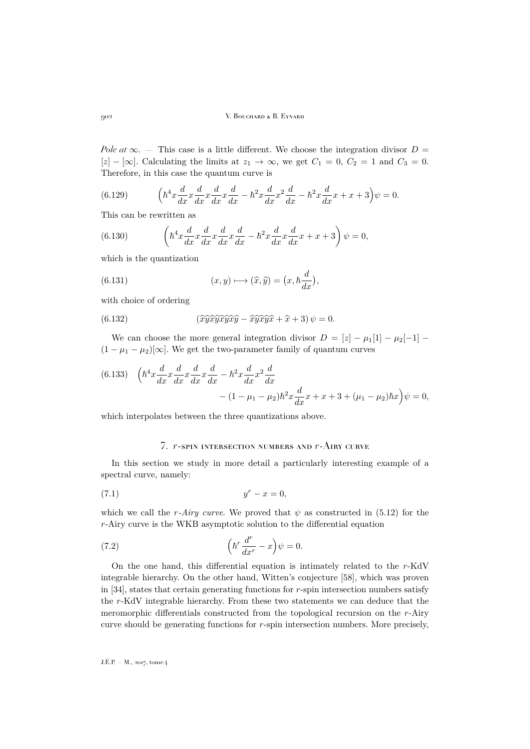*Pole at* $\infty$. — This case is a little different. We choose the integration divisor $D = [z] - [\infty]$. Calculating the limits at $z_1 \to \infty$, we get $C_1 = 0$, $C_2 = 1$ and $C_3 = 0$. Therefore, in this case the quantum curve is

$$\Big(\hbar^4 x\frac{d}{dx}x\frac{d}{dx}x\frac{d}{dx}x\frac{d}{dx} - \hbar^2 x\frac{d}{dx}x^2\frac{d}{dx} - \hbar^2 x\frac{d}{dx}x + x + 3\Big)\psi = 0. \tag{6.129}$$

This can be rewritten as

$$\left(\hbar^4 x\frac{d}{dx}x\frac{d}{dx}x\frac{d}{dx}x\frac{d}{dx} - \hbar^2 x\frac{d}{dx}x\frac{d}{dx}x + x + 3\right)\psi = 0, \tag{6.130}$$

which is the quantization

$$(x,y) \longmapsto (\widehat{x},\widehat{y}) = \big(x, \hbar\frac{d}{dx}\big), \tag{6.131}$$

with choice of ordering

$$(\widehat{x}\widehat{y}\widehat{x}\widehat{y}\widehat{x}\widehat{y}\widehat{x}\widehat{y} - \widehat{x}\widehat{y}\widehat{x}\widehat{y}\widehat{x} + \widehat{x} + 3)\,\psi = 0. \tag{6.132}$$

We can choose the more general integration divisor $D = [z] - \mu_1[1] - \mu_2[-1] - (1-\mu_1-\mu_2)[\infty]$. We get the two-parameter family of quantum curves

$$\begin{aligned}\Big(\hbar^4 x\frac{d}{dx}x\frac{d}{dx}x\frac{d}{dx}x\frac{d}{dx} - \hbar^2 x\frac{d}{dx}x^2\frac{d}{dx}& \\ - (1-\mu_1-\mu_2)\hbar^2 x\frac{d}{dx}x + x + 3 + (\mu_1-\mu_2)\hbar x\Big)\psi &= 0,\end{aligned} \tag{6.133}$$

which interpolates between the three quantizations above.

## 7. $r$-spin intersection numbers and $r$-Airy curve

In this section we study in more detail a particularly interesting example of a spectral curve, namely:

$$y^r - x = 0, \tag{7.1}$$

which we call the *$r$-Airy curve*. We proved that $\psi$ as constructed in (5.12) for the $r$-Airy curve is the WKB asymptotic solution to the differential equation

$$\Big(\hbar^r\frac{d^r}{dx^r} - x\Big)\psi = 0. \tag{7.2}$$

On the one hand, this differential equation is intimately related to the $r$-KdV integrable hierarchy. On the other hand, Witten's conjecture [58], which was proven in [34], states that certain generating functions for $r$-spin intersection numbers satisfy the $r$-KdV integrable hierarchy. From these two statements we can deduce that the meromorphic differentials constructed from the topological recursion on the $r$-Airy curve should be generating functions for $r$-spin intersection numbers. More precisely,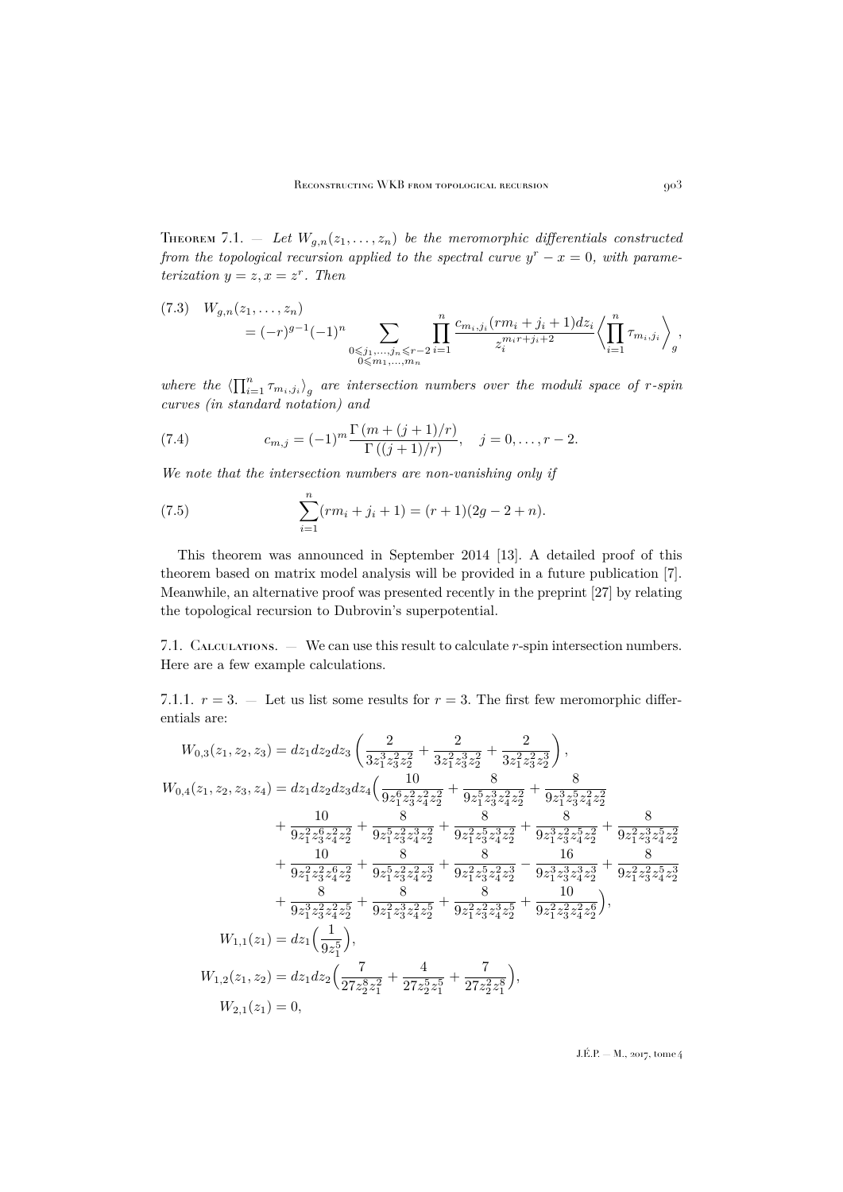**Theorem 7.1.** — *Let $W_{g,n}(z_1,\ldots,z_n)$ be the meromorphic differentials constructed from the topological recursion applied to the spectral curve $y^r - x = 0$, with parameterization $y = z, x = z^r$. Then*

$$
\begin{aligned}
(7.3)\quad W_{g,n}&(z_1,\ldots,z_n) \\
&= (-r)^{g-1}(-1)^n \sum_{\substack{0\leqslant j_1,\ldots,j_n\leqslant r-2 \\ 0\leqslant m_1,\ldots,m_n}} \prod_{i=1}^{n} \frac{c_{m_i,j_i}(rm_i+j_i+1)dz_i}{z_i^{m_i r+j_i+2}} \Big\langle \prod_{i=1}^{n} \tau_{m_i,j_i} \Big\rangle_g ,
\end{aligned}
$$

*where the $\langle\prod_{i=1}^n \tau_{m_i,j_i}\rangle_g$ are intersection numbers over the moduli space of $r$-spin curves (in standard notation) and*

$$
c_{m,j} = (-1)^m \frac{\Gamma\left(m+(j+1)/r\right)}{\Gamma\left((j+1)/r\right)}, \quad j = 0,\ldots,r-2. \tag{7.4}
$$

*We note that the intersection numbers are non-vanishing only if*

$$
\sum_{i=1}^{n}(rm_i+j_i+1) = (r+1)(2g-2+n). \tag{7.5}
$$

This theorem was announced in September 2014 [13]. A detailed proof of this theorem based on matrix model analysis will be provided in a future publication [7]. Meanwhile, an alternative proof was presented recently in the preprint [27] by relating the topological recursion to Dubrovin's superpotential.

7.1. Calculations. — We can use this result to calculate $r$-spin intersection numbers. Here are a few example calculations.

7.1.1. $r=3$. — Let us list some results for $r=3$. The first few meromorphic differentials are:

$$
\begin{aligned}
W_{0,3}(z_1,z_2,z_3) &= dz_1dz_2dz_3\left(\frac{2}{3z_1^3z_2^2z_2^2}+\frac{2}{3z_1^2z_3^3z_2^2}+\frac{2}{3z_1^2z_3^2z_2^3}\right),\\
W_{0,4}(z_1,z_2,z_3,z_4) &= dz_1dz_2dz_3dz_4\Big(\frac{10}{9z_1^6z_3^2z_4^2z_2^2}+\frac{8}{9z_1^5z_3^3z_4^2z_2^2}+\frac{8}{9z_1^3z_3^5z_4^2z_2^2}\\
&\quad+\frac{10}{9z_1^2z_3^6z_4^2z_2^2}+\frac{8}{9z_1^5z_3^2z_4^3z_2^2}+\frac{8}{9z_1^2z_3^5z_4^3z_2^2}+\frac{8}{9z_1^3z_3^2z_4^5z_2^2}+\frac{8}{9z_1^2z_3^3z_4^5z_2^2}\\
&\quad+\frac{10}{9z_1^2z_3^2z_4^6z_2^2}+\frac{8}{9z_1^5z_3^2z_4^2z_2^3}+\frac{8}{9z_1^2z_3^5z_4^2z_2^3}-\frac{16}{9z_1^3z_3^3z_4^3z_2^3}+\frac{8}{9z_1^2z_3^2z_4^5z_2^3}\\
&\quad+\frac{8}{9z_1^3z_3^2z_4^2z_2^5}+\frac{8}{9z_1^2z_3^3z_4^2z_2^5}+\frac{8}{9z_1^2z_3^2z_4^3z_2^5}+\frac{10}{9z_1^2z_3^2z_4^2z_2^6}\Big),\\
W_{1,1}(z_1) &= dz_1\Big(\frac{1}{9z_1^5}\Big),\\
W_{1,2}(z_1,z_2) &= dz_1dz_2\Big(\frac{7}{27z_2^8z_1^2}+\frac{4}{27z_2^5z_1^5}+\frac{7}{27z_2^2z_1^8}\Big),\\
W_{2,1}(z_1) &= 0,
\end{aligned}
$$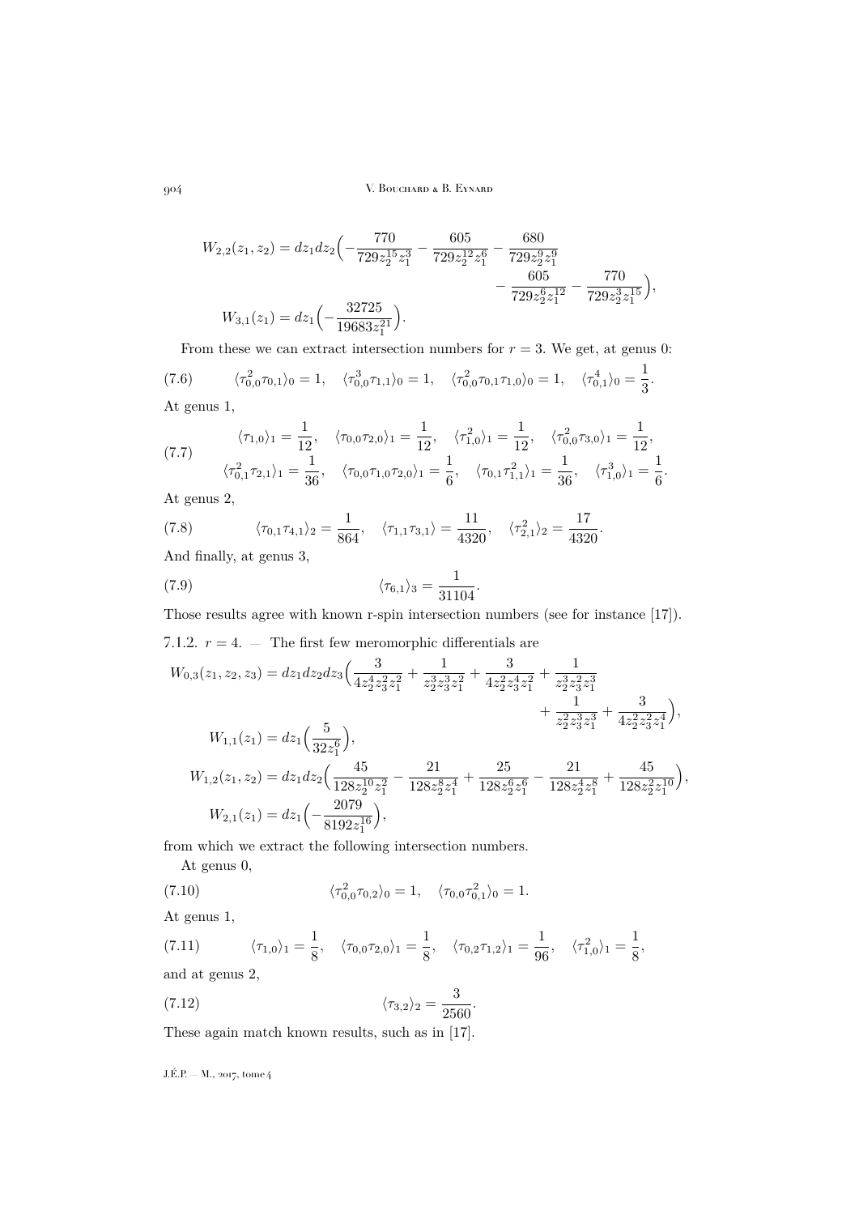$$W_{2,2}(z_1,z_2) = dz_1dz_2\Big(-\frac{770}{729z_2^{15}z_1^3} - \frac{605}{729z_2^{12}z_1^6} - \frac{680}{729z_2^9z_1^9} - \frac{605}{729z_2^6z_1^{12}} - \frac{770}{729z_2^3z_1^{15}}\Big),$$

$$W_{3,1}(z_1) = dz_1\Big(-\frac{32725}{19683z_1^{21}}\Big).$$

From these we can extract intersection numbers for $r=3$. We get, at genus 0:

$$\langle\tau_{0,0}^2\tau_{0,1}\rangle_0 = 1, \quad \langle\tau_{0,0}^3\tau_{1,1}\rangle_0 = 1, \quad \langle\tau_{0,0}^2\tau_{0,1}\tau_{1,0}\rangle_0 = 1, \quad \langle\tau_{0,1}^4\rangle_0 = \frac{1}{3}. \tag{7.6}$$

At genus 1,

$$\begin{aligned}
&\langle\tau_{1,0}\rangle_1 = \frac{1}{12}, \quad \langle\tau_{0,0}\tau_{2,0}\rangle_1 = \frac{1}{12}, \quad \langle\tau_{1,0}^2\rangle_1 = \frac{1}{12}, \quad \langle\tau_{0,0}^2\tau_{3,0}\rangle_1 = \frac{1}{12},\\
&\langle\tau_{0,1}^2\tau_{2,1}\rangle_1 = \frac{1}{36}, \quad \langle\tau_{0,0}\tau_{1,0}\tau_{2,0}\rangle_1 = \frac{1}{6}, \quad \langle\tau_{0,1}\tau_{1,1}^2\rangle_1 = \frac{1}{36}, \quad \langle\tau_{1,0}^3\rangle_1 = \frac{1}{6}.
\end{aligned} \tag{7.7}$$

At genus 2,

$$\langle\tau_{0,1}\tau_{4,1}\rangle_2 = \frac{1}{864}, \quad \langle\tau_{1,1}\tau_{3,1}\rangle = \frac{11}{4320}, \quad \langle\tau_{2,1}^2\rangle_2 = \frac{17}{4320}. \tag{7.8}$$

And finally, at genus 3,

$$\langle\tau_{6,1}\rangle_3 = \frac{1}{31104}. \tag{7.9}$$

Those results agree with known r-spin intersection numbers (see for instance [17]).

7.1.2. $r=4$. — The first few meromorphic differentials are

$$W_{0,3}(z_1,z_2,z_3) = dz_1dz_2dz_3\Big(\frac{3}{4z_2^4z_3^2z_1^2} + \frac{1}{z_2^3z_3^3z_1^2} + \frac{3}{4z_2^2z_3^4z_1^2} + \frac{1}{z_2^3z_3^2z_1^3} + \frac{1}{z_2^2z_3^3z_1^3} + \frac{3}{4z_2^2z_3^2z_1^4}\Big),$$

$$W_{1,1}(z_1) = dz_1\Big(\frac{5}{32z_1^6}\Big),$$

$$W_{1,2}(z_1,z_2) = dz_1dz_2\Big(\frac{45}{128z_2^{10}z_1^2} - \frac{21}{128z_2^8z_1^4} + \frac{25}{128z_2^6z_1^6} - \frac{21}{128z_2^4z_1^8} + \frac{45}{128z_2^2z_1^{10}}\Big),$$

$$W_{2,1}(z_1) = dz_1\Big(-\frac{2079}{8192z_1^{16}}\Big),$$

from which we extract the following intersection numbers.

At genus 0,

$$\langle\tau_{0,0}^2\tau_{0,2}\rangle_0 = 1, \quad \langle\tau_{0,0}\tau_{0,1}^2\rangle_0 = 1. \tag{7.10}$$

At genus 1,

$$\langle\tau_{1,0}\rangle_1 = \frac{1}{8}, \quad \langle\tau_{0,0}\tau_{2,0}\rangle_1 = \frac{1}{8}, \quad \langle\tau_{0,2}\tau_{1,2}\rangle_1 = \frac{1}{96}, \quad \langle\tau_{1,0}^2\rangle_1 = \frac{1}{8}, \tag{7.11}$$

and at genus 2,

$$\langle\tau_{3,2}\rangle_2 = \frac{3}{2560}. \tag{7.12}$$

These again match known results, such as in [17].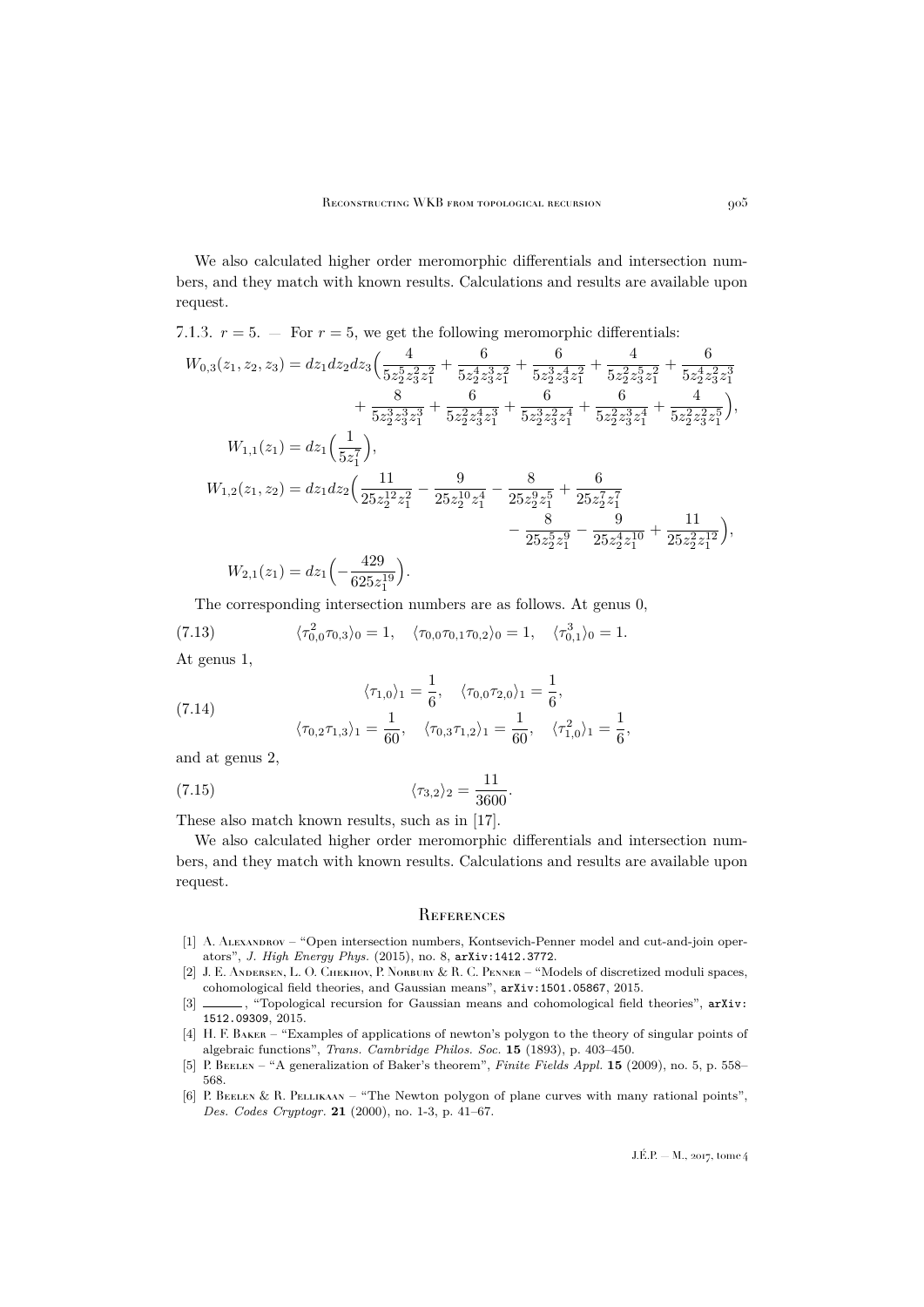We also calculated higher order meromorphic differentials and intersection numbers, and they match with known results. Calculations and results are available upon request.

7.1.3. $r = 5$. — For $r = 5$, we get the following meromorphic differentials:

$$
\begin{aligned}
W_{0,3}(z_1,z_2,z_3) = dz_1dz_2dz_3\Big( &\frac{4}{5z_2^5z_3^2z_1^2} + \frac{6}{5z_2^4z_3^3z_1^2} + \frac{6}{5z_2^3z_3^4z_1^2} + \frac{4}{5z_2^2z_3^5z_1^2} + \frac{6}{5z_2^4z_3^2z_1^3} \\
&+ \frac{8}{5z_2^3z_3^3z_1^3} + \frac{6}{5z_2^2z_3^4z_1^3} + \frac{6}{5z_2^3z_3^2z_1^4} + \frac{6}{5z_2^2z_3^3z_1^4} + \frac{4}{5z_2^2z_3^2z_1^5}\Big), \\
W_{1,1}(z_1) = dz_1\Big(&\frac{1}{5z_1^7}\Big), \\
W_{1,2}(z_1,z_2) = dz_1dz_2\Big(&\frac{11}{25z_2^{12}z_1^2} - \frac{9}{25z_2^{10}z_1^4} - \frac{8}{25z_2^9z_1^5} + \frac{6}{25z_2^7z_1^7} \\
&- \frac{8}{25z_2^5z_1^9} - \frac{9}{25z_2^4z_1^{10}} + \frac{11}{25z_2^2z_1^{12}}\Big), \\
W_{2,1}(z_1) = dz_1\Big(&-\frac{429}{625z_1^{19}}\Big).
\end{aligned}
$$

The corresponding intersection numbers are as follows. At genus 0,

$$
\langle \tau_{0,0}^2\tau_{0,3}\rangle_0 = 1, \quad \langle \tau_{0,0}\tau_{0,1}\tau_{0,2}\rangle_0 = 1, \quad \langle \tau_{0,1}^3\rangle_0 = 1. \tag{7.13}
$$

At genus 1,

$$
\begin{gathered}
\langle \tau_{1,0}\rangle_1 = \frac{1}{6}, \quad \langle \tau_{0,0}\tau_{2,0}\rangle_1 = \frac{1}{6}, \\
\langle \tau_{0,2}\tau_{1,3}\rangle_1 = \frac{1}{60}, \quad \langle \tau_{0,3}\tau_{1,2}\rangle_1 = \frac{1}{60}, \quad \langle \tau_{1,0}^2\rangle_1 = \frac{1}{6},
\end{gathered} \tag{7.14}
$$

and at genus 2,

$$
\langle \tau_{3,2}\rangle_2 = \frac{11}{3600}. \tag{7.15}
$$

These also match known results, such as in [17].

We also calculated higher order meromorphic differentials and intersection numbers, and they match with known results. Calculations and results are available upon request.

## References

[1] A. Alexandrov – "Open intersection numbers, Kontsevich-Penner model and cut-and-join operators", *J. High Energy Phys.* (2015), no. 8, arXiv:1412.3772.

[2] J. E. Andersen, L. O. Chekhov, P. Norbury & R. C. Penner – "Models of discretized moduli spaces, cohomological field theories, and Gaussian means", arXiv:1501.05867, 2015.

[3] ———, "Topological recursion for Gaussian means and cohomological field theories", arXiv:1512.09309, 2015.

[4] H. F. Baker – "Examples of applications of newton's polygon to the theory of singular points of algebraic functions", *Trans. Cambridge Philos. Soc.* **15** (1893), p. 403–450.

[5] P. Beelen – "A generalization of Baker's theorem", *Finite Fields Appl.* **15** (2009), no. 5, p. 558–568.

[6] P. Beelen & R. Pellikaan – "The Newton polygon of plane curves with many rational points", *Des. Codes Cryptogr.* **21** (2000), no. 1-3, p. 41–67.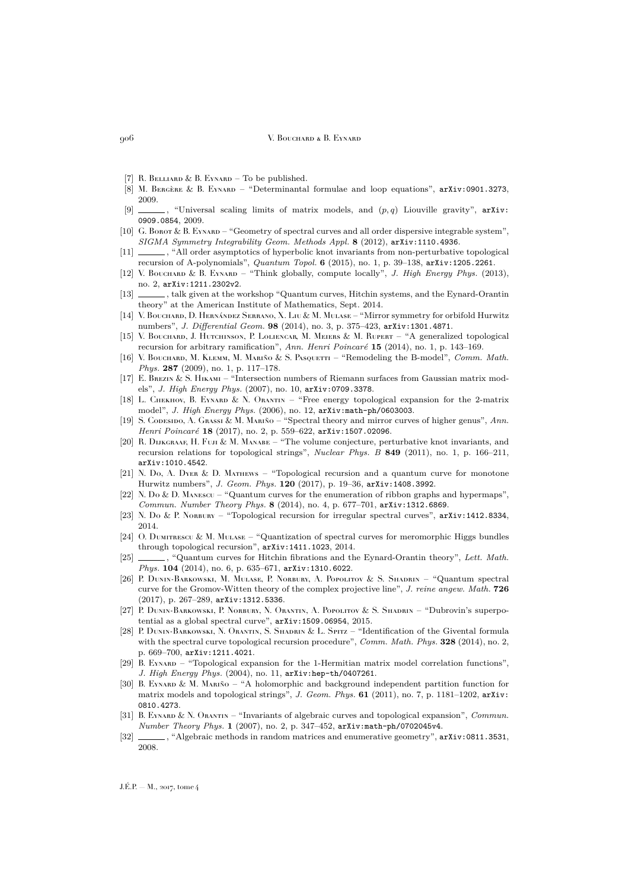[7] R. Belliard & B. Eynard – To be published.

[8] M. Bergère & B. Eynard – "Determinantal formulae and loop equations", arXiv:0901.3273, 2009.

[9] ______, "Universal scaling limits of matrix models, and $(p, q)$ Liouville gravity", arXiv:0909.0854, 2009.

[10] G. Borot & B. Eynard – "Geometry of spectral curves and all order dispersive integrable system", *SIGMA Symmetry Integrability Geom. Methods Appl.* **8** (2012), arXiv:1110.4936.

[11] ______, "All order asymptotics of hyperbolic knot invariants from non-perturbative topological recursion of A-polynomials", *Quantum Topol.* **6** (2015), no. 1, p. 39–138, arXiv:1205.2261.

[12] V. Bouchard & B. Eynard – "Think globally, compute locally", *J. High Energy Phys.* (2013), no. 2, arXiv:1211.2302v2.

[13] ______, talk given at the workshop "Quantum curves, Hitchin systems, and the Eynard-Orantin theory" at the American Institute of Mathematics, Sept. 2014.

[14] V. Bouchard, D. Hernández Serrano, X. Liu & M. Mulase – "Mirror symmetry for orbifold Hurwitz numbers", *J. Differential Geom.* **98** (2014), no. 3, p. 375–423, arXiv:1301.4871.

[15] V. Bouchard, J. Hutchinson, P. Loliencar, M. Meiers & M. Rupert – "A generalized topological recursion for arbitrary ramification", *Ann. Henri Poincaré* **15** (2014), no. 1, p. 143–169.

[16] V. Bouchard, M. Klemm, M. Mariño & S. Pasquetti – "Remodeling the B-model", *Comm. Math. Phys.* **287** (2009), no. 1, p. 117–178.

[17] E. Brezin & S. Hikami – "Intersection numbers of Riemann surfaces from Gaussian matrix models", *J. High Energy Phys.* (2007), no. 10, arXiv:0709.3378.

[18] L. Chekhov, B. Eynard & N. Orantin – "Free energy topological expansion for the 2-matrix model", *J. High Energy Phys.* (2006), no. 12, arXiv:math-ph/0603003.

[19] S. Codesido, A. Grassi & M. Mariño – "Spectral theory and mirror curves of higher genus", *Ann. Henri Poincaré* **18** (2017), no. 2, p. 559–622, arXiv:1507.02096.

[20] R. Dijkgraaf, H. Fuji & M. Manabe – "The volume conjecture, perturbative knot invariants, and recursion relations for topological strings", *Nuclear Phys. B* **849** (2011), no. 1, p. 166–211, arXiv:1010.4542.

[21] N. Do, A. Dyer & D. Mathews – "Topological recursion and a quantum curve for monotone Hurwitz numbers", *J. Geom. Phys.* **120** (2017), p. 19–36, arXiv:1408.3992.

[22] N. Do & D. Manescu – "Quantum curves for the enumeration of ribbon graphs and hypermaps", *Commun. Number Theory Phys.* **8** (2014), no. 4, p. 677–701, arXiv:1312.6869.

[23] N. Do & P. Norbury – "Topological recursion for irregular spectral curves", arXiv:1412.8334, 2014.

[24] O. Dumitrescu & M. Mulase – "Quantization of spectral curves for meromorphic Higgs bundles through topological recursion", arXiv:1411.1023, 2014.

[25] ______, "Quantum curves for Hitchin fibrations and the Eynard-Orantin theory", *Lett. Math. Phys.* **104** (2014), no. 6, p. 635–671, arXiv:1310.6022.

[26] P. Dunin-Barkowski, M. Mulase, P. Norbury, A. Popolitov & S. Shadrin – "Quantum spectral curve for the Gromov-Witten theory of the complex projective line", *J. reine angew. Math.* **726** (2017), p. 267–289, arXiv:1312.5336.

[27] P. Dunin-Barkowski, P. Norbury, N. Orantin, A. Popolitov & S. Shadrin – "Dubrovin's superpotential as a global spectral curve", arXiv:1509.06954, 2015.

[28] P. Dunin-Barkowski, N. Orantin, S. Shadrin & L. Spitz – "Identification of the Givental formula with the spectral curve topological recursion procedure", *Comm. Math. Phys.* **328** (2014), no. 2, p. 669–700, arXiv:1211.4021.

[29] B. Eynard – "Topological expansion for the 1-Hermitian matrix model correlation functions", *J. High Energy Phys.* (2004), no. 11, arXiv:hep-th/0407261.

[30] B. Eynard & M. Mariño – "A holomorphic and background independent partition function for matrix models and topological strings", *J. Geom. Phys.* **61** (2011), no. 7, p. 1181–1202, arXiv:0810.4273.

[31] B. Eynard & N. Orantin – "Invariants of algebraic curves and topological expansion", *Commun. Number Theory Phys.* **1** (2007), no. 2, p. 347–452, arXiv:math-ph/0702045v4.

[32] ______, "Algebraic methods in random matrices and enumerative geometry", arXiv:0811.3531, 2008.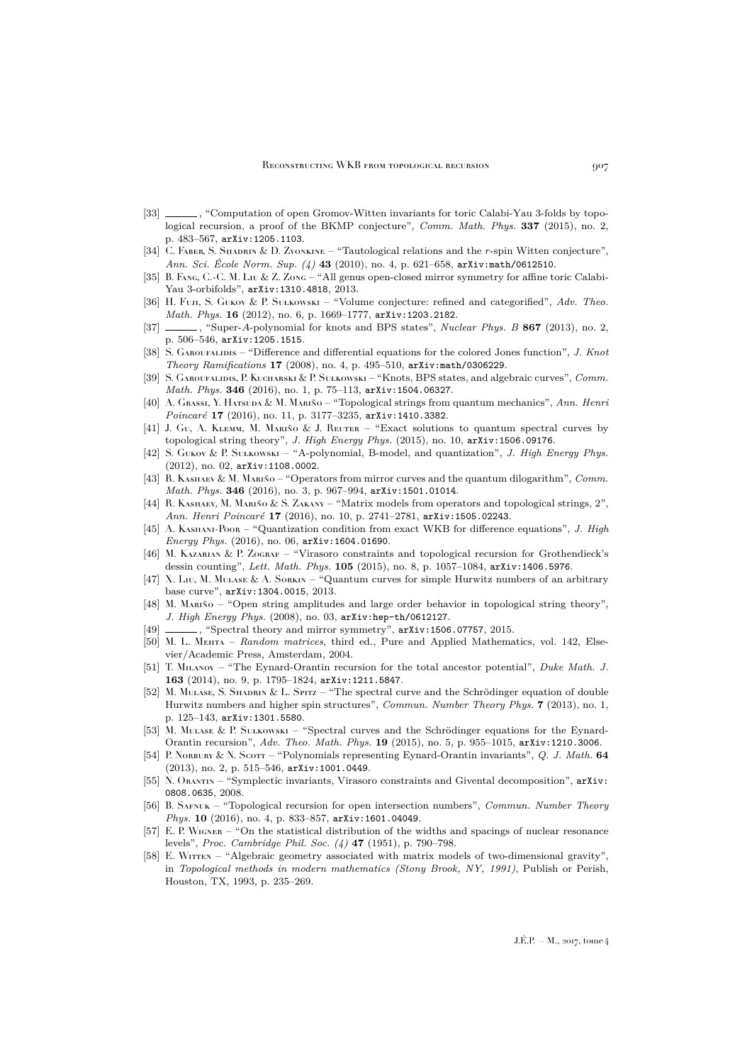[33] ———, "Computation of open Gromov-Witten invariants for toric Calabi-Yau 3-folds by topological recursion, a proof of the BKMP conjecture", *Comm. Math. Phys.* **337** (2015), no. 2, p. 483–567, arXiv:1205.1103.

[34] C. Faber, S. Shadrin & D. Zvonkine – "Tautological relations and the $r$-spin Witten conjecture", *Ann. Sci. École Norm. Sup. (4)* **43** (2010), no. 4, p. 621–658, arXiv:math/0612510.

[35] B. Fang, C.-C. M. Liu & Z. Zong – "All genus open-closed mirror symmetry for affine toric Calabi-Yau 3-orbifolds", arXiv:1310.4818, 2013.

[36] H. Fuji, S. Gukov & P. Sułkowski – "Volume conjecture: refined and categorified", *Adv. Theo. Math. Phys.* **16** (2012), no. 6, p. 1669–1777, arXiv:1203.2182.

[37] ———, "Super-$A$-polynomial for knots and BPS states", *Nuclear Phys. B* **867** (2013), no. 2, p. 506–546, arXiv:1205.1515.

[38] S. Garoufalidis – "Difference and differential equations for the colored Jones function", *J. Knot Theory Ramifications* **17** (2008), no. 4, p. 495–510, arXiv:math/0306229.

[39] S. Garoufalidis, P. Kucharski & P. Sułkowski – "Knots, BPS states, and algebraic curves", *Comm. Math. Phys.* **346** (2016), no. 1, p. 75–113, arXiv:1504.06327.

[40] A. Grassi, Y. Hatsuda & M. Mariño – "Topological strings from quantum mechanics", *Ann. Henri Poincaré* **17** (2016), no. 11, p. 3177–3235, arXiv:1410.3382.

[41] J. Gu, A. Klemm, M. Mariño & J. Reuter – "Exact solutions to quantum spectral curves by topological string theory", *J. High Energy Phys.* (2015), no. 10, arXiv:1506.09176.

[42] S. Gukov & P. Sułkowski – "A-polynomial, B-model, and quantization", *J. High Energy Phys.* (2012), no. 02, arXiv:1108.0002.

[43] R. Kashaev & M. Mariño – "Operators from mirror curves and the quantum dilogarithm", *Comm. Math. Phys.* **346** (2016), no. 3, p. 967–994, arXiv:1501.01014.

[44] R. Kashaev, M. Mariño & S. Zakany – "Matrix models from operators and topological strings, 2", *Ann. Henri Poincaré* **17** (2016), no. 10, p. 2741–2781, arXiv:1505.02243.

[45] A. Kashani-Poor – "Quantization condition from exact WKB for difference equations", *J. High Energy Phys.* (2016), no. 06, arXiv:1604.01690.

[46] M. Kazarian & P. Zograf – "Virasoro constraints and topological recursion for Grothendieck's dessin counting", *Lett. Math. Phys.* **105** (2015), no. 8, p. 1057–1084, arXiv:1406.5976.

[47] X. Liu, M. Mulase & A. Sorkin – "Quantum curves for simple Hurwitz numbers of an arbitrary base curve", arXiv:1304.0015, 2013.

[48] M. Mariño – "Open string amplitudes and large order behavior in topological string theory", *J. High Energy Phys.* (2008), no. 03, arXiv:hep-th/0612127.

[49] ———, "Spectral theory and mirror symmetry", arXiv:1506.07757, 2015.

[50] M. L. Mehta – *Random matrices*, third ed., Pure and Applied Mathematics, vol. 142, Elsevier/Academic Press, Amsterdam, 2004.

[51] T. Milanov – "The Eynard-Orantin recursion for the total ancestor potential", *Duke Math. J.* **163** (2014), no. 9, p. 1795–1824, arXiv:1211.5847.

[52] M. Mulase, S. Shadrin & L. Spitz – "The spectral curve and the Schrödinger equation of double Hurwitz numbers and higher spin structures", *Commun. Number Theory Phys.* **7** (2013), no. 1, p. 125–143, arXiv:1301.5580.

[53] M. Mulase & P. Sułkowski – "Spectral curves and the Schrödinger equations for the Eynard-Orantin recursion", *Adv. Theo. Math. Phys.* **19** (2015), no. 5, p. 955–1015, arXiv:1210.3006.

[54] P. Norbury & N. Scott – "Polynomials representing Eynard-Orantin invariants", *Q. J. Math.* **64** (2013), no. 2, p. 515–546, arXiv:1001.0449.

[55] N. Orantin – "Symplectic invariants, Virasoro constraints and Givental decomposition", arXiv:0808.0635, 2008.

[56] B. Safnuk – "Topological recursion for open intersection numbers", *Commun. Number Theory Phys.* **10** (2016), no. 4, p. 833–857, arXiv:1601.04049.

[57] E. P. Wigner – "On the statistical distribution of the widths and spacings of nuclear resonance levels", *Proc. Cambridge Phil. Soc. (4)* **47** (1951), p. 790–798.

[58] E. Witten – "Algebraic geometry associated with matrix models of two-dimensional gravity", in *Topological methods in modern mathematics (Stony Brook, NY, 1991)*, Publish or Perish, Houston, TX, 1993, p. 235–269.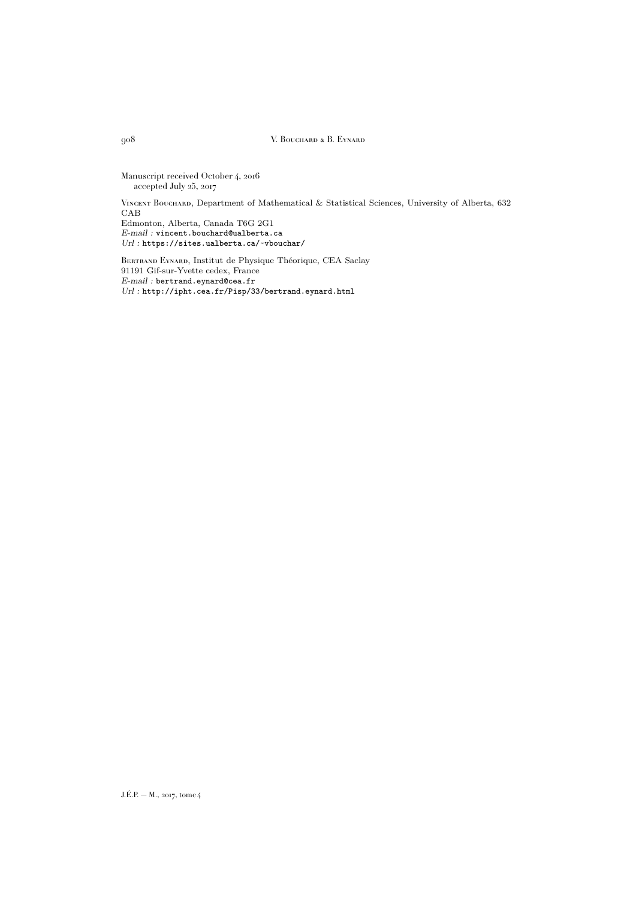Manuscript received October 4, 2016
accepted July 25, 2017

Vincent Bouchard, Department of Mathematical & Statistical Sciences, University of Alberta, 632 CAB
Edmonton, Alberta, Canada T6G 2G1
*E-mail :* vincent.bouchard@ualberta.ca
*Url :* https://sites.ualberta.ca/~vbouchar/

Bertrand Eynard, Institut de Physique Théorique, CEA Saclay
91191 Gif-sur-Yvette cedex, France
*E-mail :* bertrand.eynard@cea.fr
*Url :* http://ipht.cea.fr/Pisp/33/bertrand.eynard.html